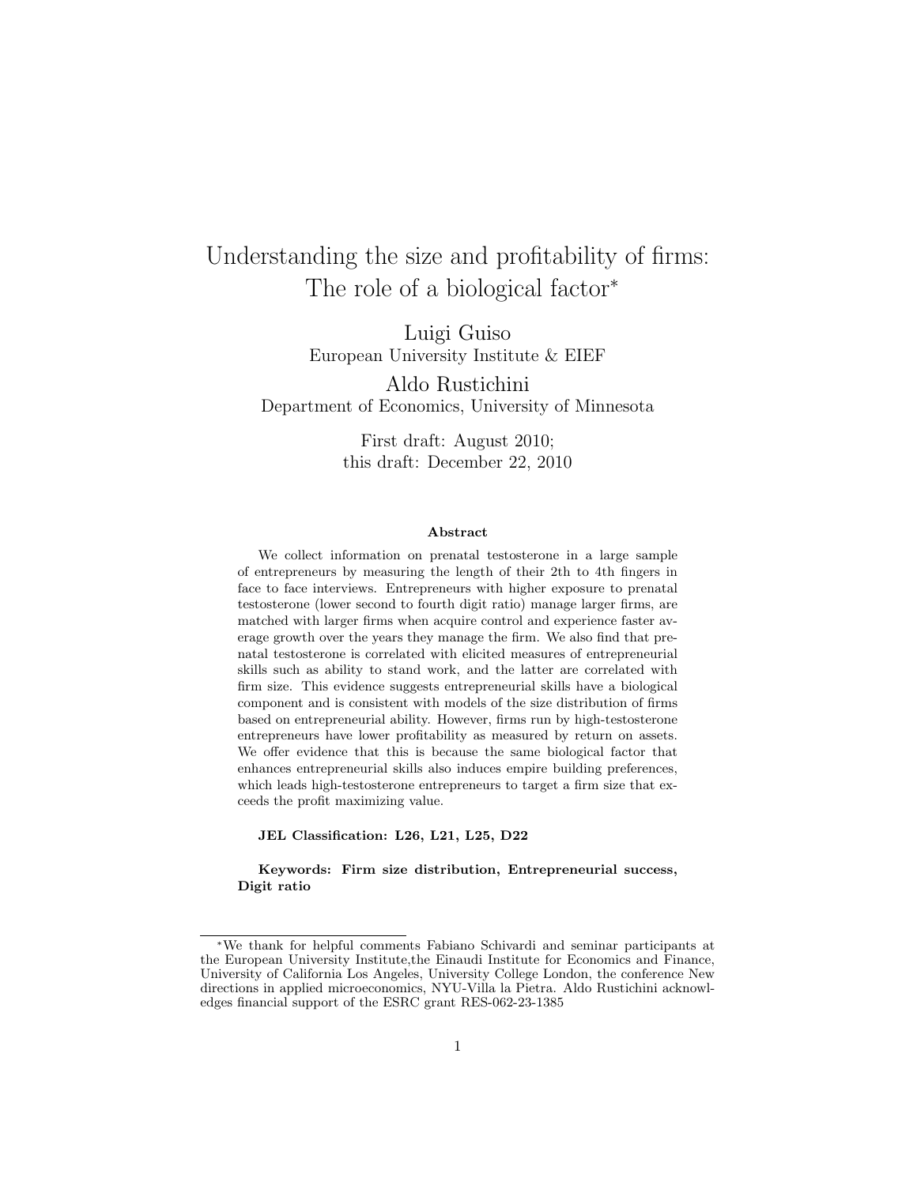# Understanding the size and profitability of firms: The role of a biological factor*

Luigi Guiso
European University Institute & EIEF

Aldo Rustichini
Department of Economics, University of Minnesota

First draft: August 2010;
this draft: December 22, 2010

### Abstract

We collect information on prenatal testosterone in a large sample of entrepreneurs by measuring the length of their 2th to 4th fingers in face to face interviews. Entrepreneurs with higher exposure to prenatal testosterone (lower second to fourth digit ratio) manage larger firms, are matched with larger firms when acquire control and experience faster average growth over the years they manage the firm. We also find that prenatal testosterone is correlated with elicited measures of entrepreneurial skills such as ability to stand work, and the latter are correlated with firm size. This evidence suggests entrepreneurial skills have a biological component and is consistent with models of the size distribution of firms based on entrepreneurial ability. However, firms run by high-testosterone entrepreneurs have lower profitability as measured by return on assets. We offer evidence that this is because the same biological factor that enhances entrepreneurial skills also induces empire building preferences, which leads high-testosterone entrepreneurs to target a firm size that exceeds the profit maximizing value.

**JEL Classification: L26, L21, L25, D22**

**Keywords: Firm size distribution, Entrepreneurial success, Digit ratio**

---

*We thank for helpful comments Fabiano Schivardi and seminar participants at the European University Institute,the Einaudi Institute for Economics and Finance, University of California Los Angeles, University College London, the conference New directions in applied microeconomics, NYU-Villa la Pietra. Aldo Rustichini acknowledges financial support of the ESRC grant RES-062-23-1385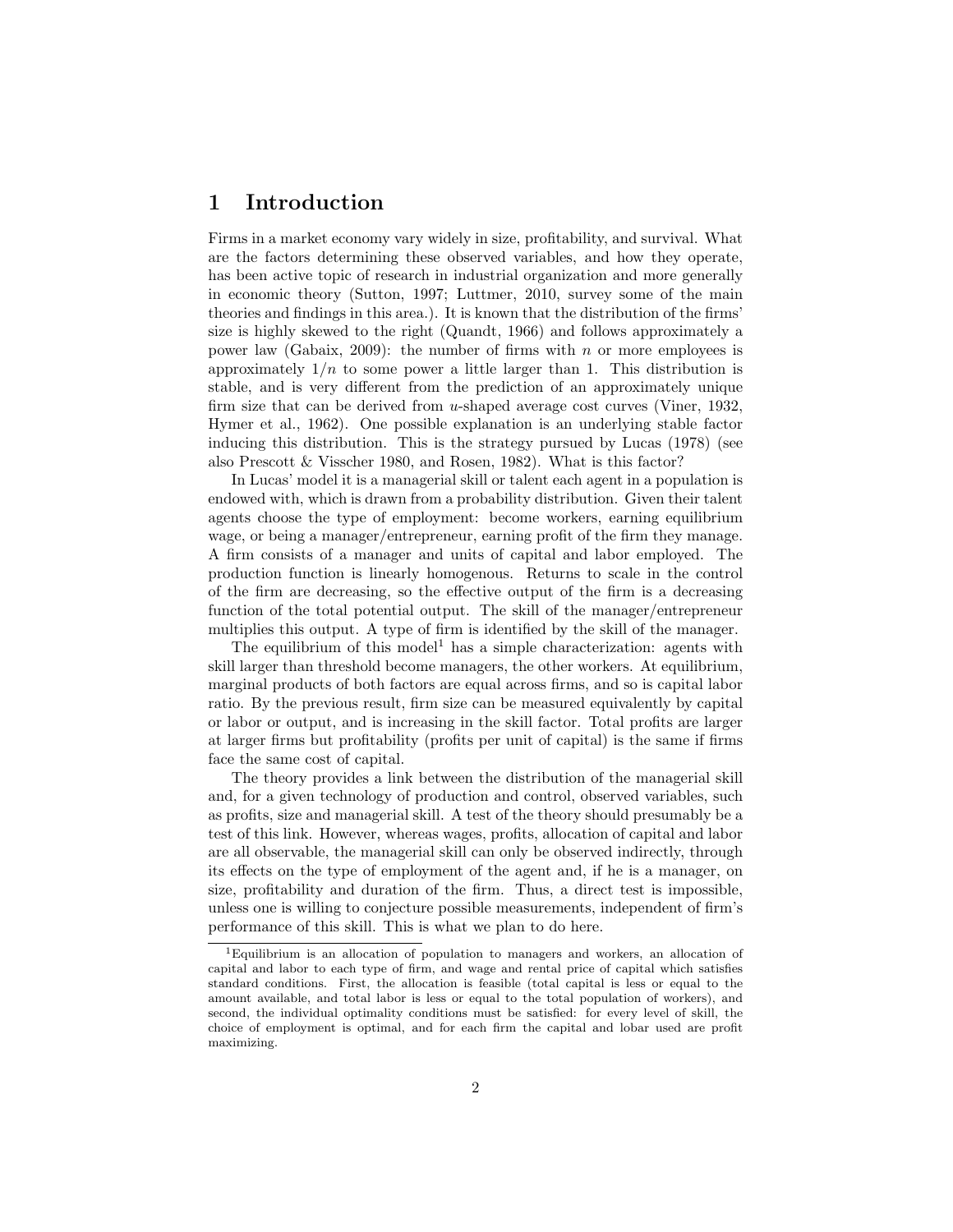# 1 Introduction

Firms in a market economy vary widely in size, profitability, and survival. What are the factors determining these observed variables, and how they operate, has been active topic of research in industrial organization and more generally in economic theory (Sutton, 1997; Luttmer, 2010, survey some of the main theories and findings in this area.). It is known that the distribution of the firms' size is highly skewed to the right (Quandt, 1966) and follows approximately a power law (Gabaix, 2009): the number of firms with $n$ or more employees is approximately $1/n$ to some power a little larger than 1. This distribution is stable, and is very different from the prediction of an approximately unique firm size that can be derived from $u$-shaped average cost curves (Viner, 1932, Hymer et al., 1962). One possible explanation is an underlying stable factor inducing this distribution. This is the strategy pursued by Lucas (1978) (see also Prescott & Visscher 1980, and Rosen, 1982). What is this factor?

In Lucas' model it is a managerial skill or talent each agent in a population is endowed with, which is drawn from a probability distribution. Given their talent agents choose the type of employment: become workers, earning equilibrium wage, or being a manager/entrepreneur, earning profit of the firm they manage. A firm consists of a manager and units of capital and labor employed. The production function is linearly homogenous. Returns to scale in the control of the firm are decreasing, so the effective output of the firm is a decreasing function of the total potential output. The skill of the manager/entrepreneur multiplies this output. A type of firm is identified by the skill of the manager.

The equilibrium of this model[1] has a simple characterization: agents with skill larger than threshold become managers, the other workers. At equilibrium, marginal products of both factors are equal across firms, and so is capital labor ratio. By the previous result, firm size can be measured equivalently by capital or labor or output, and is increasing in the skill factor. Total profits are larger at larger firms but profitability (profits per unit of capital) is the same if firms face the same cost of capital.

The theory provides a link between the distribution of the managerial skill and, for a given technology of production and control, observed variables, such as profits, size and managerial skill. A test of the theory should presumably be a test of this link. However, whereas wages, profits, allocation of capital and labor are all observable, the managerial skill can only be observed indirectly, through its effects on the type of employment of the agent and, if he is a manager, on size, profitability and duration of the firm. Thus, a direct test is impossible, unless one is willing to conjecture possible measurements, independent of firm's performance of this skill. This is what we plan to do here.

[1] Equilibrium is an allocation of population to managers and workers, an allocation of capital and labor to each type of firm, and wage and rental price of capital which satisfies standard conditions. First, the allocation is feasible (total capital is less or equal to the amount available, and total labor is less or equal to the total population of workers), and second, the individual optimality conditions must be satisfied: for every level of skill, the choice of employment is optimal, and for each firm the capital and lobar used are profit maximizing.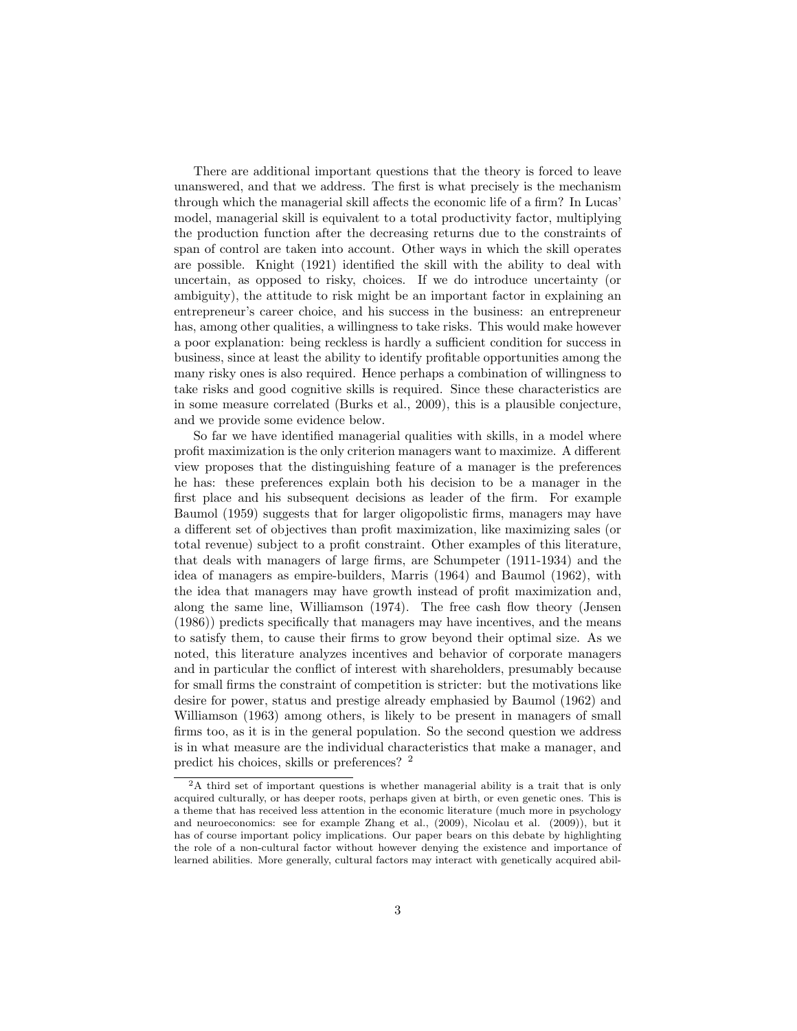There are additional important questions that the theory is forced to leave unanswered, and that we address. The first is what precisely is the mechanism through which the managerial skill affects the economic life of a firm? In Lucas' model, managerial skill is equivalent to a total productivity factor, multiplying the production function after the decreasing returns due to the constraints of span of control are taken into account. Other ways in which the skill operates are possible. Knight (1921) identified the skill with the ability to deal with uncertain, as opposed to risky, choices. If we do introduce uncertainty (or ambiguity), the attitude to risk might be an important factor in explaining an entrepreneur's career choice, and his success in the business: an entrepreneur has, among other qualities, a willingness to take risks. This would make however a poor explanation: being reckless is hardly a sufficient condition for success in business, since at least the ability to identify profitable opportunities among the many risky ones is also required. Hence perhaps a combination of willingness to take risks and good cognitive skills is required. Since these characteristics are in some measure correlated (Burks et al., 2009), this is a plausible conjecture, and we provide some evidence below.

So far we have identified managerial qualities with skills, in a model where profit maximization is the only criterion managers want to maximize. A different view proposes that the distinguishing feature of a manager is the preferences he has: these preferences explain both his decision to be a manager in the first place and his subsequent decisions as leader of the firm. For example Baumol (1959) suggests that for larger oligopolistic firms, managers may have a different set of objectives than profit maximization, like maximizing sales (or total revenue) subject to a profit constraint. Other examples of this literature, that deals with managers of large firms, are Schumpeter (1911-1934) and the idea of managers as empire-builders, Marris (1964) and Baumol (1962), with the idea that managers may have growth instead of profit maximization and, along the same line, Williamson (1974). The free cash flow theory (Jensen (1986)) predicts specifically that managers may have incentives, and the means to satisfy them, to cause their firms to grow beyond their optimal size. As we noted, this literature analyzes incentives and behavior of corporate managers and in particular the conflict of interest with shareholders, presumably because for small firms the constraint of competition is stricter: but the motivations like desire for power, status and prestige already emphasied by Baumol (1962) and Williamson (1963) among others, is likely to be present in managers of small firms too, as it is in the general population. So the second question we address is in what measure are the individual characteristics that make a manager, and predict his choices, skills or preferences? [2]

[2] A third set of important questions is whether managerial ability is a trait that is only acquired culturally, or has deeper roots, perhaps given at birth, or even genetic ones. This is a theme that has received less attention in the economic literature (much more in psychology and neuroeconomics: see for example Zhang et al., (2009), Nicolau et al. (2009)), but it has of course important policy implications. Our paper bears on this debate by highlighting the role of a non-cultural factor without however denying the existence and importance of learned abilities. More generally, cultural factors may interact with genetically acquired abil-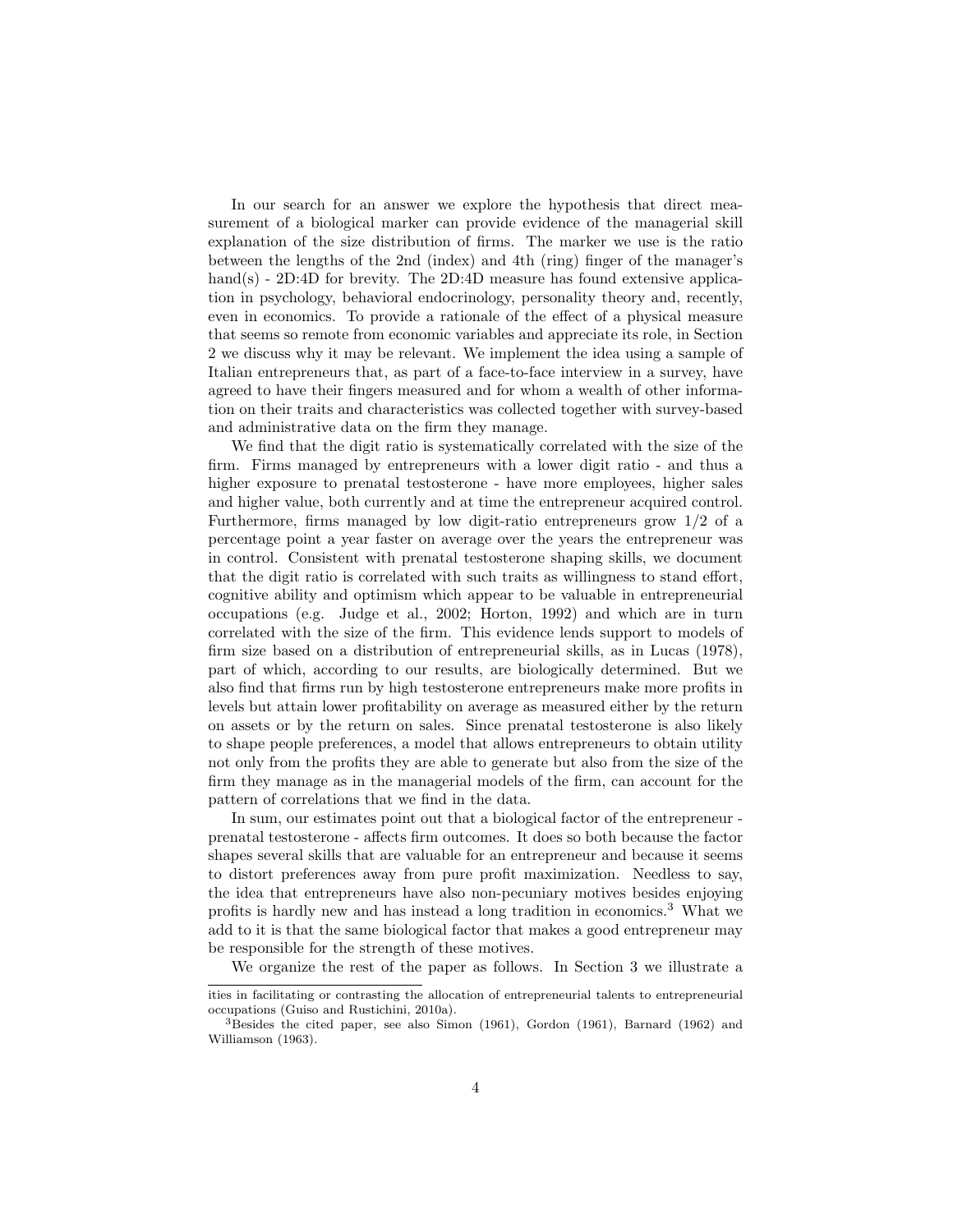In our search for an answer we explore the hypothesis that direct measurement of a biological marker can provide evidence of the managerial skill explanation of the size distribution of firms. The marker we use is the ratio between the lengths of the 2nd (index) and 4th (ring) finger of the manager's hand(s) - 2D:4D for brevity. The 2D:4D measure has found extensive application in psychology, behavioral endocrinology, personality theory and, recently, even in economics. To provide a rationale of the effect of a physical measure that seems so remote from economic variables and appreciate its role, in Section 2 we discuss why it may be relevant. We implement the idea using a sample of Italian entrepreneurs that, as part of a face-to-face interview in a survey, have agreed to have their fingers measured and for whom a wealth of other information on their traits and characteristics was collected together with survey-based and administrative data on the firm they manage.

We find that the digit ratio is systematically correlated with the size of the firm. Firms managed by entrepreneurs with a lower digit ratio - and thus a higher exposure to prenatal testosterone - have more employees, higher sales and higher value, both currently and at time the entrepreneur acquired control. Furthermore, firms managed by low digit-ratio entrepreneurs grow 1/2 of a percentage point a year faster on average over the years the entrepreneur was in control. Consistent with prenatal testosterone shaping skills, we document that the digit ratio is correlated with such traits as willingness to stand effort, cognitive ability and optimism which appear to be valuable in entrepreneurial occupations (e.g. Judge et al., 2002; Horton, 1992) and which are in turn correlated with the size of the firm. This evidence lends support to models of firm size based on a distribution of entrepreneurial skills, as in Lucas (1978), part of which, according to our results, are biologically determined. But we also find that firms run by high testosterone entrepreneurs make more profits in levels but attain lower profitability on average as measured either by the return on assets or by the return on sales. Since prenatal testosterone is also likely to shape people preferences, a model that allows entrepreneurs to obtain utility not only from the profits they are able to generate but also from the size of the firm they manage as in the managerial models of the firm, can account for the pattern of correlations that we find in the data.

In sum, our estimates point out that a biological factor of the entrepreneur - prenatal testosterone - affects firm outcomes. It does so both because the factor shapes several skills that are valuable for an entrepreneur and because it seems to distort preferences away from pure profit maximization. Needless to say, the idea that entrepreneurs have also non-pecuniary motives besides enjoying profits is hardly new and has instead a long tradition in economics.[3] What we add to it is that the same biological factor that makes a good entrepreneur may be responsible for the strength of these motives.

We organize the rest of the paper as follows. In Section 3 we illustrate a

ities in facilitating or contrasting the allocation of entrepreneurial talents to entrepreneurial occupations (Guiso and Rustichini, 2010a).

[3] Besides the cited paper, see also Simon (1961), Gordon (1961), Barnard (1962) and Williamson (1963).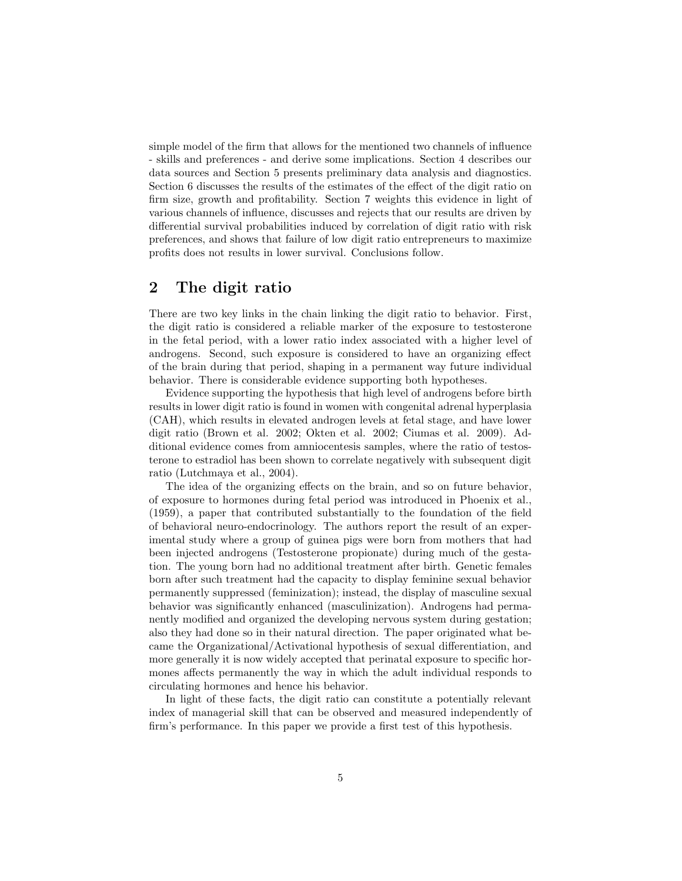simple model of the firm that allows for the mentioned two channels of influence - skills and preferences - and derive some implications. Section 4 describes our data sources and Section 5 presents preliminary data analysis and diagnostics. Section 6 discusses the results of the estimates of the effect of the digit ratio on firm size, growth and profitability. Section 7 weights this evidence in light of various channels of influence, discusses and rejects that our results are driven by differential survival probabilities induced by correlation of digit ratio with risk preferences, and shows that failure of low digit ratio entrepreneurs to maximize profits does not results in lower survival. Conclusions follow.

## 2 The digit ratio

There are two key links in the chain linking the digit ratio to behavior. First, the digit ratio is considered a reliable marker of the exposure to testosterone in the fetal period, with a lower ratio index associated with a higher level of androgens. Second, such exposure is considered to have an organizing effect of the brain during that period, shaping in a permanent way future individual behavior. There is considerable evidence supporting both hypotheses.

Evidence supporting the hypothesis that high level of androgens before birth results in lower digit ratio is found in women with congenital adrenal hyperplasia (CAH), which results in elevated androgen levels at fetal stage, and have lower digit ratio (Brown et al. 2002; Okten et al. 2002; Ciumas et al. 2009). Additional evidence comes from amniocentesis samples, where the ratio of testosterone to estradiol has been shown to correlate negatively with subsequent digit ratio (Lutchmaya et al., 2004).

The idea of the organizing effects on the brain, and so on future behavior, of exposure to hormones during fetal period was introduced in Phoenix et al., (1959), a paper that contributed substantially to the foundation of the field of behavioral neuro-endocrinology. The authors report the result of an experimental study where a group of guinea pigs were born from mothers that had been injected androgens (Testosterone propionate) during much of the gestation. The young born had no additional treatment after birth. Genetic females born after such treatment had the capacity to display feminine sexual behavior permanently suppressed (feminization); instead, the display of masculine sexual behavior was significantly enhanced (masculinization). Androgens had permanently modified and organized the developing nervous system during gestation; also they had done so in their natural direction. The paper originated what became the Organizational/Activational hypothesis of sexual differentiation, and more generally it is now widely accepted that perinatal exposure to specific hormones affects permanently the way in which the adult individual responds to circulating hormones and hence his behavior.

In light of these facts, the digit ratio can constitute a potentially relevant index of managerial skill that can be observed and measured independently of firm's performance. In this paper we provide a first test of this hypothesis.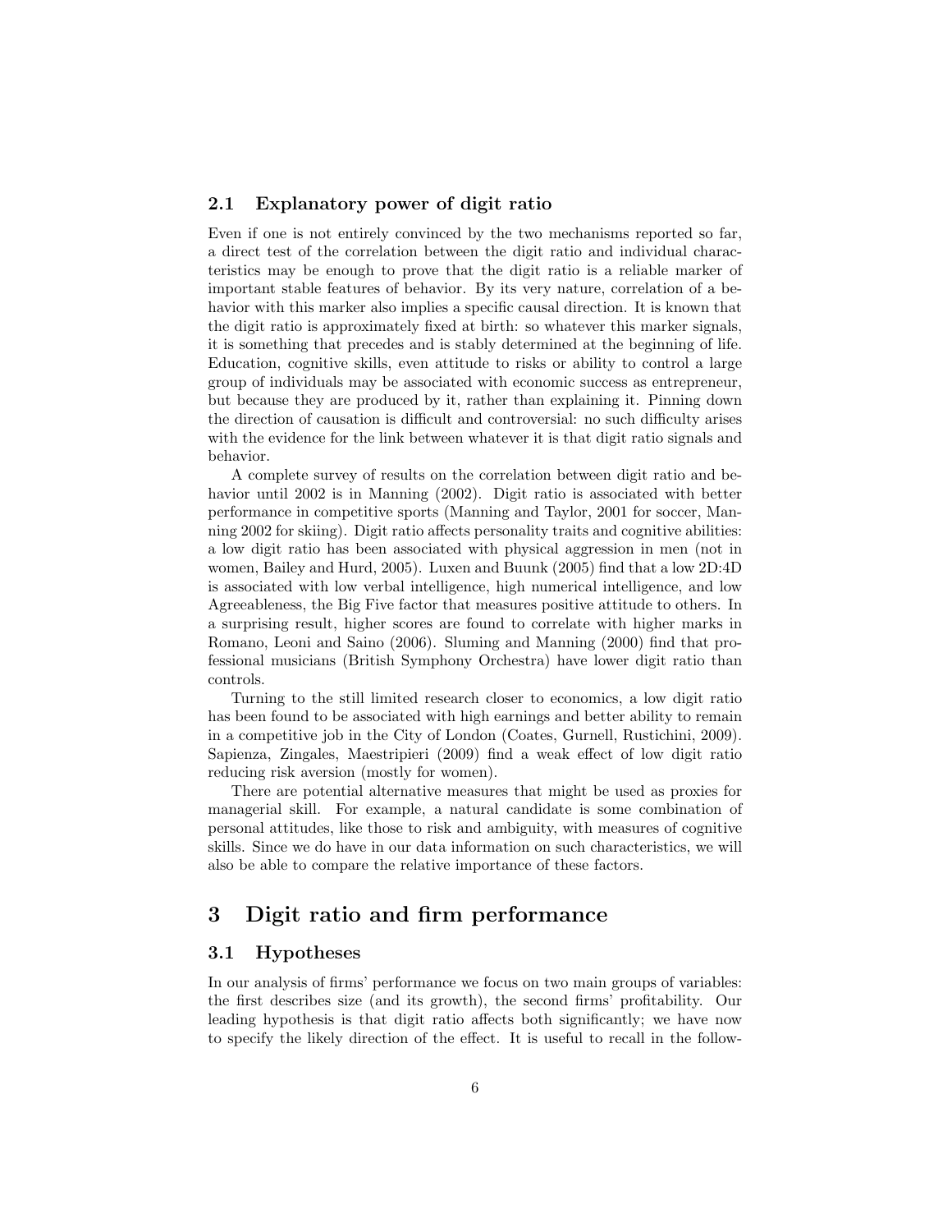### 2.1 Explanatory power of digit ratio

Even if one is not entirely convinced by the two mechanisms reported so far, a direct test of the correlation between the digit ratio and individual characteristics may be enough to prove that the digit ratio is a reliable marker of important stable features of behavior. By its very nature, correlation of a behavior with this marker also implies a specific causal direction. It is known that the digit ratio is approximately fixed at birth: so whatever this marker signals, it is something that precedes and is stably determined at the beginning of life. Education, cognitive skills, even attitude to risks or ability to control a large group of individuals may be associated with economic success as entrepreneur, but because they are produced by it, rather than explaining it. Pinning down the direction of causation is difficult and controversial: no such difficulty arises with the evidence for the link between whatever it is that digit ratio signals and behavior.

A complete survey of results on the correlation between digit ratio and behavior until 2002 is in Manning (2002). Digit ratio is associated with better performance in competitive sports (Manning and Taylor, 2001 for soccer, Manning 2002 for skiing). Digit ratio affects personality traits and cognitive abilities: a low digit ratio has been associated with physical aggression in men (not in women, Bailey and Hurd, 2005). Luxen and Buunk (2005) find that a low 2D:4D is associated with low verbal intelligence, high numerical intelligence, and low Agreeableness, the Big Five factor that measures positive attitude to others. In a surprising result, higher scores are found to correlate with higher marks in Romano, Leoni and Saino (2006). Sluming and Manning (2000) find that professional musicians (British Symphony Orchestra) have lower digit ratio than controls.

Turning to the still limited research closer to economics, a low digit ratio has been found to be associated with high earnings and better ability to remain in a competitive job in the City of London (Coates, Gurnell, Rustichini, 2009). Sapienza, Zingales, Maestripieri (2009) find a weak effect of low digit ratio reducing risk aversion (mostly for women).

There are potential alternative measures that might be used as proxies for managerial skill. For example, a natural candidate is some combination of personal attitudes, like those to risk and ambiguity, with measures of cognitive skills. Since we do have in our data information on such characteristics, we will also be able to compare the relative importance of these factors.

## 3 Digit ratio and firm performance

### 3.1 Hypotheses

In our analysis of firms' performance we focus on two main groups of variables: the first describes size (and its growth), the second firms' profitability. Our leading hypothesis is that digit ratio affects both significantly; we have now to specify the likely direction of the effect. It is useful to recall in the follow-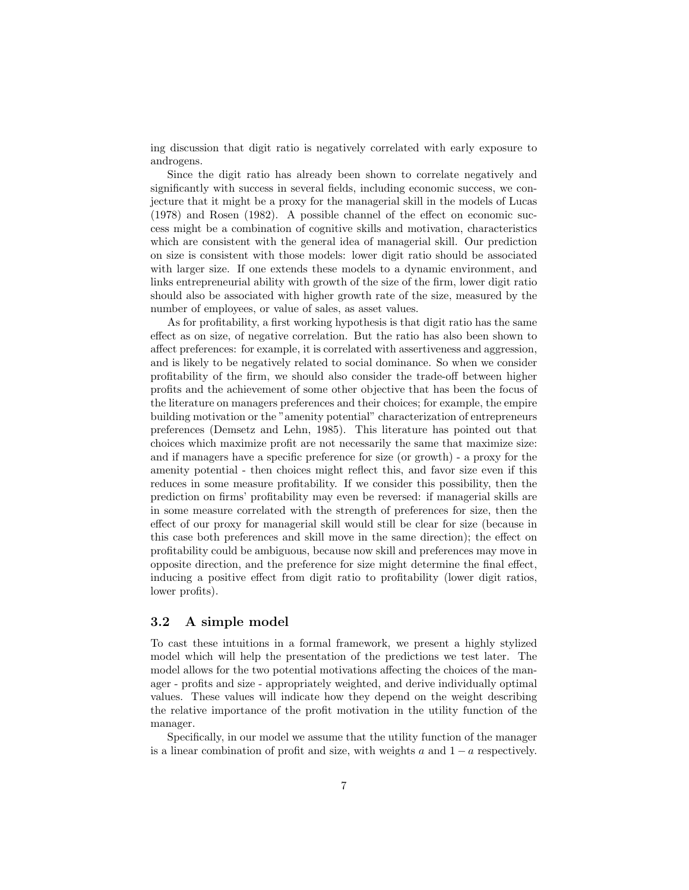ing discussion that digit ratio is negatively correlated with early exposure to androgens.

Since the digit ratio has already been shown to correlate negatively and significantly with success in several fields, including economic success, we conjecture that it might be a proxy for the managerial skill in the models of Lucas (1978) and Rosen (1982). A possible channel of the effect on economic success might be a combination of cognitive skills and motivation, characteristics which are consistent with the general idea of managerial skill. Our prediction on size is consistent with those models: lower digit ratio should be associated with larger size. If one extends these models to a dynamic environment, and links entrepreneurial ability with growth of the size of the firm, lower digit ratio should also be associated with higher growth rate of the size, measured by the number of employees, or value of sales, as asset values.

As for profitability, a first working hypothesis is that digit ratio has the same effect as on size, of negative correlation. But the ratio has also been shown to affect preferences: for example, it is correlated with assertiveness and aggression, and is likely to be negatively related to social dominance. So when we consider profitability of the firm, we should also consider the trade-off between higher profits and the achievement of some other objective that has been the focus of the literature on managers preferences and their choices; for example, the empire building motivation or the "amenity potential" characterization of entrepreneurs preferences (Demsetz and Lehn, 1985). This literature has pointed out that choices which maximize profit are not necessarily the same that maximize size: and if managers have a specific preference for size (or growth) - a proxy for the amenity potential - then choices might reflect this, and favor size even if this reduces in some measure profitability. If we consider this possibility, then the prediction on firms' profitability may even be reversed: if managerial skills are in some measure correlated with the strength of preferences for size, then the effect of our proxy for managerial skill would still be clear for size (because in this case both preferences and skill move in the same direction); the effect on profitability could be ambiguous, because now skill and preferences may move in opposite direction, and the preference for size might determine the final effect, inducing a positive effect from digit ratio to profitability (lower digit ratios, lower profits).

### 3.2 A simple model

To cast these intuitions in a formal framework, we present a highly stylized model which will help the presentation of the predictions we test later. The model allows for the two potential motivations affecting the choices of the manager - profits and size - appropriately weighted, and derive individually optimal values. These values will indicate how they depend on the weight describing the relative importance of the profit motivation in the utility function of the manager.

Specifically, in our model we assume that the utility function of the manager is a linear combination of profit and size, with weights $a$ and $1 - a$ respectively.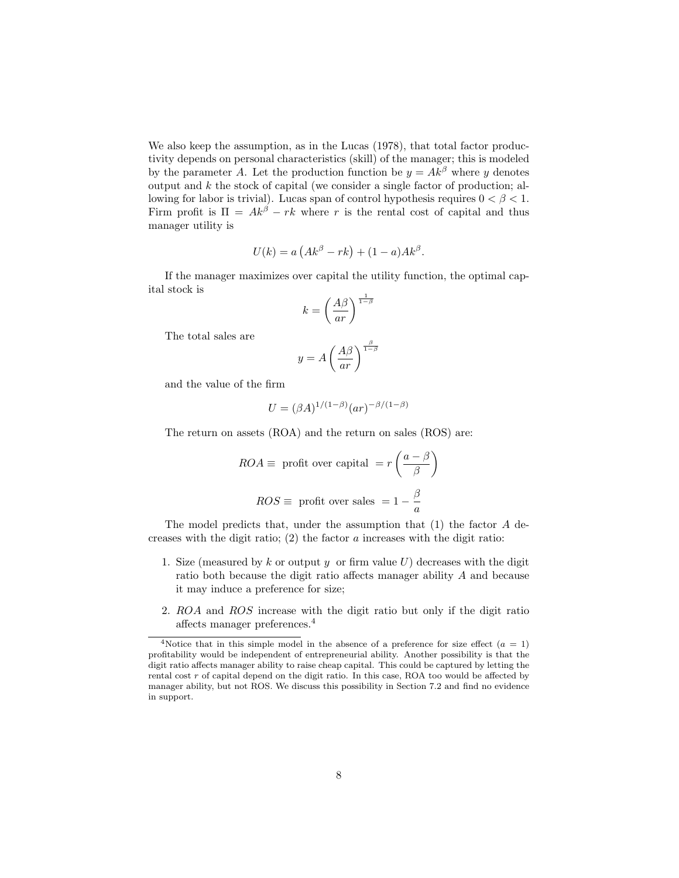We also keep the assumption, as in the Lucas (1978), that total factor productivity depends on personal characteristics (skill) of the manager; this is modeled by the parameter $A$. Let the production function be $y = Ak^{\beta}$ where $y$ denotes output and $k$ the stock of capital (we consider a single factor of production; allowing for labor is trivial). Lucas span of control hypothesis requires $0 < \beta < 1$. Firm profit is $\Pi = Ak^{\beta} - rk$ where $r$ is the rental cost of capital and thus manager utility is

$$U(k) = a\left(Ak^{\beta} - rk\right) + (1-a)Ak^{\beta}.$$

If the manager maximizes over capital the utility function, the optimal capital stock is

$$k = \left(\frac{A\beta}{ar}\right)^{\frac{1}{1-\beta}}$$

The total sales are

$$y = A\left(\frac{A\beta}{ar}\right)^{\frac{\beta}{1-\beta}}$$

and the value of the firm

$$U = (\beta A)^{1/(1-\beta)}(ar)^{-\beta/(1-\beta)}$$

The return on assets (ROA) and the return on sales (ROS) are:

$$ROA \equiv \text{ profit over capital } = r\left(\frac{a-\beta}{\beta}\right)$$

$$ROS \equiv \text{ profit over sales } = 1 - \frac{\beta}{a}$$

The model predicts that, under the assumption that (1) the factor $A$ decreases with the digit ratio; (2) the factor $a$ increases with the digit ratio:

1. Size (measured by $k$ or output $y$ or firm value $U$) decreases with the digit ratio both because the digit ratio affects manager ability $A$ and because it may induce a preference for size;
2. $ROA$ and $ROS$ increase with the digit ratio but only if the digit ratio affects manager preferences.[4]

[4] Notice that in this simple model in the absence of a preference for size effect ($a = 1$) profitability would be independent of entrepreneurial ability. Another possibility is that the digit ratio affects manager ability to raise cheap capital. This could be captured by letting the rental cost $r$ of capital depend on the digit ratio. In this case, ROA too would be affected by manager ability, but not ROS. We discuss this possibility in Section 7.2 and find no evidence in support.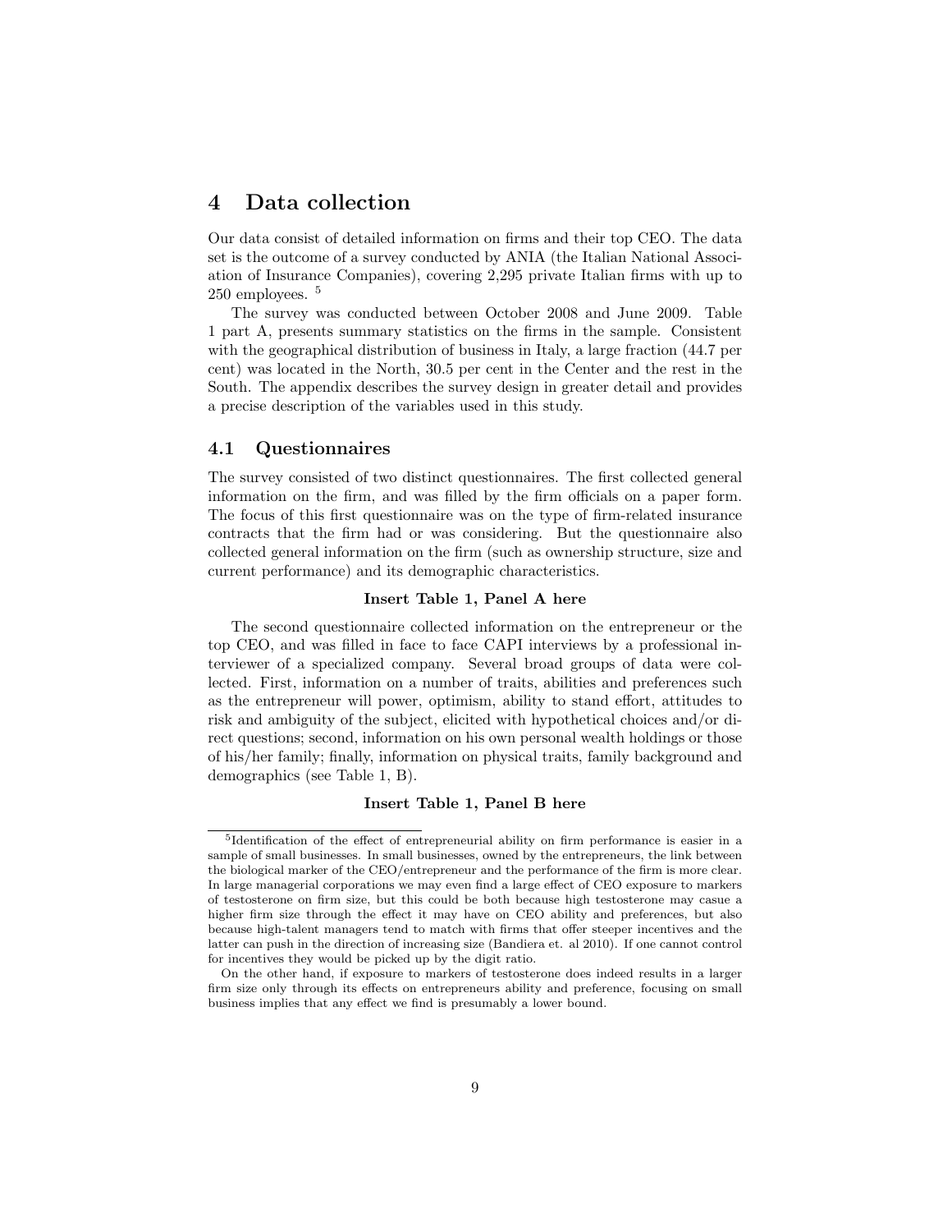## 4 Data collection

Our data consist of detailed information on firms and their top CEO. The data set is the outcome of a survey conducted by ANIA (the Italian National Association of Insurance Companies), covering 2,295 private Italian firms with up to 250 employees. [5]

The survey was conducted between October 2008 and June 2009. Table 1 part A, presents summary statistics on the firms in the sample. Consistent with the geographical distribution of business in Italy, a large fraction (44.7 per cent) was located in the North, 30.5 per cent in the Center and the rest in the South. The appendix describes the survey design in greater detail and provides a precise description of the variables used in this study.

### 4.1 Questionnaires

The survey consisted of two distinct questionnaires. The first collected general information on the firm, and was filled by the firm officials on a paper form. The focus of this first questionnaire was on the type of firm-related insurance contracts that the firm had or was considering. But the questionnaire also collected general information on the firm (such as ownership structure, size and current performance) and its demographic characteristics.

**Insert Table 1, Panel A here**

The second questionnaire collected information on the entrepreneur or the top CEO, and was filled in face to face CAPI interviews by a professional interviewer of a specialized company. Several broad groups of data were collected. First, information on a number of traits, abilities and preferences such as the entrepreneur will power, optimism, ability to stand effort, attitudes to risk and ambiguity of the subject, elicited with hypothetical choices and/or direct questions; second, information on his own personal wealth holdings or those of his/her family; finally, information on physical traits, family background and demographics (see Table 1, B).

**Insert Table 1, Panel B here**

[5] Identification of the effect of entrepreneurial ability on firm performance is easier in a sample of small businesses. In small businesses, owned by the entrepreneurs, the link between the biological marker of the CEO/entrepreneur and the performance of the firm is more clear. In large managerial corporations we may even find a large effect of CEO exposure to markers of testosterone on firm size, but this could be both because high testosterone may casue a higher firm size through the effect it may have on CEO ability and preferences, but also because high-talent managers tend to match with firms that offer steeper incentives and the latter can push in the direction of increasing size (Bandiera et. al 2010). If one cannot control for incentives they would be picked up by the digit ratio.

On the other hand, if exposure to markers of testosterone does indeed results in a larger firm size only through its effects on entrepreneurs ability and preference, focusing on small business implies that any effect we find is presumably a lower bound.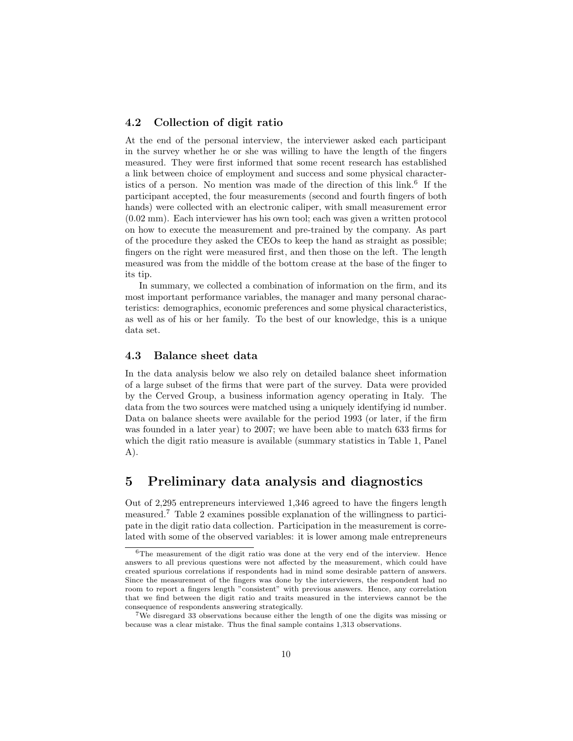### 4.2 Collection of digit ratio

At the end of the personal interview, the interviewer asked each participant in the survey whether he or she was willing to have the length of the fingers measured. They were first informed that some recent research has established a link between choice of employment and success and some physical characteristics of a person. No mention was made of the direction of this link.[6] If the participant accepted, the four measurements (second and fourth fingers of both hands) were collected with an electronic caliper, with small measurement error (0.02 mm). Each interviewer has his own tool; each was given a written protocol on how to execute the measurement and pre-trained by the company. As part of the procedure they asked the CEOs to keep the hand as straight as possible; fingers on the right were measured first, and then those on the left. The length measured was from the middle of the bottom crease at the base of the finger to its tip.

In summary, we collected a combination of information on the firm, and its most important performance variables, the manager and many personal characteristics: demographics, economic preferences and some physical characteristics, as well as of his or her family. To the best of our knowledge, this is a unique data set.

### 4.3 Balance sheet data

In the data analysis below we also rely on detailed balance sheet information of a large subset of the firms that were part of the survey. Data were provided by the Cerved Group, a business information agency operating in Italy. The data from the two sources were matched using a uniquely identifying id number. Data on balance sheets were available for the period 1993 (or later, if the firm was founded in a later year) to 2007; we have been able to match 633 firms for which the digit ratio measure is available (summary statistics in Table 1, Panel A).

## 5 Preliminary data analysis and diagnostics

Out of 2,295 entrepreneurs interviewed 1,346 agreed to have the fingers length measured.[7] Table 2 examines possible explanation of the willingness to participate in the digit ratio data collection. Participation in the measurement is correlated with some of the observed variables: it is lower among male entrepreneurs

---

[6] The measurement of the digit ratio was done at the very end of the interview. Hence answers to all previous questions were not affected by the measurement, which could have created spurious correlations if respondents had in mind some desirable pattern of answers. Since the measurement of the fingers was done by the interviewers, the respondent had no room to report a fingers length "consistent" with previous answers. Hence, any correlation that we find between the digit ratio and traits measured in the interviews cannot be the consequence of respondents answering strategically.

[7] We disregard 33 observations because either the length of one the digits was missing or because was a clear mistake. Thus the final sample contains 1,313 observations.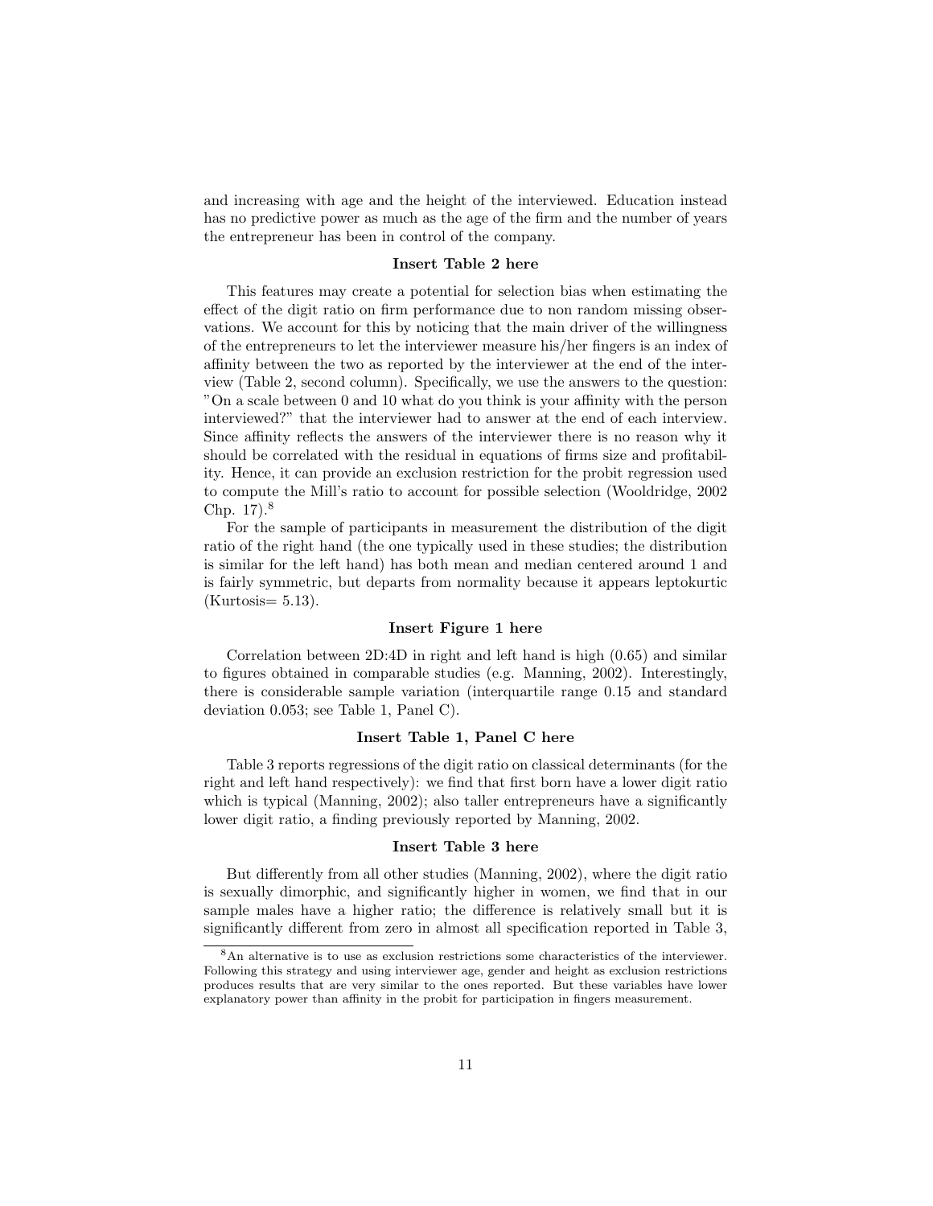and increasing with age and the height of the interviewed. Education instead has no predictive power as much as the age of the firm and the number of years the entrepreneur has been in control of the company.

**Insert Table 2 here**

This features may create a potential for selection bias when estimating the effect of the digit ratio on firm performance due to non random missing observations. We account for this by noticing that the main driver of the willingness of the entrepreneurs to let the interviewer measure his/her fingers is an index of affinity between the two as reported by the interviewer at the end of the interview (Table 2, second column). Specifically, we use the answers to the question: "On a scale between 0 and 10 what do you think is your affinity with the person interviewed?" that the interviewer had to answer at the end of each interview. Since affinity reflects the answers of the interviewer there is no reason why it should be correlated with the residual in equations of firms size and profitability. Hence, it can provide an exclusion restriction for the probit regression used to compute the Mill's ratio to account for possible selection (Wooldridge, 2002 Chp. 17).[8]

For the sample of participants in measurement the distribution of the digit ratio of the right hand (the one typically used in these studies; the distribution is similar for the left hand) has both mean and median centered around 1 and is fairly symmetric, but departs from normality because it appears leptokurtic (Kurtosis= 5.13).

**Insert Figure 1 here**

Correlation between 2D:4D in right and left hand is high (0.65) and similar to figures obtained in comparable studies (e.g. Manning, 2002). Interestingly, there is considerable sample variation (interquartile range 0.15 and standard deviation 0.053; see Table 1, Panel C).

**Insert Table 1, Panel C here**

Table 3 reports regressions of the digit ratio on classical determinants (for the right and left hand respectively): we find that first born have a lower digit ratio which is typical (Manning, 2002); also taller entrepreneurs have a significantly lower digit ratio, a finding previously reported by Manning, 2002.

**Insert Table 3 here**

But differently from all other studies (Manning, 2002), where the digit ratio is sexually dimorphic, and significantly higher in women, we find that in our sample males have a higher ratio; the difference is relatively small but it is significantly different from zero in almost all specification reported in Table 3,

[8] An alternative is to use as exclusion restrictions some characteristics of the interviewer. Following this strategy and using interviewer age, gender and height as exclusion restrictions produces results that are very similar to the ones reported. But these variables have lower explanatory power than affinity in the probit for participation in fingers measurement.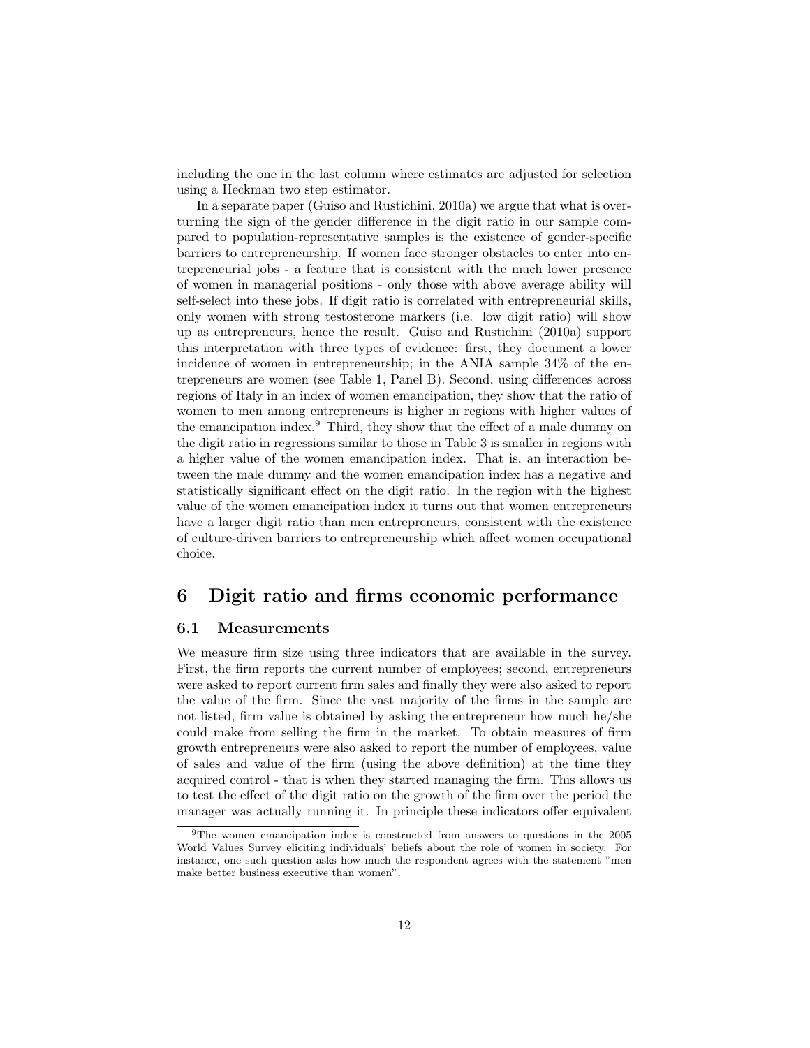including the one in the last column where estimates are adjusted for selection using a Heckman two step estimator.

In a separate paper (Guiso and Rustichini, 2010a) we argue that what is overturning the sign of the gender difference in the digit ratio in our sample compared to population-representative samples is the existence of gender-specific barriers to entrepreneurship. If women face stronger obstacles to enter into entrepreneurial jobs - a feature that is consistent with the much lower presence of women in managerial positions - only those with above average ability will self-select into these jobs. If digit ratio is correlated with entrepreneurial skills, only women with strong testosterone markers (i.e. low digit ratio) will show up as entrepreneurs, hence the result. Guiso and Rustichini (2010a) support this interpretation with three types of evidence: first, they document a lower incidence of women in entrepreneurship; in the ANIA sample 34% of the entrepreneurs are women (see Table 1, Panel B). Second, using differences across regions of Italy in an index of women emancipation, they show that the ratio of women to men among entrepreneurs is higher in regions with higher values of the emancipation index.[9] Third, they show that the effect of a male dummy on the digit ratio in regressions similar to those in Table 3 is smaller in regions with a higher value of the women emancipation index. That is, an interaction between the male dummy and the women emancipation index has a negative and statistically significant effect on the digit ratio. In the region with the highest value of the women emancipation index it turns out that women entrepreneurs have a larger digit ratio than men entrepreneurs, consistent with the existence of culture-driven barriers to entrepreneurship which affect women occupational choice.

# 6 Digit ratio and firms economic performance

## 6.1 Measurements

We measure firm size using three indicators that are available in the survey. First, the firm reports the current number of employees; second, entrepreneurs were asked to report current firm sales and finally they were also asked to report the value of the firm. Since the vast majority of the firms in the sample are not listed, firm value is obtained by asking the entrepreneur how much he/she could make from selling the firm in the market. To obtain measures of firm growth entrepreneurs were also asked to report the number of employees, value of sales and value of the firm (using the above definition) at the time they acquired control - that is when they started managing the firm. This allows us to test the effect of the digit ratio on the growth of the firm over the period the manager was actually running it. In principle these indicators offer equivalent

[9] The women emancipation index is constructed from answers to questions in the 2005 World Values Survey eliciting individuals' beliefs about the role of women in society. For instance, one such question asks how much the respondent agrees with the statement "men make better business executive than women".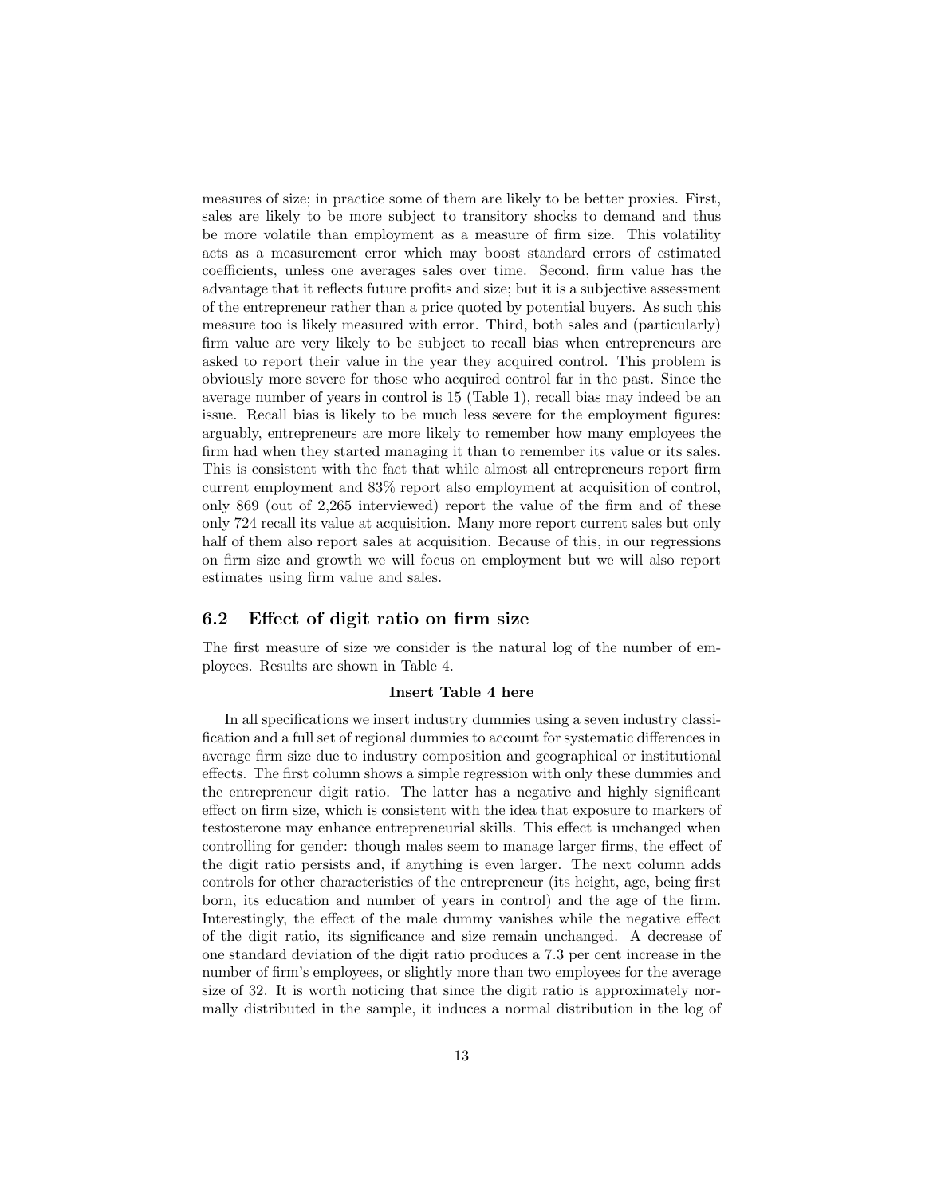measures of size; in practice some of them are likely to be better proxies. First, sales are likely to be more subject to transitory shocks to demand and thus be more volatile than employment as a measure of firm size. This volatility acts as a measurement error which may boost standard errors of estimated coefficients, unless one averages sales over time. Second, firm value has the advantage that it reflects future profits and size; but it is a subjective assessment of the entrepreneur rather than a price quoted by potential buyers. As such this measure too is likely measured with error. Third, both sales and (particularly) firm value are very likely to be subject to recall bias when entrepreneurs are asked to report their value in the year they acquired control. This problem is obviously more severe for those who acquired control far in the past. Since the average number of years in control is 15 (Table 1), recall bias may indeed be an issue. Recall bias is likely to be much less severe for the employment figures: arguably, entrepreneurs are more likely to remember how many employees the firm had when they started managing it than to remember its value or its sales. This is consistent with the fact that while almost all entrepreneurs report firm current employment and 83% report also employment at acquisition of control, only 869 (out of 2,265 interviewed) report the value of the firm and of these only 724 recall its value at acquisition. Many more report current sales but only half of them also report sales at acquisition. Because of this, in our regressions on firm size and growth we will focus on employment but we will also report estimates using firm value and sales.

## 6.2 Effect of digit ratio on firm size

The first measure of size we consider is the natural log of the number of employees. Results are shown in Table 4.

**Insert Table 4 here**

In all specifications we insert industry dummies using a seven industry classification and a full set of regional dummies to account for systematic differences in average firm size due to industry composition and geographical or institutional effects. The first column shows a simple regression with only these dummies and the entrepreneur digit ratio. The latter has a negative and highly significant effect on firm size, which is consistent with the idea that exposure to markers of testosterone may enhance entrepreneurial skills. This effect is unchanged when controlling for gender: though males seem to manage larger firms, the effect of the digit ratio persists and, if anything is even larger. The next column adds controls for other characteristics of the entrepreneur (its height, age, being first born, its education and number of years in control) and the age of the firm. Interestingly, the effect of the male dummy vanishes while the negative effect of the digit ratio, its significance and size remain unchanged. A decrease of one standard deviation of the digit ratio produces a 7.3 per cent increase in the number of firm's employees, or slightly more than two employees for the average size of 32. It is worth noticing that since the digit ratio is approximately normally distributed in the sample, it induces a normal distribution in the log of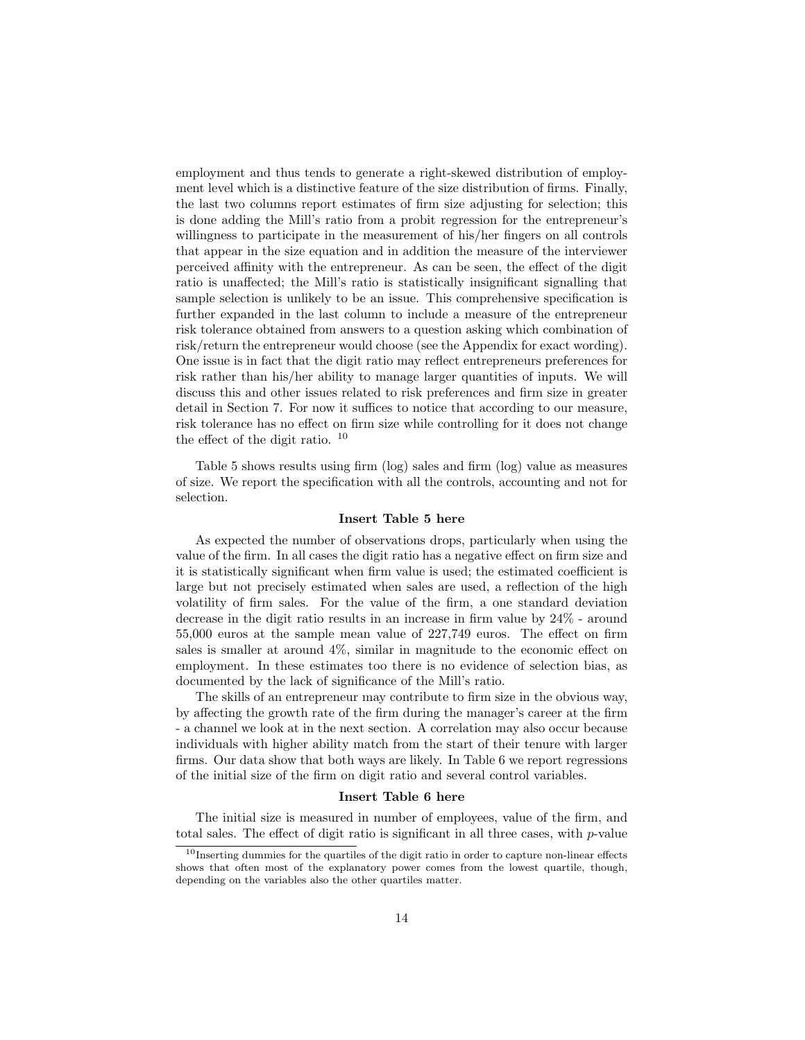employment and thus tends to generate a right-skewed distribution of employment level which is a distinctive feature of the size distribution of firms. Finally, the last two columns report estimates of firm size adjusting for selection; this is done adding the Mill's ratio from a probit regression for the entrepreneur's willingness to participate in the measurement of his/her fingers on all controls that appear in the size equation and in addition the measure of the interviewer perceived affinity with the entrepreneur. As can be seen, the effect of the digit ratio is unaffected; the Mill's ratio is statistically insignificant signalling that sample selection is unlikely to be an issue. This comprehensive specification is further expanded in the last column to include a measure of the entrepreneur risk tolerance obtained from answers to a question asking which combination of risk/return the entrepreneur would choose (see the Appendix for exact wording). One issue is in fact that the digit ratio may reflect entrepreneurs preferences for risk rather than his/her ability to manage larger quantities of inputs. We will discuss this and other issues related to risk preferences and firm size in greater detail in Section 7. For now it suffices to notice that according to our measure, risk tolerance has no effect on firm size while controlling for it does not change the effect of the digit ratio. [10]

Table 5 shows results using firm (log) sales and firm (log) value as measures of size. We report the specification with all the controls, accounting and not for selection.

**Insert Table 5 here**

As expected the number of observations drops, particularly when using the value of the firm. In all cases the digit ratio has a negative effect on firm size and it is statistically significant when firm value is used; the estimated coefficient is large but not precisely estimated when sales are used, a reflection of the high volatility of firm sales. For the value of the firm, a one standard deviation decrease in the digit ratio results in an increase in firm value by 24% - around 55,000 euros at the sample mean value of 227,749 euros. The effect on firm sales is smaller at around 4%, similar in magnitude to the economic effect on employment. In these estimates too there is no evidence of selection bias, as documented by the lack of significance of the Mill's ratio.

The skills of an entrepreneur may contribute to firm size in the obvious way, by affecting the growth rate of the firm during the manager's career at the firm - a channel we look at in the next section. A correlation may also occur because individuals with higher ability match from the start of their tenure with larger firms. Our data show that both ways are likely. In Table 6 we report regressions of the initial size of the firm on digit ratio and several control variables.

**Insert Table 6 here**

The initial size is measured in number of employees, value of the firm, and total sales. The effect of digit ratio is significant in all three cases, with $p$-value

[10] Inserting dummies for the quartiles of the digit ratio in order to capture non-linear effects shows that often most of the explanatory power comes from the lowest quartile, though, depending on the variables also the other quartiles matter.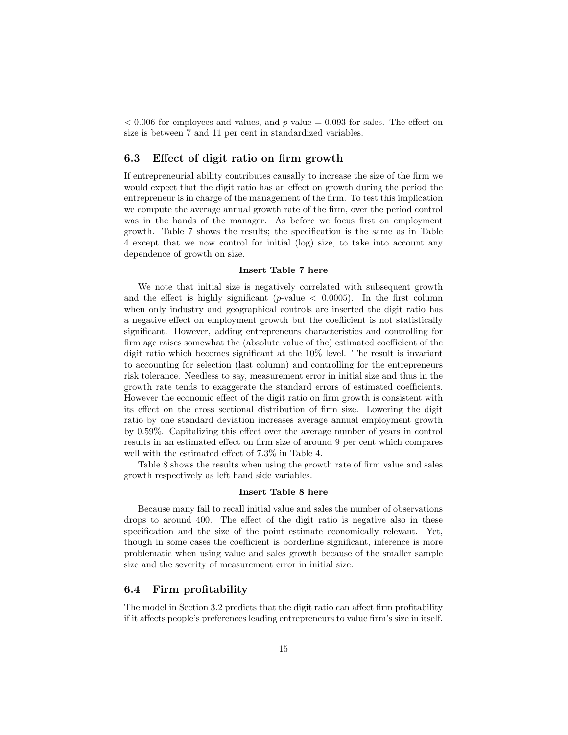$< 0.006$ for employees and values, and $p$-value $= 0.093$ for sales. The effect on size is between 7 and 11 per cent in standardized variables.

### 6.3 Effect of digit ratio on firm growth

If entrepreneurial ability contributes causally to increase the size of the firm we would expect that the digit ratio has an effect on growth during the period the entrepreneur is in charge of the management of the firm. To test this implication we compute the average annual growth rate of the firm, over the period control was in the hands of the manager. As before we focus first on employment growth. Table 7 shows the results; the specification is the same as in Table 4 except that we now control for initial (log) size, to take into account any dependence of growth on size.

**Insert Table 7 here**

We note that initial size is negatively correlated with subsequent growth and the effect is highly significant ($p$-value $< 0.0005$). In the first column when only industry and geographical controls are inserted the digit ratio has a negative effect on employment growth but the coefficient is not statistically significant. However, adding entrepreneurs characteristics and controlling for firm age raises somewhat the (absolute value of the) estimated coefficient of the digit ratio which becomes significant at the 10% level. The result is invariant to accounting for selection (last column) and controlling for the entrepreneurs risk tolerance. Needless to say, measurement error in initial size and thus in the growth rate tends to exaggerate the standard errors of estimated coefficients. However the economic effect of the digit ratio on firm growth is consistent with its effect on the cross sectional distribution of firm size. Lowering the digit ratio by one standard deviation increases average annual employment growth by 0.59%. Capitalizing this effect over the average number of years in control results in an estimated effect on firm size of around 9 per cent which compares well with the estimated effect of 7.3% in Table 4.

Table 8 shows the results when using the growth rate of firm value and sales growth respectively as left hand side variables.

**Insert Table 8 here**

Because many fail to recall initial value and sales the number of observations drops to around 400. The effect of the digit ratio is negative also in these specification and the size of the point estimate economically relevant. Yet, though in some cases the coefficient is borderline significant, inference is more problematic when using value and sales growth because of the smaller sample size and the severity of measurement error in initial size.

### 6.4 Firm profitability

The model in Section 3.2 predicts that the digit ratio can affect firm profitability if it affects people's preferences leading entrepreneurs to value firm's size in itself.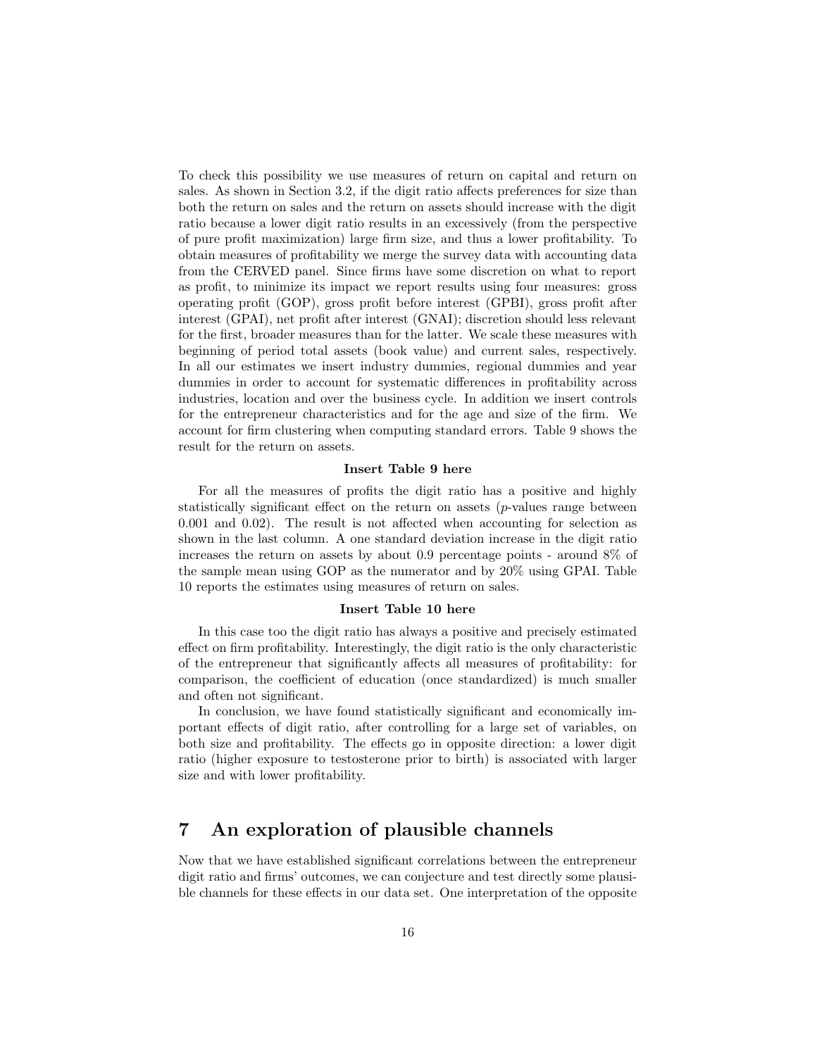To check this possibility we use measures of return on capital and return on sales. As shown in Section 3.2, if the digit ratio affects preferences for size than both the return on sales and the return on assets should increase with the digit ratio because a lower digit ratio results in an excessively (from the perspective of pure profit maximization) large firm size, and thus a lower profitability. To obtain measures of profitability we merge the survey data with accounting data from the CERVED panel. Since firms have some discretion on what to report as profit, to minimize its impact we report results using four measures: gross operating profit (GOP), gross profit before interest (GPBI), gross profit after interest (GPAI), net profit after interest (GNAI); discretion should less relevant for the first, broader measures than for the latter. We scale these measures with beginning of period total assets (book value) and current sales, respectively. In all our estimates we insert industry dummies, regional dummies and year dummies in order to account for systematic differences in profitability across industries, location and over the business cycle. In addition we insert controls for the entrepreneur characteristics and for the age and size of the firm. We account for firm clustering when computing standard errors. Table 9 shows the result for the return on assets.

**Insert Table 9 here**

For all the measures of profits the digit ratio has a positive and highly statistically significant effect on the return on assets ($p$-values range between 0.001 and 0.02). The result is not affected when accounting for selection as shown in the last column. A one standard deviation increase in the digit ratio increases the return on assets by about 0.9 percentage points - around 8% of the sample mean using GOP as the numerator and by 20% using GPAI. Table 10 reports the estimates using measures of return on sales.

**Insert Table 10 here**

In this case too the digit ratio has always a positive and precisely estimated effect on firm profitability. Interestingly, the digit ratio is the only characteristic of the entrepreneur that significantly affects all measures of profitability: for comparison, the coefficient of education (once standardized) is much smaller and often not significant.

In conclusion, we have found statistically significant and economically important effects of digit ratio, after controlling for a large set of variables, on both size and profitability. The effects go in opposite direction: a lower digit ratio (higher exposure to testosterone prior to birth) is associated with larger size and with lower profitability.

# 7 An exploration of plausible channels

Now that we have established significant correlations between the entrepreneur digit ratio and firms' outcomes, we can conjecture and test directly some plausible channels for these effects in our data set. One interpretation of the opposite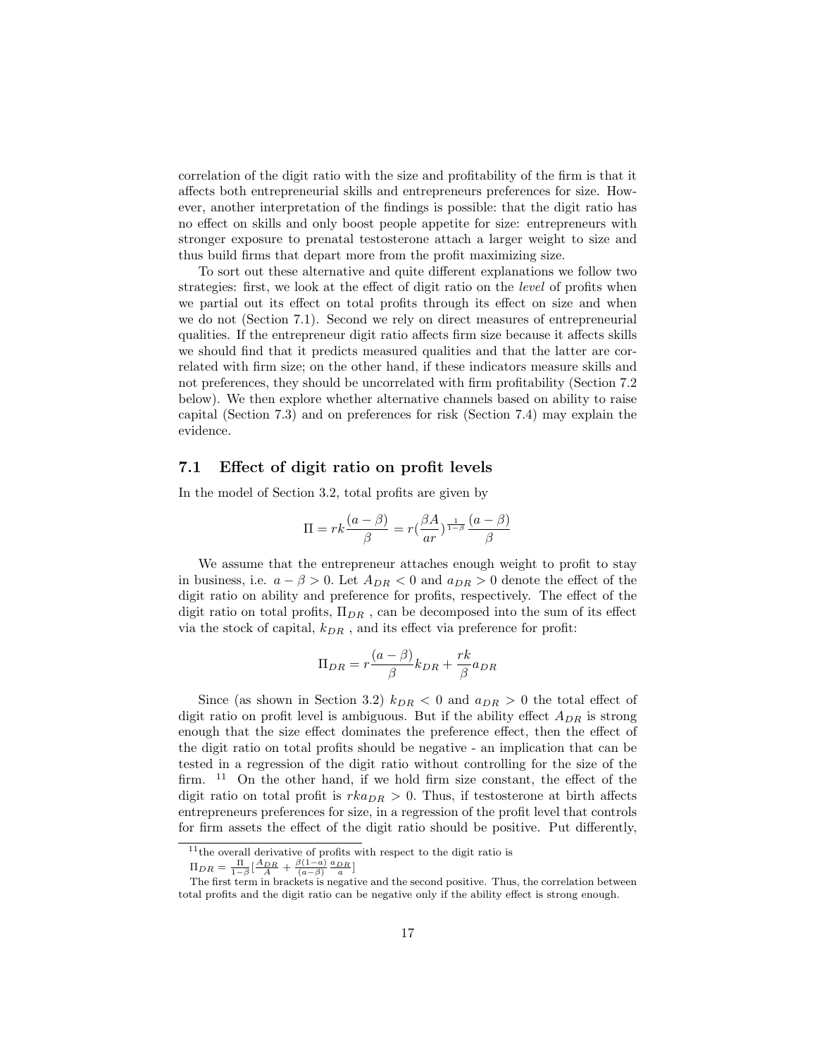correlation of the digit ratio with the size and profitability of the firm is that it affects both entrepreneurial skills and entrepreneurs preferences for size. However, another interpretation of the findings is possible: that the digit ratio has no effect on skills and only boost people appetite for size: entrepreneurs with stronger exposure to prenatal testosterone attach a larger weight to size and thus build firms that depart more from the profit maximizing size.

To sort out these alternative and quite different explanations we follow two strategies: first, we look at the effect of digit ratio on the *level* of profits when we partial out its effect on total profits through its effect on size and when we do not (Section 7.1). Second we rely on direct measures of entrepreneurial qualities. If the entrepreneur digit ratio affects firm size because it affects skills we should find that it predicts measured qualities and that the latter are correlated with firm size; on the other hand, if these indicators measure skills and not preferences, they should be uncorrelated with firm profitability (Section 7.2 below). We then explore whether alternative channels based on ability to raise capital (Section 7.3) and on preferences for risk (Section 7.4) may explain the evidence.

## 7.1 Effect of digit ratio on profit levels

In the model of Section 3.2, total profits are given by

$$\Pi = rk\frac{(a-\beta)}{\beta} = r\left(\frac{\beta A}{ar}\right)^{\frac{1}{1-\beta}}\frac{(a-\beta)}{\beta}$$

We assume that the entrepreneur attaches enough weight to profit to stay in business, i.e. $a - \beta > 0$. Let $A_{DR} < 0$ and $a_{DR} > 0$ denote the effect of the digit ratio on ability and preference for profits, respectively. The effect of the digit ratio on total profits, $\Pi_{DR}$ , can be decomposed into the sum of its effect via the stock of capital, $k_{DR}$ , and its effect via preference for profit:

$$\Pi_{DR} = r\frac{(a-\beta)}{\beta}k_{DR} + \frac{rk}{\beta}a_{DR}$$

Since (as shown in Section 3.2) $k_{DR} < 0$ and $a_{DR} > 0$ the total effect of digit ratio on profit level is ambiguous. But if the ability effect $A_{DR}$ is strong enough that the size effect dominates the preference effect, then the effect of the digit ratio on total profits should be negative - an implication that can be tested in a regression of the digit ratio without controlling for the size of the firm. [11] On the other hand, if we hold firm size constant, the effect of the digit ratio on total profit is $rka_{DR} > 0$. Thus, if testosterone at birth affects entrepreneurs preferences for size, in a regression of the profit level that controls for firm assets the effect of the digit ratio should be positive. Put differently,

[11] the overall derivative of profits with respect to the digit ratio is
$\Pi_{DR} = \frac{\Pi}{1-\beta}\left[\frac{A_{DR}}{A} + \frac{\beta(1-a)}{(a-\beta)}\frac{a_{DR}}{a}\right]$
The first term in brackets is negative and the second positive. Thus, the correlation between total profits and the digit ratio can be negative only if the ability effect is strong enough.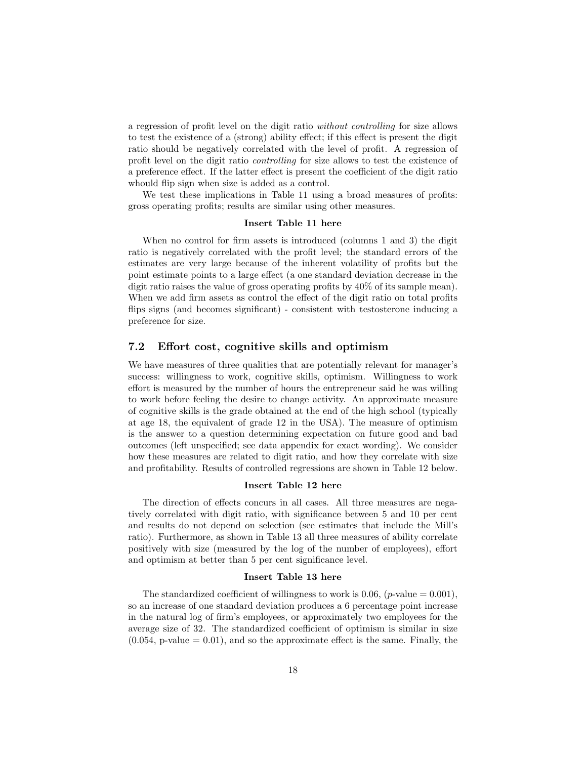a regression of profit level on the digit ratio *without controlling* for size allows to test the existence of a (strong) ability effect; if this effect is present the digit ratio should be negatively correlated with the level of profit. A regression of profit level on the digit ratio *controlling* for size allows to test the existence of a preference effect. If the latter effect is present the coefficient of the digit ratio whould flip sign when size is added as a control.

We test these implications in Table 11 using a broad measures of profits: gross operating profits; results are similar using other measures.

**Insert Table 11 here**

When no control for firm assets is introduced (columns 1 and 3) the digit ratio is negatively correlated with the profit level; the standard errors of the estimates are very large because of the inherent volatility of profits but the point estimate points to a large effect (a one standard deviation decrease in the digit ratio raises the value of gross operating profits by 40% of its sample mean). When we add firm assets as control the effect of the digit ratio on total profits flips signs (and becomes significant) - consistent with testosterone inducing a preference for size.

## 7.2 Effort cost, cognitive skills and optimism

We have measures of three qualities that are potentially relevant for manager's success: willingness to work, cognitive skills, optimism. Willingness to work effort is measured by the number of hours the entrepreneur said he was willing to work before feeling the desire to change activity. An approximate measure of cognitive skills is the grade obtained at the end of the high school (typically at age 18, the equivalent of grade 12 in the USA). The measure of optimism is the answer to a question determining expectation on future good and bad outcomes (left unspecified; see data appendix for exact wording). We consider how these measures are related to digit ratio, and how they correlate with size and profitability. Results of controlled regressions are shown in Table 12 below.

**Insert Table 12 here**

The direction of effects concurs in all cases. All three measures are negatively correlated with digit ratio, with significance between 5 and 10 per cent and results do not depend on selection (see estimates that include the Mill's ratio). Furthermore, as shown in Table 13 all three measures of ability correlate positively with size (measured by the log of the number of employees), effort and optimism at better than 5 per cent significance level.

**Insert Table 13 here**

The standardized coefficient of willingness to work is 0.06, ($p$-value = 0.001), so an increase of one standard deviation produces a 6 percentage point increase in the natural log of firm's employees, or approximately two employees for the average size of 32. The standardized coefficient of optimism is similar in size (0.054, p-value = 0.01), and so the approximate effect is the same. Finally, the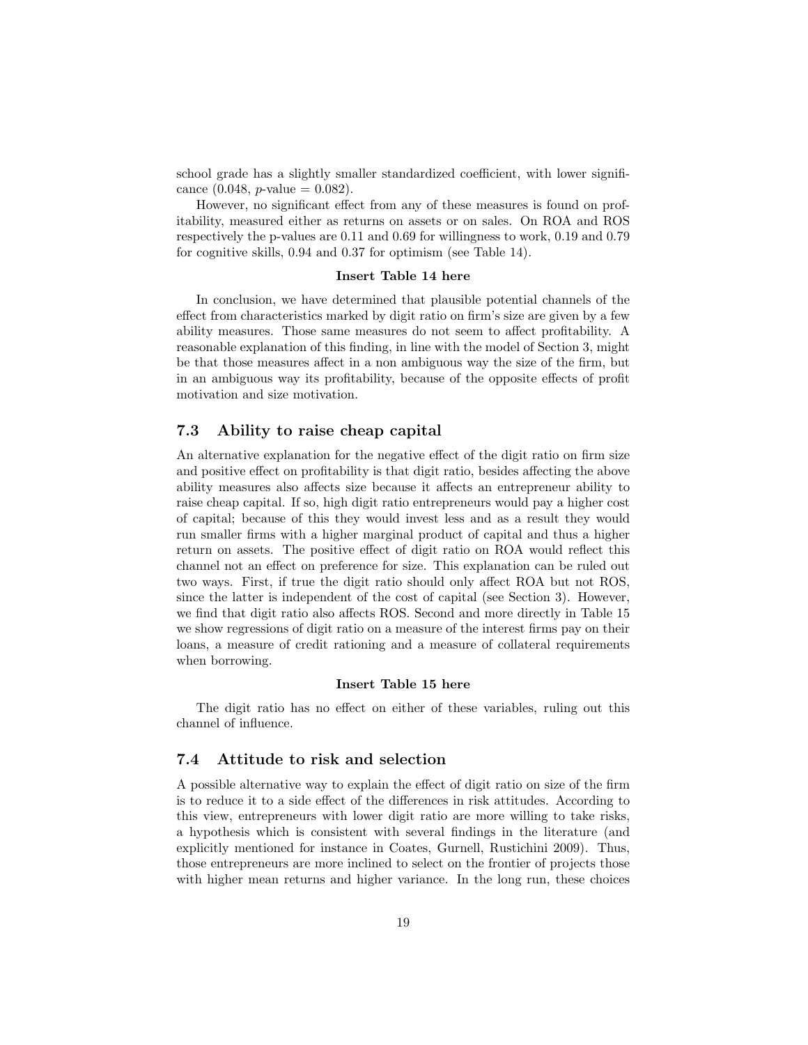school grade has a slightly smaller standardized coefficient, with lower significance (0.048, $p$-value = 0.082).

However, no significant effect from any of these measures is found on profitability, measured either as returns on assets or on sales. On ROA and ROS respectively the p-values are 0.11 and 0.69 for willingness to work, 0.19 and 0.79 for cognitive skills, 0.94 and 0.37 for optimism (see Table 14).

**Insert Table 14 here**

In conclusion, we have determined that plausible potential channels of the effect from characteristics marked by digit ratio on firm's size are given by a few ability measures. Those same measures do not seem to affect profitability. A reasonable explanation of this finding, in line with the model of Section 3, might be that those measures affect in a non ambiguous way the size of the firm, but in an ambiguous way its profitability, because of the opposite effects of profit motivation and size motivation.

### 7.3 Ability to raise cheap capital

An alternative explanation for the negative effect of the digit ratio on firm size and positive effect on profitability is that digit ratio, besides affecting the above ability measures also affects size because it affects an entrepreneur ability to raise cheap capital. If so, high digit ratio entrepreneurs would pay a higher cost of capital; because of this they would invest less and as a result they would run smaller firms with a higher marginal product of capital and thus a higher return on assets. The positive effect of digit ratio on ROA would reflect this channel not an effect on preference for size. This explanation can be ruled out two ways. First, if true the digit ratio should only affect ROA but not ROS, since the latter is independent of the cost of capital (see Section 3). However, we find that digit ratio also affects ROS. Second and more directly in Table 15 we show regressions of digit ratio on a measure of the interest firms pay on their loans, a measure of credit rationing and a measure of collateral requirements when borrowing.

**Insert Table 15 here**

The digit ratio has no effect on either of these variables, ruling out this channel of influence.

### 7.4 Attitude to risk and selection

A possible alternative way to explain the effect of digit ratio on size of the firm is to reduce it to a side effect of the differences in risk attitudes. According to this view, entrepreneurs with lower digit ratio are more willing to take risks, a hypothesis which is consistent with several findings in the literature (and explicitly mentioned for instance in Coates, Gurnell, Rustichini 2009). Thus, those entrepreneurs are more inclined to select on the frontier of projects those with higher mean returns and higher variance. In the long run, these choices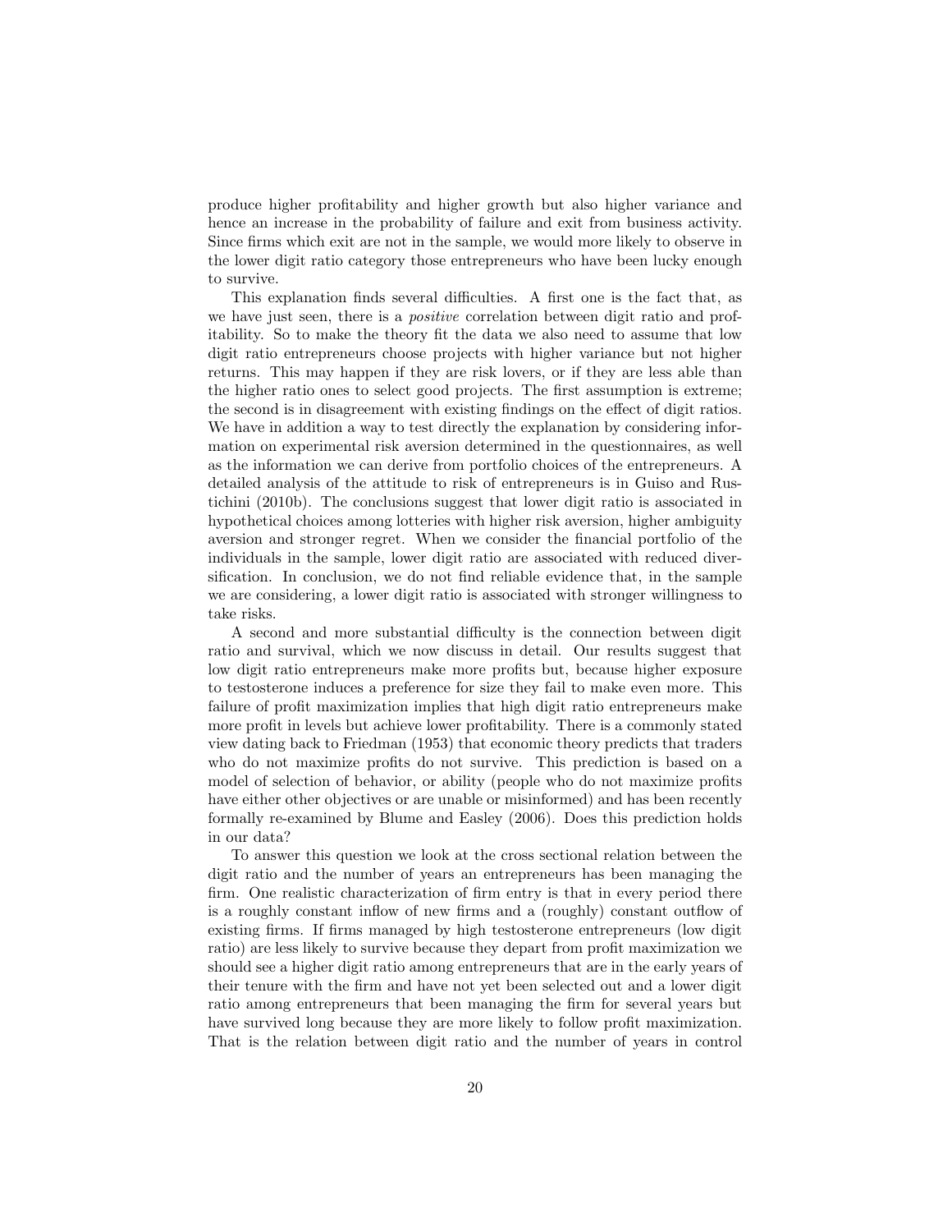produce higher profitability and higher growth but also higher variance and hence an increase in the probability of failure and exit from business activity. Since firms which exit are not in the sample, we would more likely to observe in the lower digit ratio category those entrepreneurs who have been lucky enough to survive.

This explanation finds several difficulties. A first one is the fact that, as we have just seen, there is a *positive* correlation between digit ratio and profitability. So to make the theory fit the data we also need to assume that low digit ratio entrepreneurs choose projects with higher variance but not higher returns. This may happen if they are risk lovers, or if they are less able than the higher ratio ones to select good projects. The first assumption is extreme; the second is in disagreement with existing findings on the effect of digit ratios. We have in addition a way to test directly the explanation by considering information on experimental risk aversion determined in the questionnaires, as well as the information we can derive from portfolio choices of the entrepreneurs. A detailed analysis of the attitude to risk of entrepreneurs is in Guiso and Rustichini (2010b). The conclusions suggest that lower digit ratio is associated in hypothetical choices among lotteries with higher risk aversion, higher ambiguity aversion and stronger regret. When we consider the financial portfolio of the individuals in the sample, lower digit ratio are associated with reduced diversification. In conclusion, we do not find reliable evidence that, in the sample we are considering, a lower digit ratio is associated with stronger willingness to take risks.

A second and more substantial difficulty is the connection between digit ratio and survival, which we now discuss in detail. Our results suggest that low digit ratio entrepreneurs make more profits but, because higher exposure to testosterone induces a preference for size they fail to make even more. This failure of profit maximization implies that high digit ratio entrepreneurs make more profit in levels but achieve lower profitability. There is a commonly stated view dating back to Friedman (1953) that economic theory predicts that traders who do not maximize profits do not survive. This prediction is based on a model of selection of behavior, or ability (people who do not maximize profits have either other objectives or are unable or misinformed) and has been recently formally re-examined by Blume and Easley (2006). Does this prediction holds in our data?

To answer this question we look at the cross sectional relation between the digit ratio and the number of years an entrepreneurs has been managing the firm. One realistic characterization of firm entry is that in every period there is a roughly constant inflow of new firms and a (roughly) constant outflow of existing firms. If firms managed by high testosterone entrepreneurs (low digit ratio) are less likely to survive because they depart from profit maximization we should see a higher digit ratio among entrepreneurs that are in the early years of their tenure with the firm and have not yet been selected out and a lower digit ratio among entrepreneurs that been managing the firm for several years but have survived long because they are more likely to follow profit maximization. That is the relation between digit ratio and the number of years in control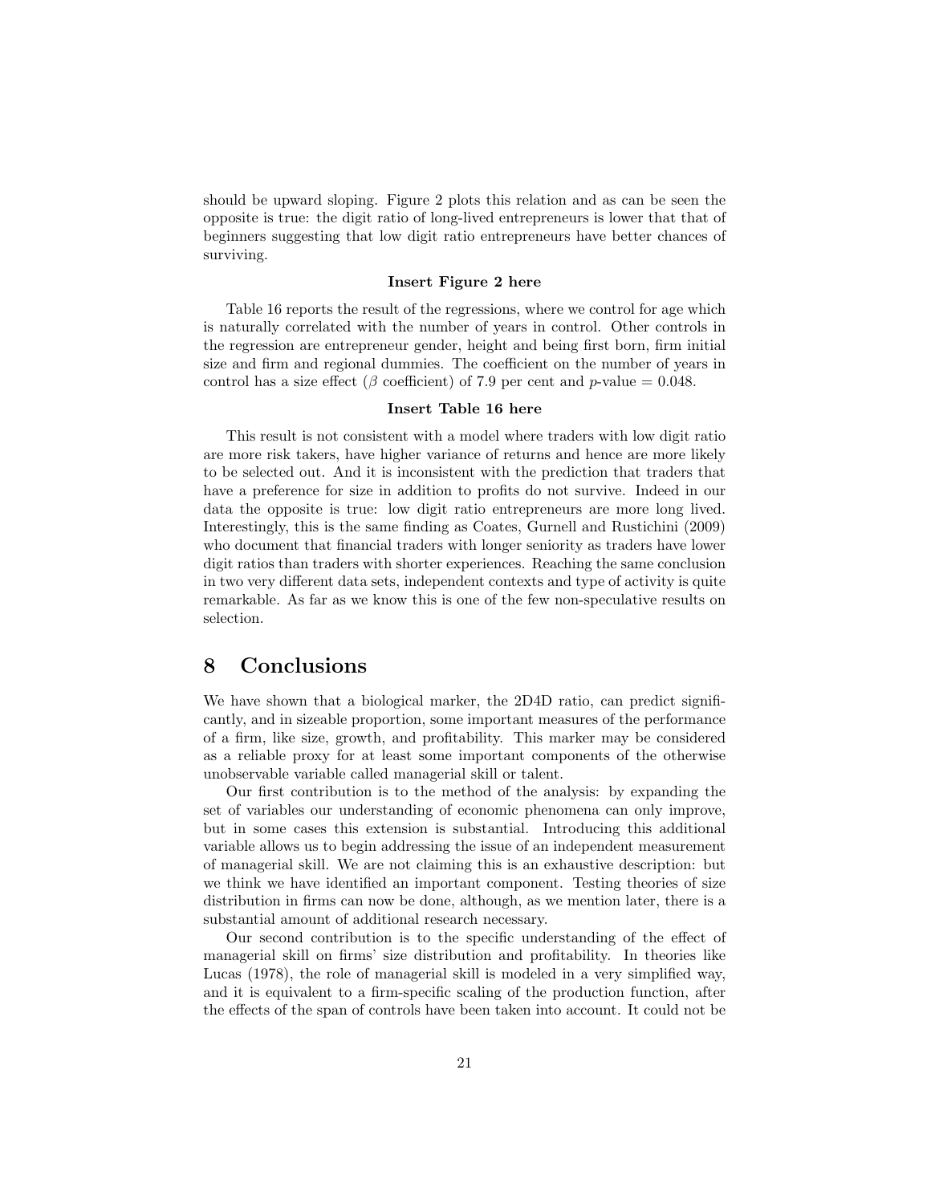should be upward sloping. Figure 2 plots this relation and as can be seen the opposite is true: the digit ratio of long-lived entrepreneurs is lower that that of beginners suggesting that low digit ratio entrepreneurs have better chances of surviving.

**Insert Figure 2 here**

Table 16 reports the result of the regressions, where we control for age which is naturally correlated with the number of years in control. Other controls in the regression are entrepreneur gender, height and being first born, firm initial size and firm and regional dummies. The coefficient on the number of years in control has a size effect ($\beta$ coefficient) of 7.9 per cent and $p$-value = 0.048.

**Insert Table 16 here**

This result is not consistent with a model where traders with low digit ratio are more risk takers, have higher variance of returns and hence are more likely to be selected out. And it is inconsistent with the prediction that traders that have a preference for size in addition to profits do not survive. Indeed in our data the opposite is true: low digit ratio entrepreneurs are more long lived. Interestingly, this is the same finding as Coates, Gurnell and Rustichini (2009) who document that financial traders with longer seniority as traders have lower digit ratios than traders with shorter experiences. Reaching the same conclusion in two very different data sets, independent contexts and type of activity is quite remarkable. As far as we know this is one of the few non-speculative results on selection.

# 8 Conclusions

We have shown that a biological marker, the 2D4D ratio, can predict significantly, and in sizeable proportion, some important measures of the performance of a firm, like size, growth, and profitability. This marker may be considered as a reliable proxy for at least some important components of the otherwise unobservable variable called managerial skill or talent.

Our first contribution is to the method of the analysis: by expanding the set of variables our understanding of economic phenomena can only improve, but in some cases this extension is substantial. Introducing this additional variable allows us to begin addressing the issue of an independent measurement of managerial skill. We are not claiming this is an exhaustive description: but we think we have identified an important component. Testing theories of size distribution in firms can now be done, although, as we mention later, there is a substantial amount of additional research necessary.

Our second contribution is to the specific understanding of the effect of managerial skill on firms' size distribution and profitability. In theories like Lucas (1978), the role of managerial skill is modeled in a very simplified way, and it is equivalent to a firm-specific scaling of the production function, after the effects of the span of controls have been taken into account. It could not be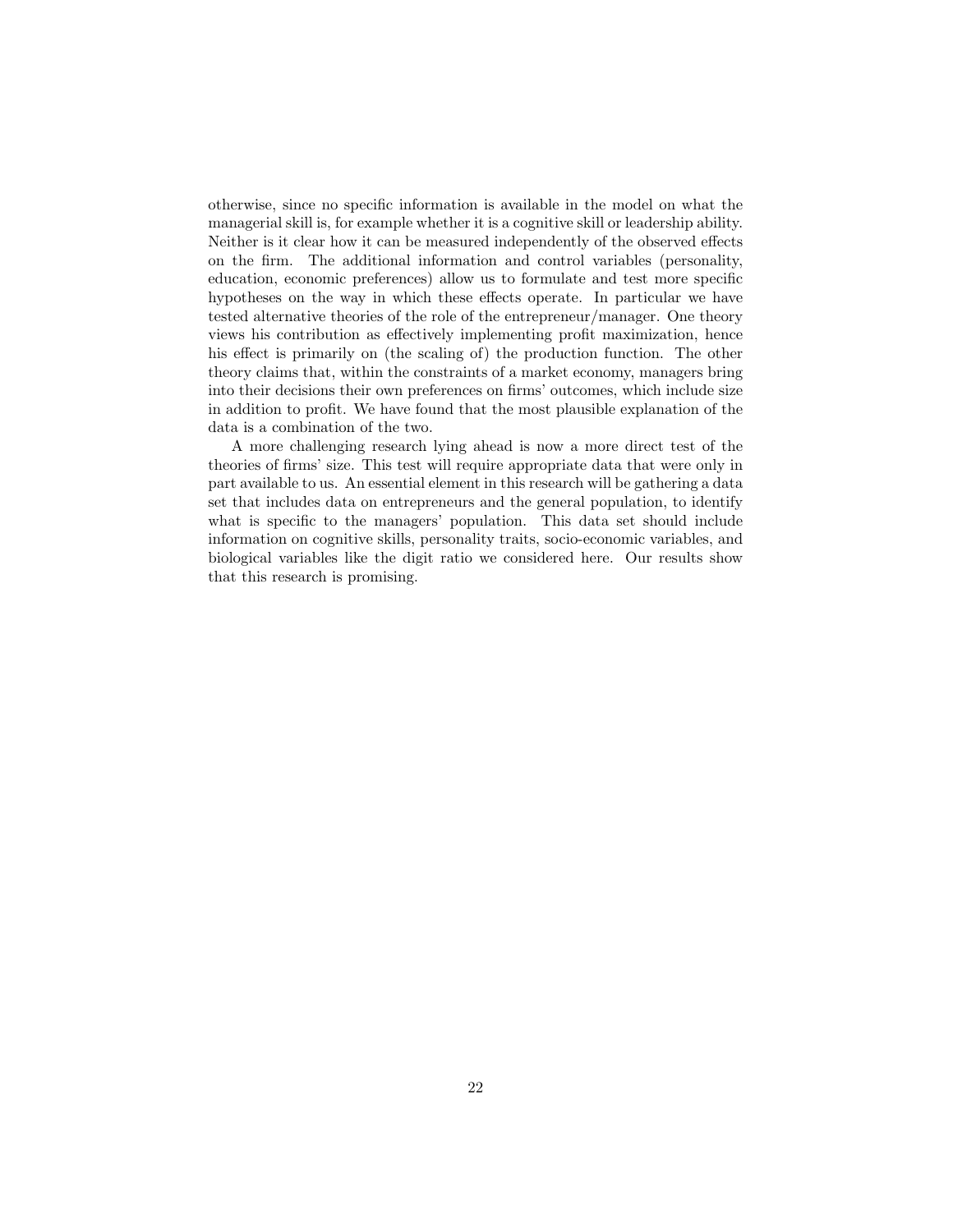otherwise, since no specific information is available in the model on what the managerial skill is, for example whether it is a cognitive skill or leadership ability. Neither is it clear how it can be measured independently of the observed effects on the firm. The additional information and control variables (personality, education, economic preferences) allow us to formulate and test more specific hypotheses on the way in which these effects operate. In particular we have tested alternative theories of the role of the entrepreneur/manager. One theory views his contribution as effectively implementing profit maximization, hence his effect is primarily on (the scaling of) the production function. The other theory claims that, within the constraints of a market economy, managers bring into their decisions their own preferences on firms' outcomes, which include size in addition to profit. We have found that the most plausible explanation of the data is a combination of the two.

A more challenging research lying ahead is now a more direct test of the theories of firms' size. This test will require appropriate data that were only in part available to us. An essential element in this research will be gathering a data set that includes data on entrepreneurs and the general population, to identify what is specific to the managers' population. This data set should include information on cognitive skills, personality traits, socio-economic variables, and biological variables like the digit ratio we considered here. Our results show that this research is promising.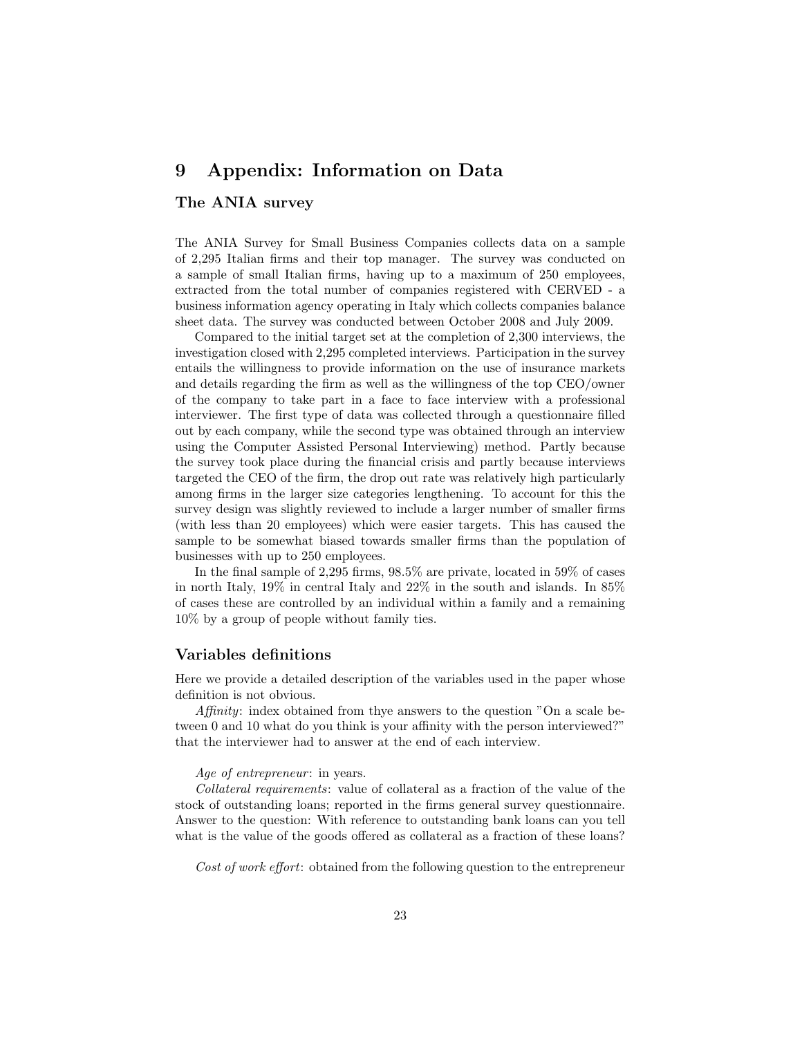# 9 Appendix: Information on Data

## The ANIA survey

The ANIA Survey for Small Business Companies collects data on a sample of 2,295 Italian firms and their top manager. The survey was conducted on a sample of small Italian firms, having up to a maximum of 250 employees, extracted from the total number of companies registered with CERVED - a business information agency operating in Italy which collects companies balance sheet data. The survey was conducted between October 2008 and July 2009.

Compared to the initial target set at the completion of 2,300 interviews, the investigation closed with 2,295 completed interviews. Participation in the survey entails the willingness to provide information on the use of insurance markets and details regarding the firm as well as the willingness of the top CEO/owner of the company to take part in a face to face interview with a professional interviewer. The first type of data was collected through a questionnaire filled out by each company, while the second type was obtained through an interview using the Computer Assisted Personal Interviewing) method. Partly because the survey took place during the financial crisis and partly because interviews targeted the CEO of the firm, the drop out rate was relatively high particularly among firms in the larger size categories lengthening. To account for this the survey design was slightly reviewed to include a larger number of smaller firms (with less than 20 employees) which were easier targets. This has caused the sample to be somewhat biased towards smaller firms than the population of businesses with up to 250 employees.

In the final sample of 2,295 firms, 98.5% are private, located in 59% of cases in north Italy, 19% in central Italy and 22% in the south and islands. In 85% of cases these are controlled by an individual within a family and a remaining 10% by a group of people without family ties.

## Variables definitions

Here we provide a detailed description of the variables used in the paper whose definition is not obvious.

*Affinity*: index obtained from thye answers to the question "On a scale between 0 and 10 what do you think is your affinity with the person interviewed?" that the interviewer had to answer at the end of each interview.

*Age of entrepreneur*: in years.

*Collateral requirements*: value of collateral as a fraction of the value of the stock of outstanding loans; reported in the firms general survey questionnaire. Answer to the question: With reference to outstanding bank loans can you tell what is the value of the goods offered as collateral as a fraction of these loans?

*Cost of work effort*: obtained from the following question to the entrepreneur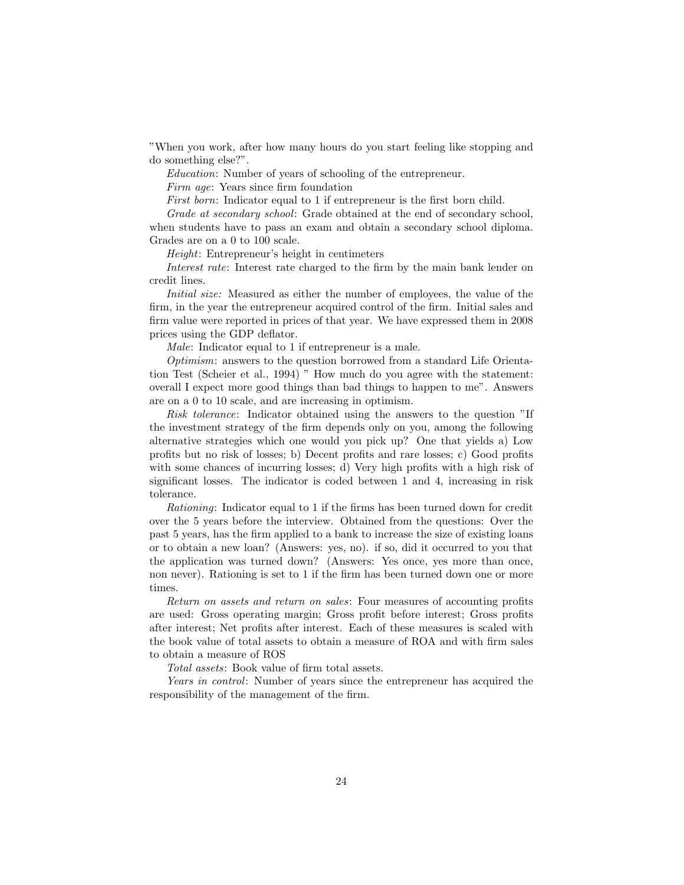"When you work, after how many hours do you start feeling like stopping and do something else?".

*Education*: Number of years of schooling of the entrepreneur.

*Firm age*: Years since firm foundation

*First born*: Indicator equal to 1 if entrepreneur is the first born child.

*Grade at secondary school*: Grade obtained at the end of secondary school, when students have to pass an exam and obtain a secondary school diploma. Grades are on a 0 to 100 scale.

*Height*: Entrepreneur's height in centimeters

*Interest rate*: Interest rate charged to the firm by the main bank lender on credit lines.

*Initial size:* Measured as either the number of employees, the value of the firm, in the year the entrepreneur acquired control of the firm. Initial sales and firm value were reported in prices of that year. We have expressed them in 2008 prices using the GDP deflator.

*Male*: Indicator equal to 1 if entrepreneur is a male.

*Optimism*: answers to the question borrowed from a standard Life Orientation Test (Scheier et al., 1994) " How much do you agree with the statement: overall I expect more good things than bad things to happen to me". Answers are on a 0 to 10 scale, and are increasing in optimism.

*Risk tolerance*: Indicator obtained using the answers to the question "If the investment strategy of the firm depends only on you, among the following alternative strategies which one would you pick up? One that yields a) Low profits but no risk of losses; b) Decent profits and rare losses; c) Good profits with some chances of incurring losses; d) Very high profits with a high risk of significant losses. The indicator is coded between 1 and 4, increasing in risk tolerance.

*Rationing*: Indicator equal to 1 if the firms has been turned down for credit over the 5 years before the interview. Obtained from the questions: Over the past 5 years, has the firm applied to a bank to increase the size of existing loans or to obtain a new loan? (Answers: yes, no). if so, did it occurred to you that the application was turned down? (Answers: Yes once, yes more than once, non never). Rationing is set to 1 if the firm has been turned down one or more times.

*Return on assets and return on sales*: Four measures of accounting profits are used: Gross operating margin; Gross profit before interest; Gross profits after interest; Net profits after interest. Each of these measures is scaled with the book value of total assets to obtain a measure of ROA and with firm sales to obtain a measure of ROS

*Total assets*: Book value of firm total assets.

*Years in control*: Number of years since the entrepreneur has acquired the responsibility of the management of the firm.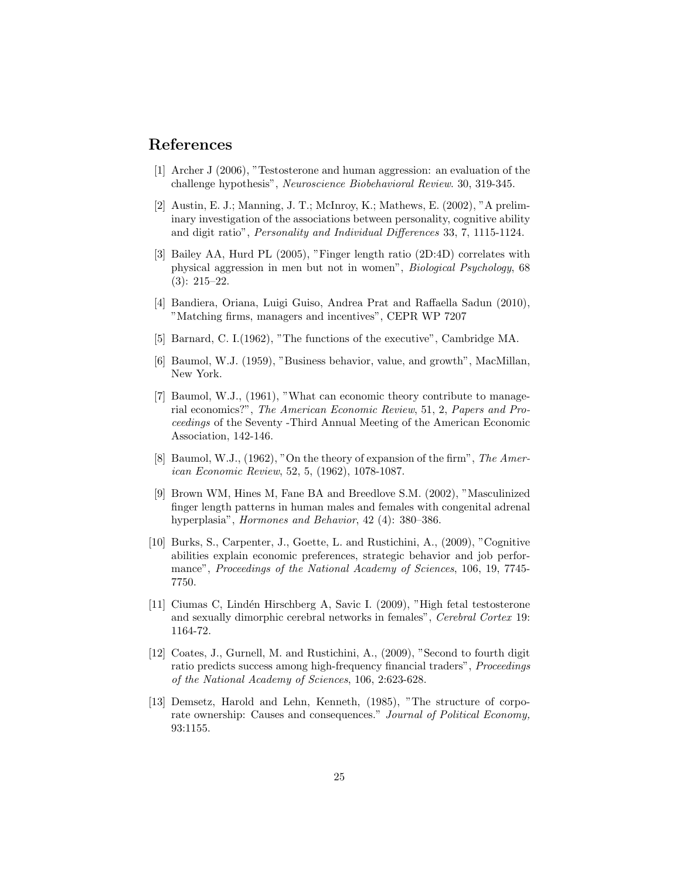## References

[1] Archer J (2006), "Testosterone and human aggression: an evaluation of the challenge hypothesis", *Neuroscience Biobehavioral Review*. 30, 319-345.

[2] Austin, E. J.; Manning, J. T.; McInroy, K.; Mathews, E. (2002), "A preliminary investigation of the associations between personality, cognitive ability and digit ratio", *Personality and Individual Differences* 33, 7, 1115-1124.

[3] Bailey AA, Hurd PL (2005), "Finger length ratio (2D:4D) correlates with physical aggression in men but not in women", *Biological Psychology*, 68 (3): 215–22.

[4] Bandiera, Oriana, Luigi Guiso, Andrea Prat and Raffaella Sadun (2010), "Matching firms, managers and incentives", CEPR WP 7207

[5] Barnard, C. I.(1962), "The functions of the executive", Cambridge MA.

[6] Baumol, W.J. (1959), "Business behavior, value, and growth", MacMillan, New York.

[7] Baumol, W.J., (1961), "What can economic theory contribute to managerial economics?", *The American Economic Review*, 51, 2, *Papers and Proceedings* of the Seventy -Third Annual Meeting of the American Economic Association, 142-146.

[8] Baumol, W.J., (1962), "On the theory of expansion of the firm", *The American Economic Review*, 52, 5, (1962), 1078-1087.

[9] Brown WM, Hines M, Fane BA and Breedlove S.M. (2002), "Masculinized finger length patterns in human males and females with congenital adrenal hyperplasia", *Hormones and Behavior*, 42 (4): 380–386.

[10] Burks, S., Carpenter, J., Goette, L. and Rustichini, A., (2009), "Cognitive abilities explain economic preferences, strategic behavior and job performance", *Proceedings of the National Academy of Sciences*, 106, 19, 7745-7750.

[11] Ciumas C, Lindén Hirschberg A, Savic I. (2009), "High fetal testosterone and sexually dimorphic cerebral networks in females", *Cerebral Cortex* 19: 1164-72.

[12] Coates, J., Gurnell, M. and Rustichini, A., (2009), "Second to fourth digit ratio predicts success among high-frequency financial traders", *Proceedings of the National Academy of Sciences*, 106, 2:623-628.

[13] Demsetz, Harold and Lehn, Kenneth, (1985), "The structure of corporate ownership: Causes and consequences." *Journal of Political Economy,* 93:1155.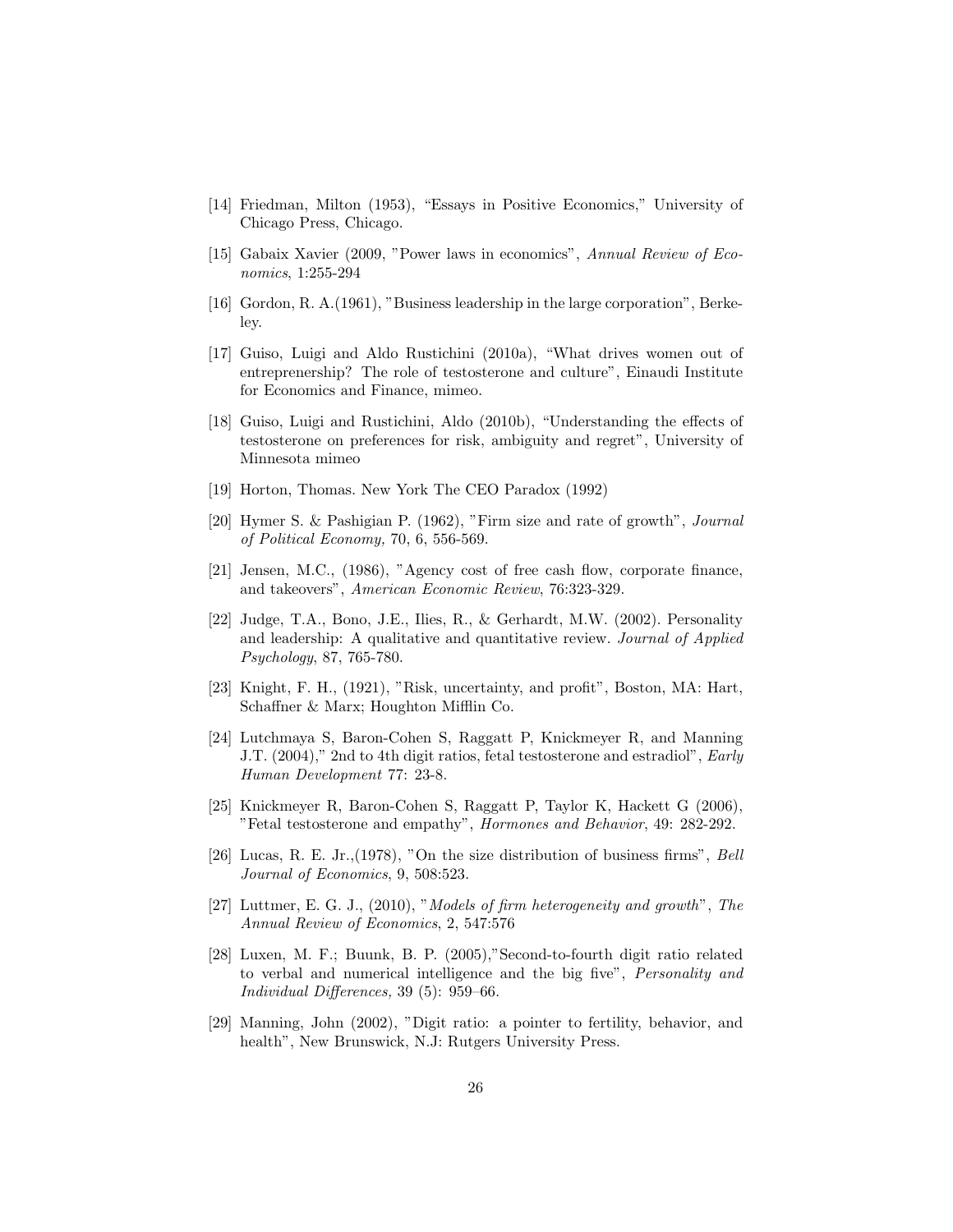[14] Friedman, Milton (1953), "Essays in Positive Economics," University of Chicago Press, Chicago.

[15] Gabaix Xavier (2009, "Power laws in economics", *Annual Review of Economics*, 1:255-294

[16] Gordon, R. A.(1961), "Business leadership in the large corporation", Berkeley.

[17] Guiso, Luigi and Aldo Rustichini (2010a), "What drives women out of entreprenership? The role of testosterone and culture", Einaudi Institute for Economics and Finance, mimeo.

[18] Guiso, Luigi and Rustichini, Aldo (2010b), "Understanding the effects of testosterone on preferences for risk, ambiguity and regret", University of Minnesota mimeo

[19] Horton, Thomas. New York The CEO Paradox (1992)

[20] Hymer S. & Pashigian P. (1962), "Firm size and rate of growth", *Journal of Political Economy,* 70, 6, 556-569.

[21] Jensen, M.C., (1986), "Agency cost of free cash flow, corporate finance, and takeovers", *American Economic Review*, 76:323-329.

[22] Judge, T.A., Bono, J.E., Ilies, R., & Gerhardt, M.W. (2002). Personality and leadership: A qualitative and quantitative review. *Journal of Applied Psychology*, 87, 765-780.

[23] Knight, F. H., (1921), "Risk, uncertainty, and profit", Boston, MA: Hart, Schaffner & Marx; Houghton Mifflin Co.

[24] Lutchmaya S, Baron-Cohen S, Raggatt P, Knickmeyer R, and Manning J.T. (2004)," 2nd to 4th digit ratios, fetal testosterone and estradiol", *Early Human Development* 77: 23-8.

[25] Knickmeyer R, Baron-Cohen S, Raggatt P, Taylor K, Hackett G (2006), "Fetal testosterone and empathy", *Hormones and Behavior*, 49: 282-292.

[26] Lucas, R. E. Jr.,(1978), "On the size distribution of business firms", *Bell Journal of Economics*, 9, 508:523.

[27] Luttmer, E. G. J., (2010), "*Models of firm heterogeneity and growth*", *The Annual Review of Economics*, 2, 547:576

[28] Luxen, M. F.; Buunk, B. P. (2005),"Second-to-fourth digit ratio related to verbal and numerical intelligence and the big five", *Personality and Individual Differences,* 39 (5): 959–66.

[29] Manning, John (2002), "Digit ratio: a pointer to fertility, behavior, and health", New Brunswick, N.J: Rutgers University Press.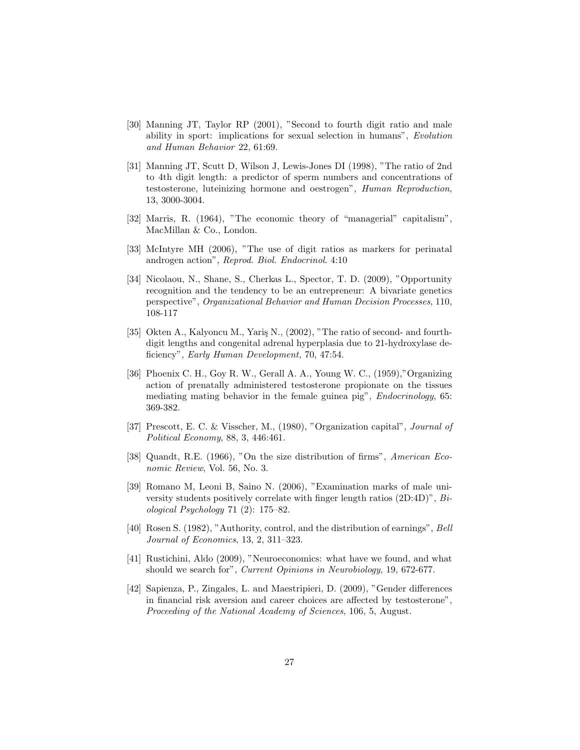[30] Manning JT, Taylor RP (2001), "Second to fourth digit ratio and male ability in sport: implications for sexual selection in humans", *Evolution and Human Behavior* 22, 61:69.

[31] Manning JT, Scutt D, Wilson J, Lewis-Jones DI (1998), "The ratio of 2nd to 4th digit length: a predictor of sperm numbers and concentrations of testosterone, luteinizing hormone and oestrogen", *Human Reproduction*, 13, 3000-3004.

[32] Marris, R. (1964), "The economic theory of "managerial" capitalism", MacMillan & Co., London.

[33] McIntyre MH (2006), "The use of digit ratios as markers for perinatal androgen action", *Reprod. Biol. Endocrinol*. 4:10

[34] Nicolaou, N., Shane, S., Cherkas L., Spector, T. D. (2009), "Opportunity recognition and the tendency to be an entrepreneur: A bivariate genetics perspective", *Organizational Behavior and Human Decision Processes*, 110, 108-117

[35] Okten A., Kalyoncu M., Yariş N., (2002), "The ratio of second- and fourth-digit lengths and congenital adrenal hyperplasia due to 21-hydroxylase deficiency", *Early Human Development,* 70, 47:54.

[36] Phoenix C. H., Goy R. W., Gerall A. A., Young W. C., (1959),"Organizing action of prenatally administered testosterone propionate on the tissues mediating mating behavior in the female guinea pig", *Endocrinology*, 65: 369-382.

[37] Prescott, E. C. & Visscher, M., (1980), "Organization capital", *Journal of Political Economy*, 88, 3, 446:461.

[38] Quandt, R.E. (1966), "On the size distribution of firms", *American Economic Review*, Vol. 56, No. 3.

[39] Romano M, Leoni B, Saino N. (2006), "Examination marks of male university students positively correlate with finger length ratios (2D:4D)", *Biological Psychology* 71 (2): 175–82.

[40] Rosen S. (1982), "Authority, control, and the distribution of earnings", *Bell Journal of Economics*, 13, 2, 311–323.

[41] Rustichini, Aldo (2009), "Neuroeconomics: what have we found, and what should we search for", *Current Opinions in Neurobiology*, 19, 672-677.

[42] Sapienza, P., Zingales, L. and Maestripieri, D. (2009), "Gender differences in financial risk aversion and career choices are affected by testosterone", *Proceeding of the National Academy of Sciences*, 106, 5, August.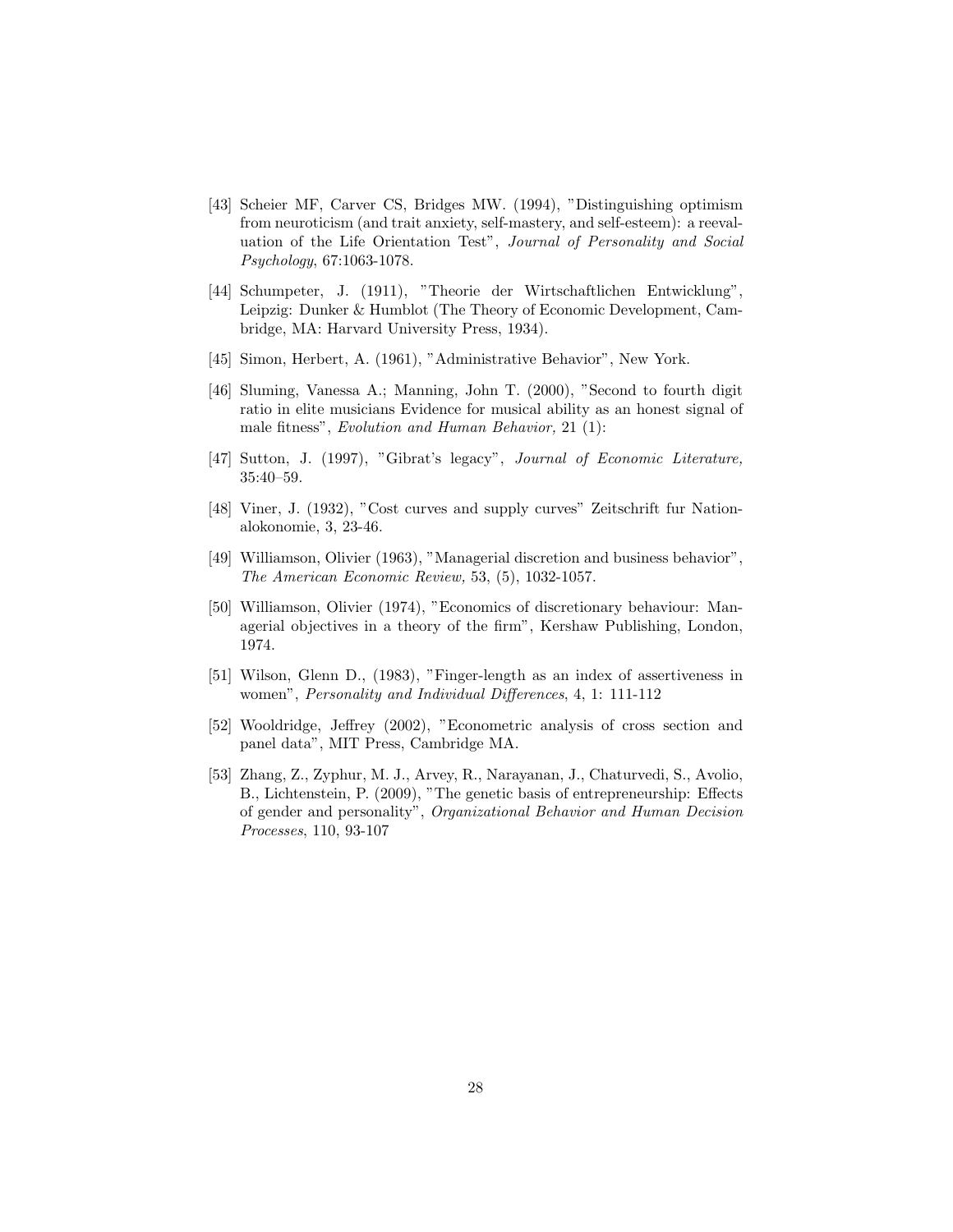[43] Scheier MF, Carver CS, Bridges MW. (1994), "Distinguishing optimism from neuroticism (and trait anxiety, self-mastery, and self-esteem): a reevaluation of the Life Orientation Test", *Journal of Personality and Social Psychology*, 67:1063-1078.

[44] Schumpeter, J. (1911), "Theorie der Wirtschaftlichen Entwicklung", Leipzig: Dunker & Humblot (The Theory of Economic Development, Cambridge, MA: Harvard University Press, 1934).

[45] Simon, Herbert, A. (1961), "Administrative Behavior", New York.

[46] Sluming, Vanessa A.; Manning, John T. (2000), "Second to fourth digit ratio in elite musicians Evidence for musical ability as an honest signal of male fitness", *Evolution and Human Behavior,* 21 (1):

[47] Sutton, J. (1997), "Gibrat's legacy", *Journal of Economic Literature,* 35:40–59.

[48] Viner, J. (1932), "Cost curves and supply curves" Zeitschrift fur Nationalokonomie, 3, 23-46.

[49] Williamson, Olivier (1963), "Managerial discretion and business behavior", *The American Economic Review,* 53, (5), 1032-1057.

[50] Williamson, Olivier (1974), "Economics of discretionary behaviour: Managerial objectives in a theory of the firm", Kershaw Publishing, London, 1974.

[51] Wilson, Glenn D., (1983), "Finger-length as an index of assertiveness in women", *Personality and Individual Differences*, 4, 1: 111-112

[52] Wooldridge, Jeffrey (2002), "Econometric analysis of cross section and panel data", MIT Press, Cambridge MA.

[53] Zhang, Z., Zyphur, M. J., Arvey, R., Narayanan, J., Chaturvedi, S., Avolio, B., Lichtenstein, P. (2009), "The genetic basis of entrepreneurship: Effects of gender and personality", *Organizational Behavior and Human Decision Processes*, 110, 93-107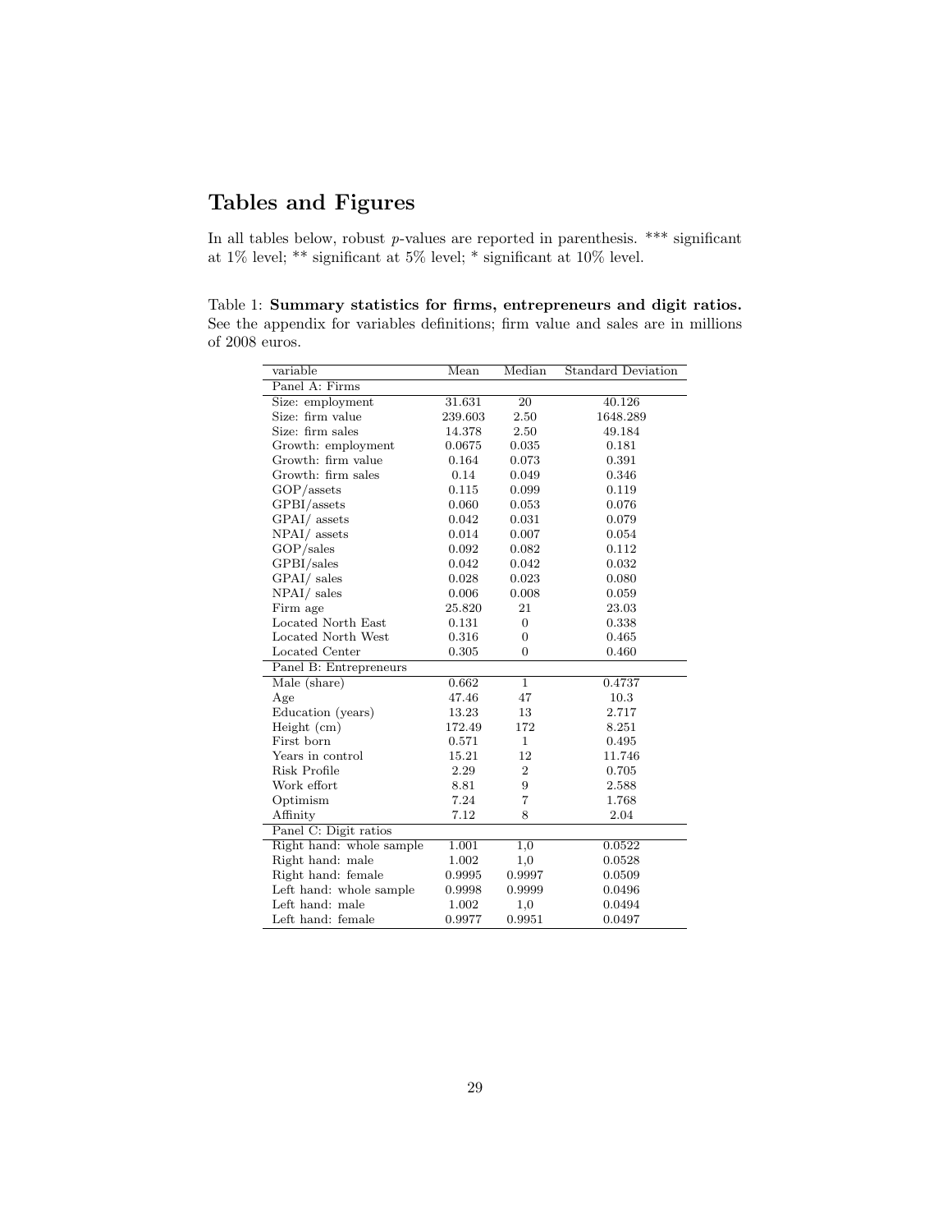## Tables and Figures

In all tables below, robust *p*-values are reported in parenthesis. *** significant at 1% level; ** significant at 5% level; * significant at 10% level.

Table 1: **Summary statistics for firms, entrepreneurs and digit ratios.** See the appendix for variables definitions; firm value and sales are in millions of 2008 euros.

| variable | Mean | Median | Standard Deviation |
|---|---|---|---|
| Panel A: Firms | | | |
| Size: employment | 31.631 | 20 | 40.126 |
| Size: firm value | 239.603 | 2.50 | 1648.289 |
| Size: firm sales | 14.378 | 2.50 | 49.184 |
| Growth: employment | 0.0675 | 0.035 | 0.181 |
| Growth: firm value | 0.164 | 0.073 | 0.391 |
| Growth: firm sales | 0.14 | 0.049 | 0.346 |
| GOP/assets | 0.115 | 0.099 | 0.119 |
| GPBI/assets | 0.060 | 0.053 | 0.076 |
| GPAI/ assets | 0.042 | 0.031 | 0.079 |
| NPAI/ assets | 0.014 | 0.007 | 0.054 |
| GOP/sales | 0.092 | 0.082 | 0.112 |
| GPBI/sales | 0.042 | 0.042 | 0.032 |
| GPAI/ sales | 0.028 | 0.023 | 0.080 |
| NPAI/ sales | 0.006 | 0.008 | 0.059 |
| Firm age | 25.820 | 21 | 23.03 |
| Located North East | 0.131 | 0 | 0.338 |
| Located North West | 0.316 | 0 | 0.465 |
| Located Center | 0.305 | 0 | 0.460 |
| Panel B: Entrepreneurs | | | |
| Male (share) | 0.662 | 1 | 0.4737 |
| Age | 47.46 | 47 | 10.3 |
| Education (years) | 13.23 | 13 | 2.717 |
| Height (cm) | 172.49 | 172 | 8.251 |
| First born | 0.571 | 1 | 0.495 |
| Years in control | 15.21 | 12 | 11.746 |
| Risk Profile | 2.29 | 2 | 0.705 |
| Work effort | 8.81 | 9 | 2.588 |
| Optimism | 7.24 | 7 | 1.768 |
| Affinity | 7.12 | 8 | 2.04 |
| Panel C: Digit ratios | | | |
| Right hand: whole sample | 1.001 | 1,0 | 0.0522 |
| Right hand: male | 1.002 | 1,0 | 0.0528 |
| Right hand: female | 0.9995 | 0.9997 | 0.0509 |
| Left hand: whole sample | 0.9998 | 0.9999 | 0.0496 |
| Left hand: male | 1.002 | 1,0 | 0.0494 |
| Left hand: female | 0.9977 | 0.9951 | 0.0497 |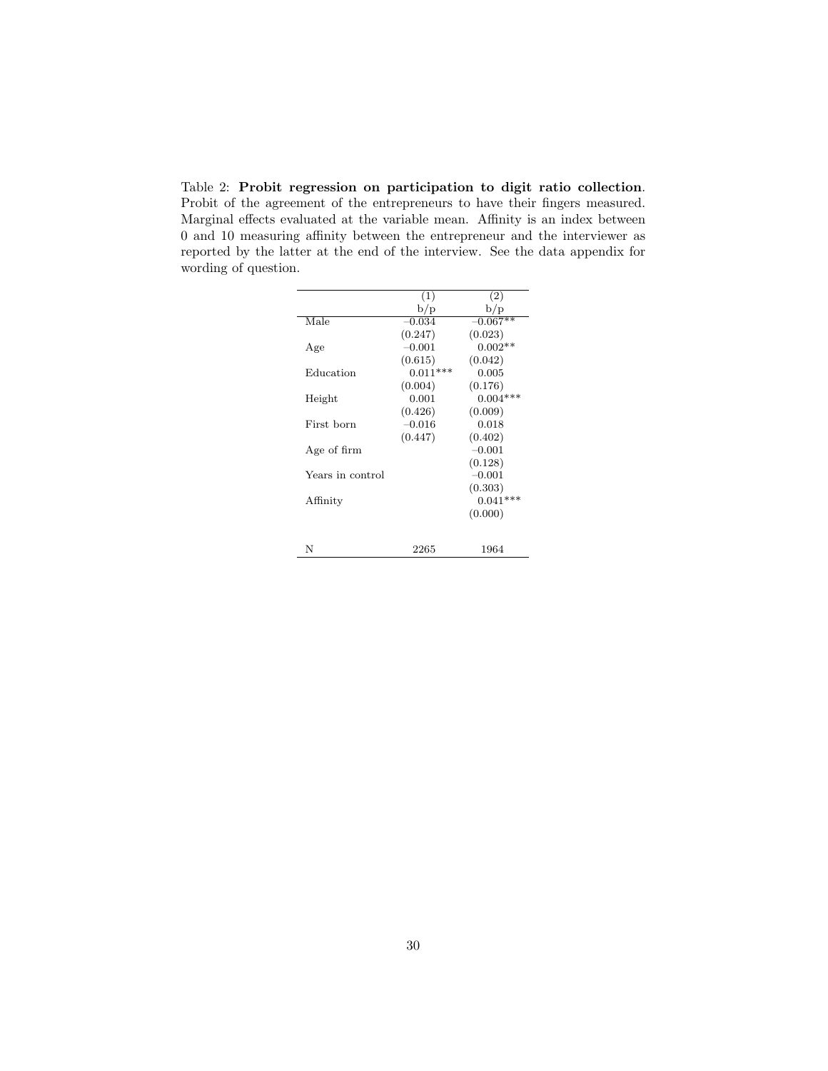Table 2: **Probit regression on participation to digit ratio collection**. Probit of the agreement of the entrepreneurs to have their fingers measured. Marginal effects evaluated at the variable mean. Affinity is an index between 0 and 10 measuring affinity between the entrepreneur and the interviewer as reported by the latter at the end of the interview. See the data appendix for wording of question.

| | (1) | (2) |
|---|---|---|
| | b/p | b/p |
| Male | −0.034 | −0.067** |
| | (0.247) | (0.023) |
| Age | −0.001 | 0.002** |
| | (0.615) | (0.042) |
| Education | 0.011*** | 0.005 |
| | (0.004) | (0.176) |
| Height | 0.001 | 0.004*** |
| | (0.426) | (0.009) |
| First born | −0.016 | 0.018 |
| | (0.447) | (0.402) |
| Age of firm | | −0.001 |
| | | (0.128) |
| Years in control | | −0.001 |
| | | (0.303) |
| Affinity | | 0.041*** |
| | | (0.000) |
| N | 2265 | 1964 |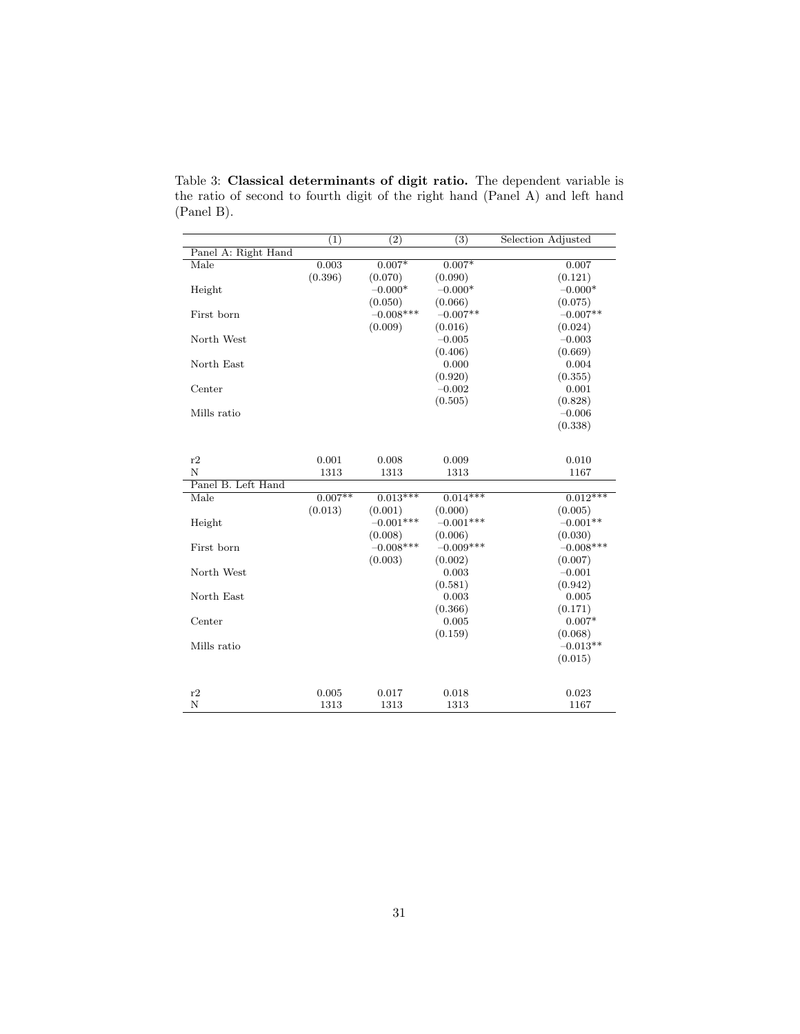Table 3: **Classical determinants of digit ratio.** The dependent variable is the ratio of second to fourth digit of the right hand (Panel A) and left hand (Panel B).

| | (1) | (2) | (3) | Selection Adjusted |
|---|---|---|---|---|
| Panel A: Right Hand | | | | |
| Male | 0.003 | 0.007* | 0.007* | 0.007 |
| | (0.396) | (0.070) | (0.090) | (0.121) |
| Height | | −0.000* | −0.000* | −0.000* |
| | | (0.050) | (0.066) | (0.075) |
| First born | | −0.008*** | −0.007** | −0.007** |
| | | (0.009) | (0.016) | (0.024) |
| North West | | | −0.005 | −0.003 |
| | | | (0.406) | (0.669) |
| North East | | | 0.000 | 0.004 |
| | | | (0.920) | (0.355) |
| Center | | | −0.002 | 0.001 |
| | | | (0.505) | (0.828) |
| Mills ratio | | | | −0.006 |
| | | | | (0.338) |
| r2 | 0.001 | 0.008 | 0.009 | 0.010 |
| N | 1313 | 1313 | 1313 | 1167 |
| Panel B. Left Hand | | | | |
| Male | 0.007** | 0.013*** | 0.014*** | 0.012*** |
| | (0.013) | (0.001) | (0.000) | (0.005) |
| Height | | −0.001*** | −0.001*** | −0.001** |
| | | (0.008) | (0.006) | (0.030) |
| First born | | −0.008*** | −0.009*** | −0.008*** |
| | | (0.003) | (0.002) | (0.007) |
| North West | | | 0.003 | −0.001 |
| | | | (0.581) | (0.942) |
| North East | | | 0.003 | 0.005 |
| | | | (0.366) | (0.171) |
| Center | | | 0.005 | 0.007* |
| | | | (0.159) | (0.068) |
| Mills ratio | | | | −0.013** |
| | | | | (0.015) |
| r2 | 0.005 | 0.017 | 0.018 | 0.023 |
| N | 1313 | 1313 | 1313 | 1167 |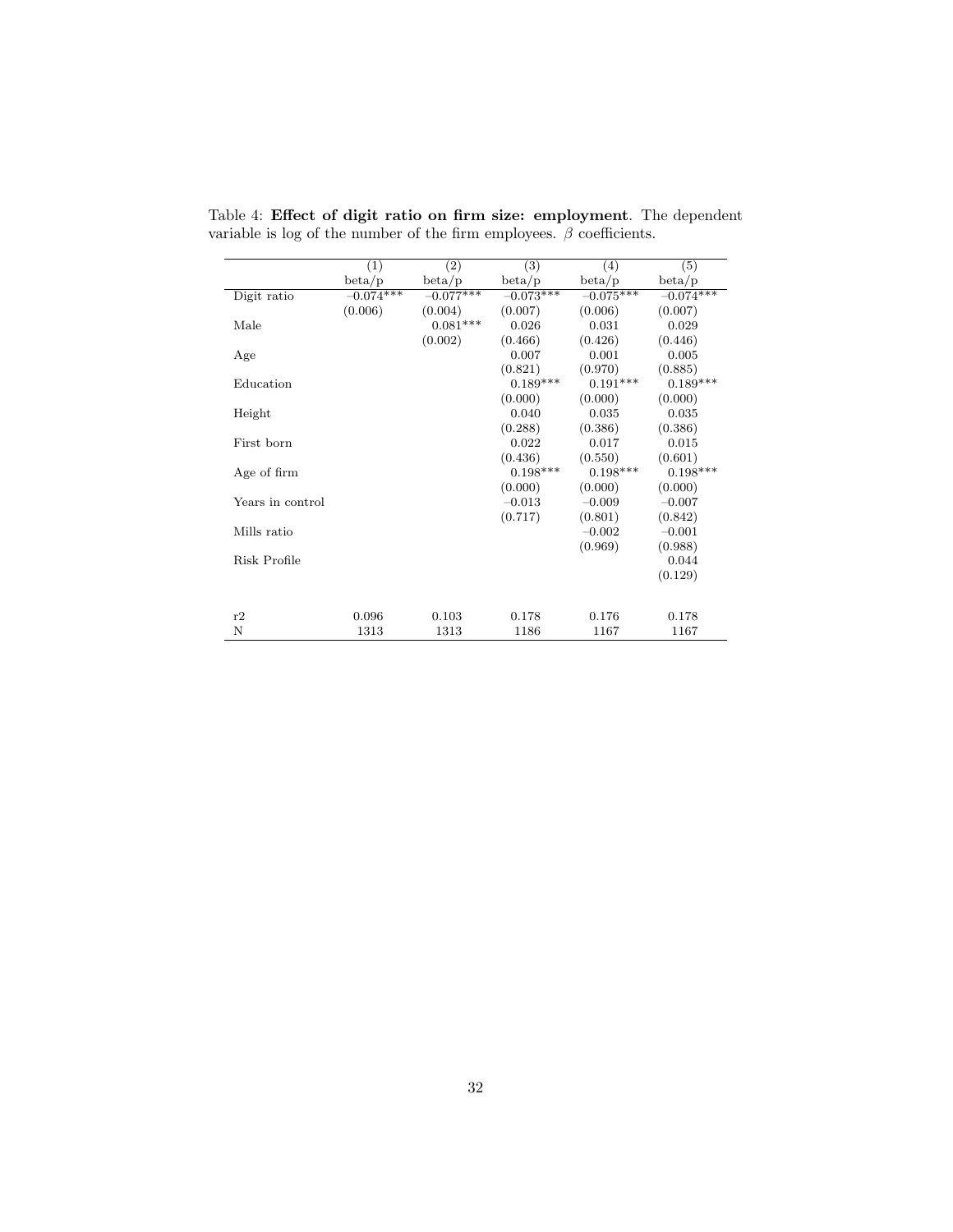Table 4: **Effect of digit ratio on firm size: employment**. The dependent variable is log of the number of the firm employees. $\beta$ coefficients.

| | (1) | (2) | (3) | (4) | (5) |
|---|---|---|---|---|---|
| | beta/p | beta/p | beta/p | beta/p | beta/p |
| Digit ratio | −0.074*** | −0.077*** | −0.073*** | −0.075*** | −0.074*** |
| | (0.006) | (0.004) | (0.007) | (0.006) | (0.007) |
| Male | | 0.081*** | 0.026 | 0.031 | 0.029 |
| | | (0.002) | (0.466) | (0.426) | (0.446) |
| Age | | | 0.007 | 0.001 | 0.005 |
| | | | (0.821) | (0.970) | (0.885) |
| Education | | | 0.189*** | 0.191*** | 0.189*** |
| | | | (0.000) | (0.000) | (0.000) |
| Height | | | 0.040 | 0.035 | 0.035 |
| | | | (0.288) | (0.386) | (0.386) |
| First born | | | 0.022 | 0.017 | 0.015 |
| | | | (0.436) | (0.550) | (0.601) |
| Age of firm | | | 0.198*** | 0.198*** | 0.198*** |
| | | | (0.000) | (0.000) | (0.000) |
| Years in control | | | −0.013 | −0.009 | −0.007 |
| | | | (0.717) | (0.801) | (0.842) |
| Mills ratio | | | | −0.002 | −0.001 |
| | | | | (0.969) | (0.988) |
| Risk Profile | | | | | 0.044 |
| | | | | | (0.129) |
| r2 | 0.096 | 0.103 | 0.178 | 0.176 | 0.178 |
| N | 1313 | 1313 | 1186 | 1167 | 1167 |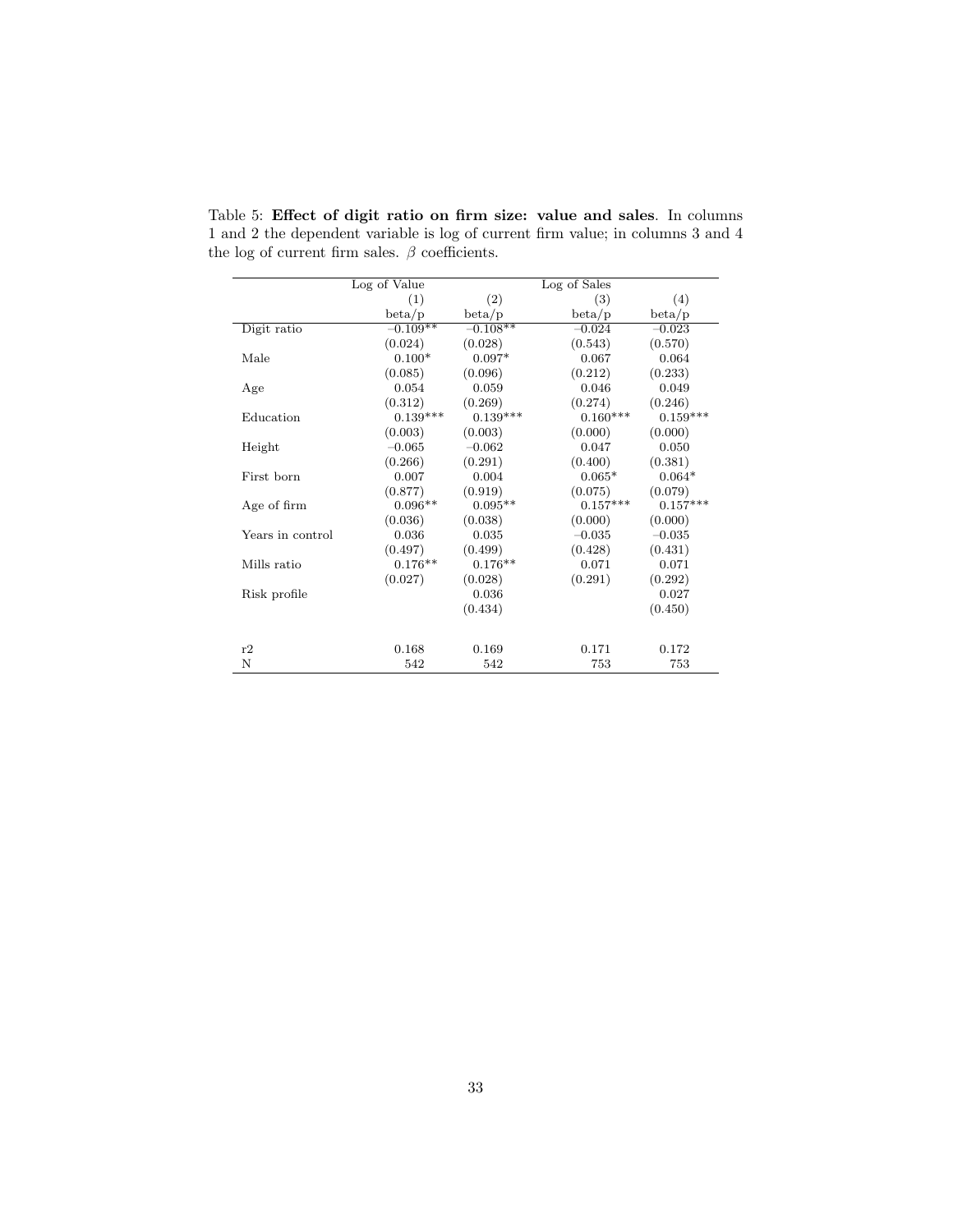Table 5: **Effect of digit ratio on firm size: value and sales**. In columns 1 and 2 the dependent variable is log of current firm value; in columns 3 and 4 the log of current firm sales. $\beta$ coefficients.

| | Log of Value | | Log of Sales | |
|---|---|---|---|---|
| | (1) | (2) | (3) | (4) |
| | beta/p | beta/p | beta/p | beta/p |
| Digit ratio | −0.109** | −0.108** | −0.024 | −0.023 |
| | (0.024) | (0.028) | (0.543) | (0.570) |
| Male | 0.100* | 0.097* | 0.067 | 0.064 |
| | (0.085) | (0.096) | (0.212) | (0.233) |
| Age | 0.054 | 0.059 | 0.046 | 0.049 |
| | (0.312) | (0.269) | (0.274) | (0.246) |
| Education | 0.139*** | 0.139*** | 0.160*** | 0.159*** |
| | (0.003) | (0.003) | (0.000) | (0.000) |
| Height | −0.065 | −0.062 | 0.047 | 0.050 |
| | (0.266) | (0.291) | (0.400) | (0.381) |
| First born | 0.007 | 0.004 | 0.065* | 0.064* |
| | (0.877) | (0.919) | (0.075) | (0.079) |
| Age of firm | 0.096** | 0.095** | 0.157*** | 0.157*** |
| | (0.036) | (0.038) | (0.000) | (0.000) |
| Years in control | 0.036 | 0.035 | −0.035 | −0.035 |
| | (0.497) | (0.499) | (0.428) | (0.431) |
| Mills ratio | 0.176** | 0.176** | 0.071 | 0.071 |
| | (0.027) | (0.028) | (0.291) | (0.292) |
| Risk profile | | 0.036 | | 0.027 |
| | | (0.434) | | (0.450) |
| r2 | 0.168 | 0.169 | 0.171 | 0.172 |
| N | 542 | 542 | 753 | 753 |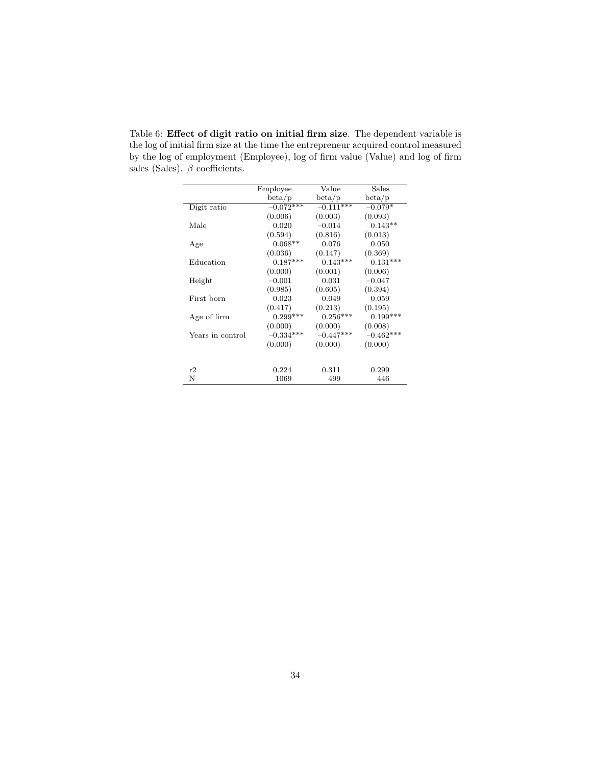Table 6: **Effect of digit ratio on initial firm size**. The dependent variable is the log of initial firm size at the time the entrepreneur acquired control measured by the log of employment (Employee), log of firm value (Value) and log of firm sales (Sales). $\beta$ coefficients.

| | Employee | Value | Sales |
|---|---|---|---|
| | beta/p | beta/p | beta/p |
| Digit ratio | −0.072*** | −0.111*** | −0.079* |
| | (0.006) | (0.003) | (0.093) |
| Male | 0.020 | −0.014 | 0.143** |
| | (0.594) | (0.816) | (0.013) |
| Age | 0.068** | 0.076 | 0.050 |
| | (0.036) | (0.147) | (0.369) |
| Education | 0.187*** | 0.143*** | 0.131*** |
| | (0.000) | (0.001) | (0.006) |
| Height | −0.001 | 0.031 | −0.047 |
| | (0.985) | (0.605) | (0.394) |
| First born | 0.023 | 0.049 | 0.059 |
| | (0.417) | (0.213) | (0.195) |
| Age of firm | 0.299*** | 0.256*** | 0.199*** |
| | (0.000) | (0.000) | (0.008) |
| Years in control | −0.334*** | −0.447*** | −0.462*** |
| | (0.000) | (0.000) | (0.000) |
| r2 | 0.224 | 0.311 | 0.299 |
| N | 1069 | 499 | 446 |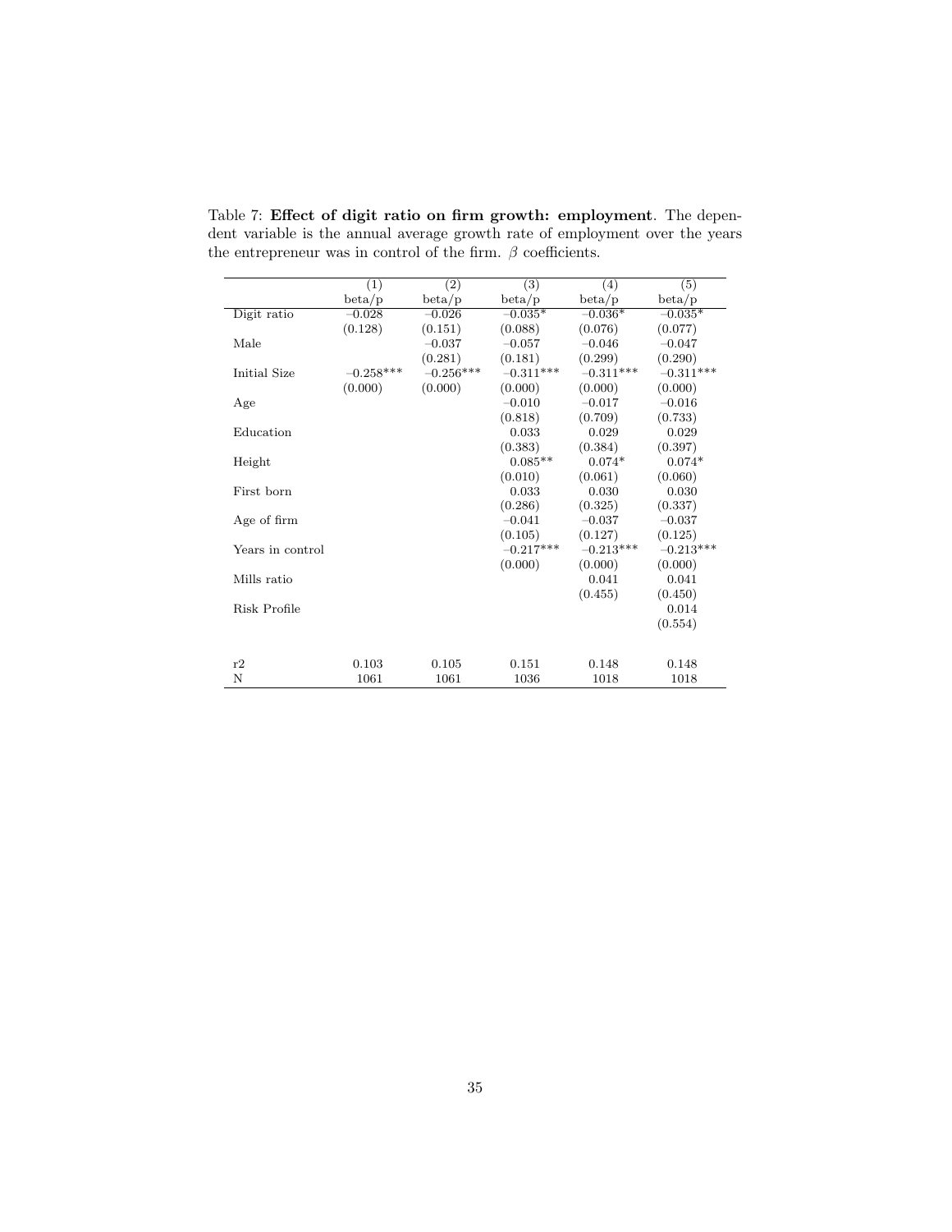Table 7: **Effect of digit ratio on firm growth: employment**. The dependent variable is the annual average growth rate of employment over the years the entrepreneur was in control of the firm. $\beta$ coefficients.

| | (1) | (2) | (3) | (4) | (5) |
|---|---|---|---|---|---|
| | beta/p | beta/p | beta/p | beta/p | beta/p |
| Digit ratio | −0.028 | −0.026 | −0.035* | −0.036* | −0.035* |
| | (0.128) | (0.151) | (0.088) | (0.076) | (0.077) |
| Male | | −0.037 | −0.057 | −0.046 | −0.047 |
| | | (0.281) | (0.181) | (0.299) | (0.290) |
| Initial Size | −0.258*** | −0.256*** | −0.311*** | −0.311*** | −0.311*** |
| | (0.000) | (0.000) | (0.000) | (0.000) | (0.000) |
| Age | | | −0.010 | −0.017 | −0.016 |
| | | | (0.818) | (0.709) | (0.733) |
| Education | | | 0.033 | 0.029 | 0.029 |
| | | | (0.383) | (0.384) | (0.397) |
| Height | | | 0.085** | 0.074* | 0.074* |
| | | | (0.010) | (0.061) | (0.060) |
| First born | | | 0.033 | 0.030 | 0.030 |
| | | | (0.286) | (0.325) | (0.337) |
| Age of firm | | | −0.041 | −0.037 | −0.037 |
| | | | (0.105) | (0.127) | (0.125) |
| Years in control | | | −0.217*** | −0.213*** | −0.213*** |
| | | | (0.000) | (0.000) | (0.000) |
| Mills ratio | | | | 0.041 | 0.041 |
| | | | | (0.455) | (0.450) |
| Risk Profile | | | | | 0.014 |
| | | | | | (0.554) |
| r2 | 0.103 | 0.105 | 0.151 | 0.148 | 0.148 |
| N | 1061 | 1061 | 1036 | 1018 | 1018 |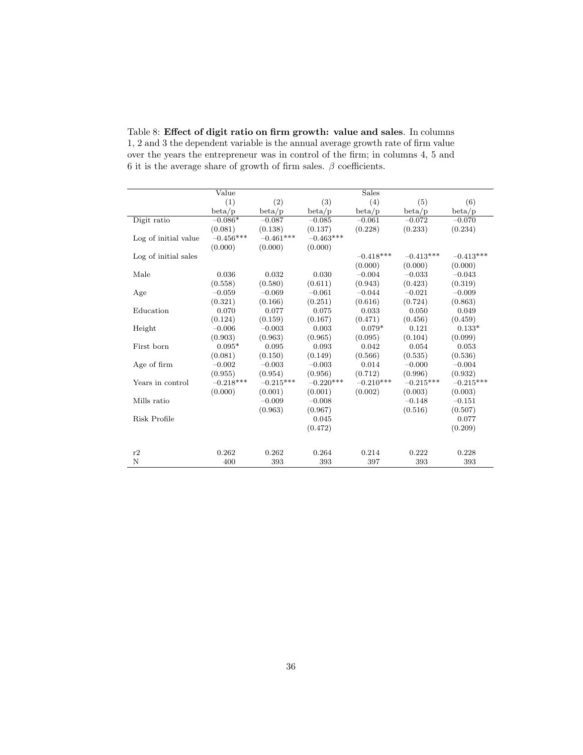Table 8: **Effect of digit ratio on firm growth: value and sales**. In columns 1, 2 and 3 the dependent variable is the annual average growth rate of firm value over the years the entrepreneur was in control of the firm; in columns 4, 5 and 6 it is the average share of growth of firm sales. $\beta$ coefficients.

| | Value | | | Sales | | |
|---|---|---|---|---|---|---|
| | (1) | (2) | (3) | (4) | (5) | (6) |
| | beta/p | beta/p | beta/p | beta/p | beta/p | beta/p |
| Digit ratio | −0.086* | −0.087 | −0.085 | −0.061 | −0.072 | −0.070 |
| | (0.081) | (0.138) | (0.137) | (0.228) | (0.233) | (0.234) |
| Log of initial value | −0.456*** | −0.461*** | −0.463*** | | | |
| | (0.000) | (0.000) | (0.000) | | | |
| Log of initial sales | | | | −0.418*** | −0.413*** | −0.413*** |
| | | | | (0.000) | (0.000) | (0.000) |
| Male | 0.036 | 0.032 | 0.030 | −0.004 | −0.033 | −0.043 |
| | (0.558) | (0.580) | (0.611) | (0.943) | (0.423) | (0.319) |
| Age | −0.059 | −0.069 | −0.061 | −0.044 | −0.021 | −0.009 |
| | (0.321) | (0.166) | (0.251) | (0.616) | (0.724) | (0.863) |
| Education | 0.070 | 0.077 | 0.075 | 0.033 | 0.050 | 0.049 |
| | (0.124) | (0.159) | (0.167) | (0.471) | (0.456) | (0.459) |
| Height | −0.006 | −0.003 | 0.003 | 0.079* | 0.121 | 0.133* |
| | (0.903) | (0.963) | (0.965) | (0.095) | (0.104) | (0.099) |
| First born | 0.095* | 0.095 | 0.093 | 0.042 | 0.054 | 0.053 |
| | (0.081) | (0.150) | (0.149) | (0.566) | (0.535) | (0.536) |
| Age of firm | −0.002 | −0.003 | −0.003 | 0.014 | −0.000 | −0.004 |
| | (0.955) | (0.954) | (0.956) | (0.712) | (0.996) | (0.932) |
| Years in control | −0.218*** | −0.215*** | −0.220*** | −0.210*** | −0.215*** | −0.215*** |
| | (0.000) | (0.001) | (0.001) | (0.002) | (0.003) | (0.003) |
| Mills ratio | | −0.009 | −0.008 | | −0.148 | −0.151 |
| | | (0.963) | (0.967) | | (0.516) | (0.507) |
| Risk Profile | | | 0.045 | | | 0.077 |
| | | | (0.472) | | | (0.209) |
| r2 | 0.262 | 0.262 | 0.264 | 0.214 | 0.222 | 0.228 |
| N | 400 | 393 | 393 | 397 | 393 | 393 |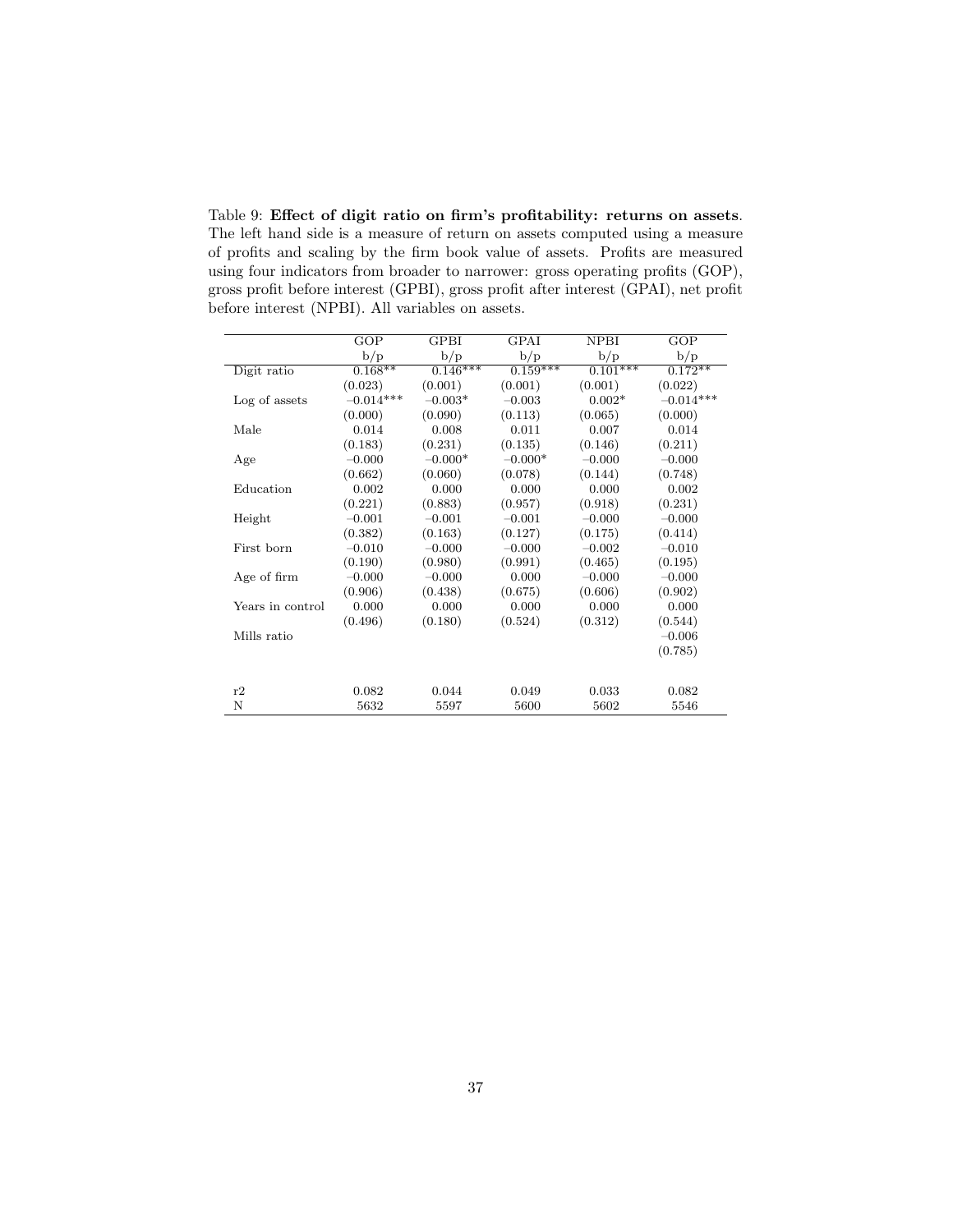Table 9: **Effect of digit ratio on firm's profitability: returns on assets**. The left hand side is a measure of return on assets computed using a measure of profits and scaling by the firm book value of assets. Profits are measured using four indicators from broader to narrower: gross operating profits (GOP), gross profit before interest (GPBI), gross profit after interest (GPAI), net profit before interest (NPBI). All variables on assets.

| | GOP | GPBI | GPAI | NPBI | GOP |
|---|---|---|---|---|---|
| | b/p | b/p | b/p | b/p | b/p |
| Digit ratio | 0.168** | 0.146*** | 0.159*** | 0.101*** | 0.172** |
| | (0.023) | (0.001) | (0.001) | (0.001) | (0.022) |
| Log of assets | −0.014*** | −0.003* | −0.003 | 0.002* | −0.014*** |
| | (0.000) | (0.090) | (0.113) | (0.065) | (0.000) |
| Male | 0.014 | 0.008 | 0.011 | 0.007 | 0.014 |
| | (0.183) | (0.231) | (0.135) | (0.146) | (0.211) |
| Age | −0.000 | −0.000* | −0.000* | −0.000 | −0.000 |
| | (0.662) | (0.060) | (0.078) | (0.144) | (0.748) |
| Education | 0.002 | 0.000 | 0.000 | 0.000 | 0.002 |
| | (0.221) | (0.883) | (0.957) | (0.918) | (0.231) |
| Height | −0.001 | −0.001 | −0.001 | −0.000 | −0.000 |
| | (0.382) | (0.163) | (0.127) | (0.175) | (0.414) |
| First born | −0.010 | −0.000 | −0.000 | −0.002 | −0.010 |
| | (0.190) | (0.980) | (0.991) | (0.465) | (0.195) |
| Age of firm | −0.000 | −0.000 | 0.000 | −0.000 | −0.000 |
| | (0.906) | (0.438) | (0.675) | (0.606) | (0.902) |
| Years in control | 0.000 | 0.000 | 0.000 | 0.000 | 0.000 |
| | (0.496) | (0.180) | (0.524) | (0.312) | (0.544) |
| Mills ratio | | | | | −0.006 |
| | | | | | (0.785) |
| r2 | 0.082 | 0.044 | 0.049 | 0.033 | 0.082 |
| N | 5632 | 5597 | 5600 | 5602 | 5546 |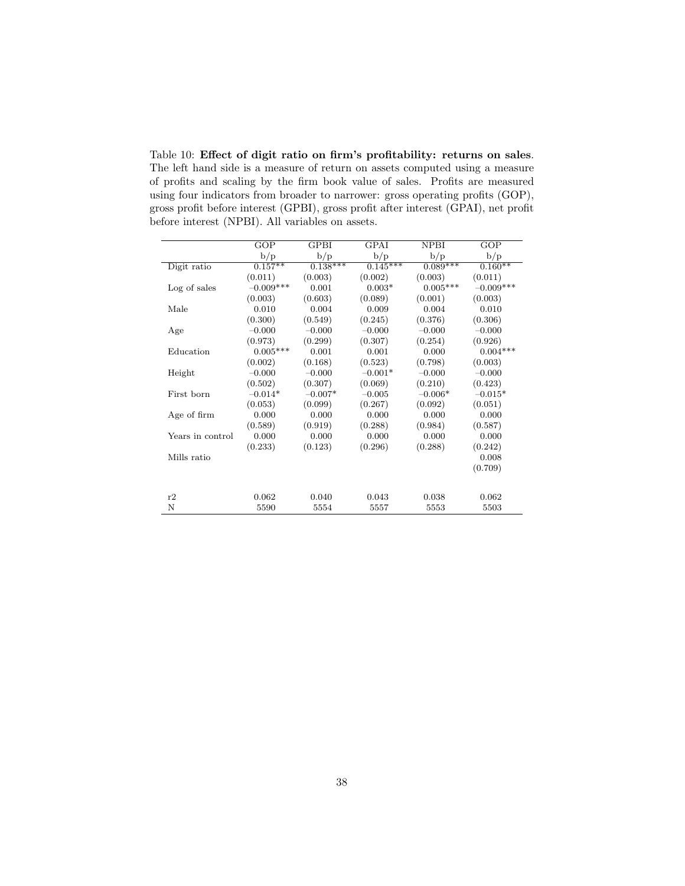Table 10: **Effect of digit ratio on firm's profitability: returns on sales**. The left hand side is a measure of return on assets computed using a measure of profits and scaling by the firm book value of sales. Profits are measured using four indicators from broader to narrower: gross operating profits (GOP), gross profit before interest (GPBI), gross profit after interest (GPAI), net profit before interest (NPBI). All variables on assets.

| | GOP | GPBI | GPAI | NPBI | GOP |
|---|---|---|---|---|---|
| | b/p | b/p | b/p | b/p | b/p |
| Digit ratio | 0.157** | 0.138*** | 0.145*** | 0.089*** | 0.160** |
| | (0.011) | (0.003) | (0.002) | (0.003) | (0.011) |
| Log of sales | −0.009*** | 0.001 | 0.003* | 0.005*** | −0.009*** |
| | (0.003) | (0.603) | (0.089) | (0.001) | (0.003) |
| Male | 0.010 | 0.004 | 0.009 | 0.004 | 0.010 |
| | (0.300) | (0.549) | (0.245) | (0.376) | (0.306) |
| Age | −0.000 | −0.000 | −0.000 | −0.000 | −0.000 |
| | (0.973) | (0.299) | (0.307) | (0.254) | (0.926) |
| Education | 0.005*** | 0.001 | 0.001 | 0.000 | 0.004*** |
| | (0.002) | (0.168) | (0.523) | (0.798) | (0.003) |
| Height | −0.000 | −0.000 | −0.001* | −0.000 | −0.000 |
| | (0.502) | (0.307) | (0.069) | (0.210) | (0.423) |
| First born | −0.014* | −0.007* | −0.005 | −0.006* | −0.015* |
| | (0.053) | (0.099) | (0.267) | (0.092) | (0.051) |
| Age of firm | 0.000 | 0.000 | 0.000 | 0.000 | 0.000 |
| | (0.589) | (0.919) | (0.288) | (0.984) | (0.587) |
| Years in control | 0.000 | 0.000 | 0.000 | 0.000 | 0.000 |
| | (0.233) | (0.123) | (0.296) | (0.288) | (0.242) |
| Mills ratio | | | | | 0.008 |
| | | | | | (0.709) |
| r2 | 0.062 | 0.040 | 0.043 | 0.038 | 0.062 |
| N | 5590 | 5554 | 5557 | 5553 | 5503 |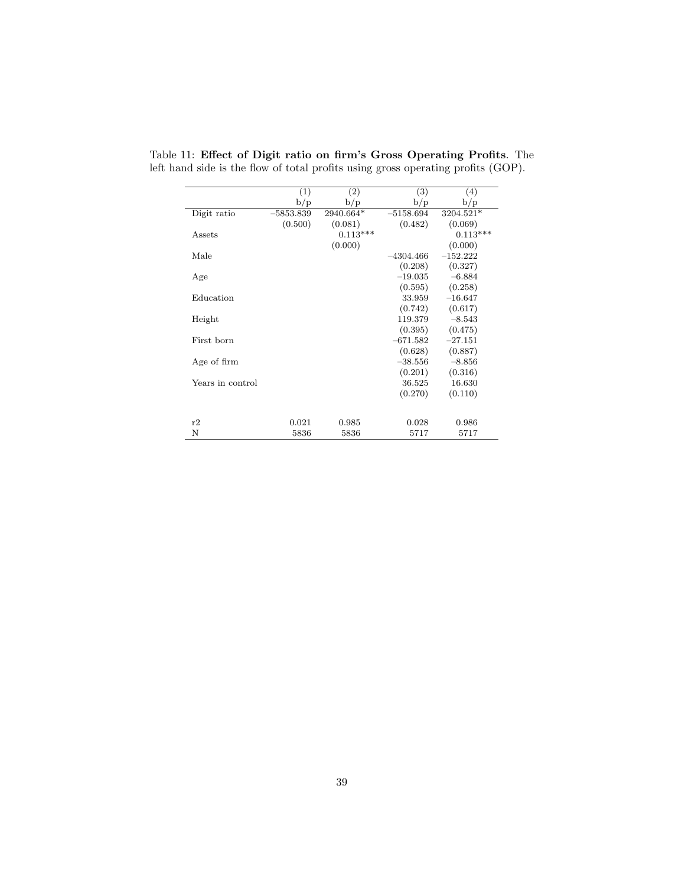Table 11: **Effect of Digit ratio on firm's Gross Operating Profits**. The left hand side is the flow of total profits using gross operating profits (GOP).

| | (1) | (2) | (3) | (4) |
|---|---|---|---|---|
| | b/p | b/p | b/p | b/p |
| Digit ratio | −5853.839 | 2940.664* | −5158.694 | 3204.521* |
| | (0.500) | (0.081) | (0.482) | (0.069) |
| Assets | | 0.113*** | | 0.113*** |
| | | (0.000) | | (0.000) |
| Male | | | −4304.466 | −152.222 |
| | | | (0.208) | (0.327) |
| Age | | | −19.035 | −6.884 |
| | | | (0.595) | (0.258) |
| Education | | | 33.959 | −16.647 |
| | | | (0.742) | (0.617) |
| Height | | | 119.379 | −8.543 |
| | | | (0.395) | (0.475) |
| First born | | | −671.582 | −27.151 |
| | | | (0.628) | (0.887) |
| Age of firm | | | −38.556 | −8.856 |
| | | | (0.201) | (0.316) |
| Years in control | | | 36.525 | 16.630 |
| | | | (0.270) | (0.110) |
| r2 | 0.021 | 0.985 | 0.028 | 0.986 |
| N | 5836 | 5836 | 5717 | 5717 |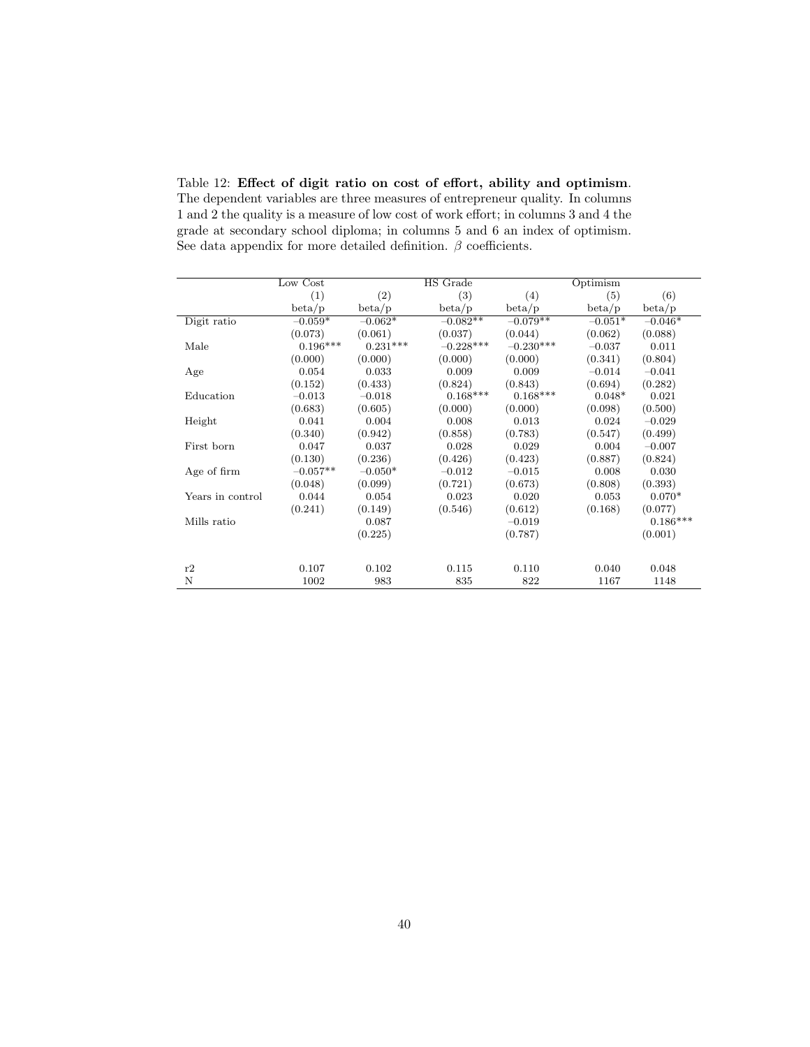Table 12: **Effect of digit ratio on cost of effort, ability and optimism**. The dependent variables are three measures of entrepreneur quality. In columns 1 and 2 the quality is a measure of low cost of work effort; in columns 3 and 4 the grade at secondary school diploma; in columns 5 and 6 an index of optimism. See data appendix for more detailed definition. $\beta$ coefficients.

| | Low Cost | | HS Grade | | Optimism | |
|---|---|---|---|---|---|---|
| | (1) | (2) | (3) | (4) | (5) | (6) |
| | beta/p | beta/p | beta/p | beta/p | beta/p | beta/p |
| Digit ratio | −0.059* | −0.062* | −0.082** | −0.079** | −0.051* | −0.046* |
| | (0.073) | (0.061) | (0.037) | (0.044) | (0.062) | (0.088) |
| Male | 0.196*** | 0.231*** | −0.228*** | −0.230*** | −0.037 | 0.011 |
| | (0.000) | (0.000) | (0.000) | (0.000) | (0.341) | (0.804) |
| Age | 0.054 | 0.033 | 0.009 | 0.009 | −0.014 | −0.041 |
| | (0.152) | (0.433) | (0.824) | (0.843) | (0.694) | (0.282) |
| Education | −0.013 | −0.018 | 0.168*** | 0.168*** | 0.048* | 0.021 |
| | (0.683) | (0.605) | (0.000) | (0.000) | (0.098) | (0.500) |
| Height | 0.041 | 0.004 | 0.008 | 0.013 | 0.024 | −0.029 |
| | (0.340) | (0.942) | (0.858) | (0.783) | (0.547) | (0.499) |
| First born | 0.047 | 0.037 | 0.028 | 0.029 | 0.004 | −0.007 |
| | (0.130) | (0.236) | (0.426) | (0.423) | (0.887) | (0.824) |
| Age of firm | −0.057** | −0.050* | −0.012 | −0.015 | 0.008 | 0.030 |
| | (0.048) | (0.099) | (0.721) | (0.673) | (0.808) | (0.393) |
| Years in control | 0.044 | 0.054 | 0.023 | 0.020 | 0.053 | 0.070* |
| | (0.241) | (0.149) | (0.546) | (0.612) | (0.168) | (0.077) |
| Mills ratio | | 0.087 | | −0.019 | | 0.186*** |
| | | (0.225) | | (0.787) | | (0.001) |
| r2 | 0.107 | 0.102 | 0.115 | 0.110 | 0.040 | 0.048 |
| N | 1002 | 983 | 835 | 822 | 1167 | 1148 |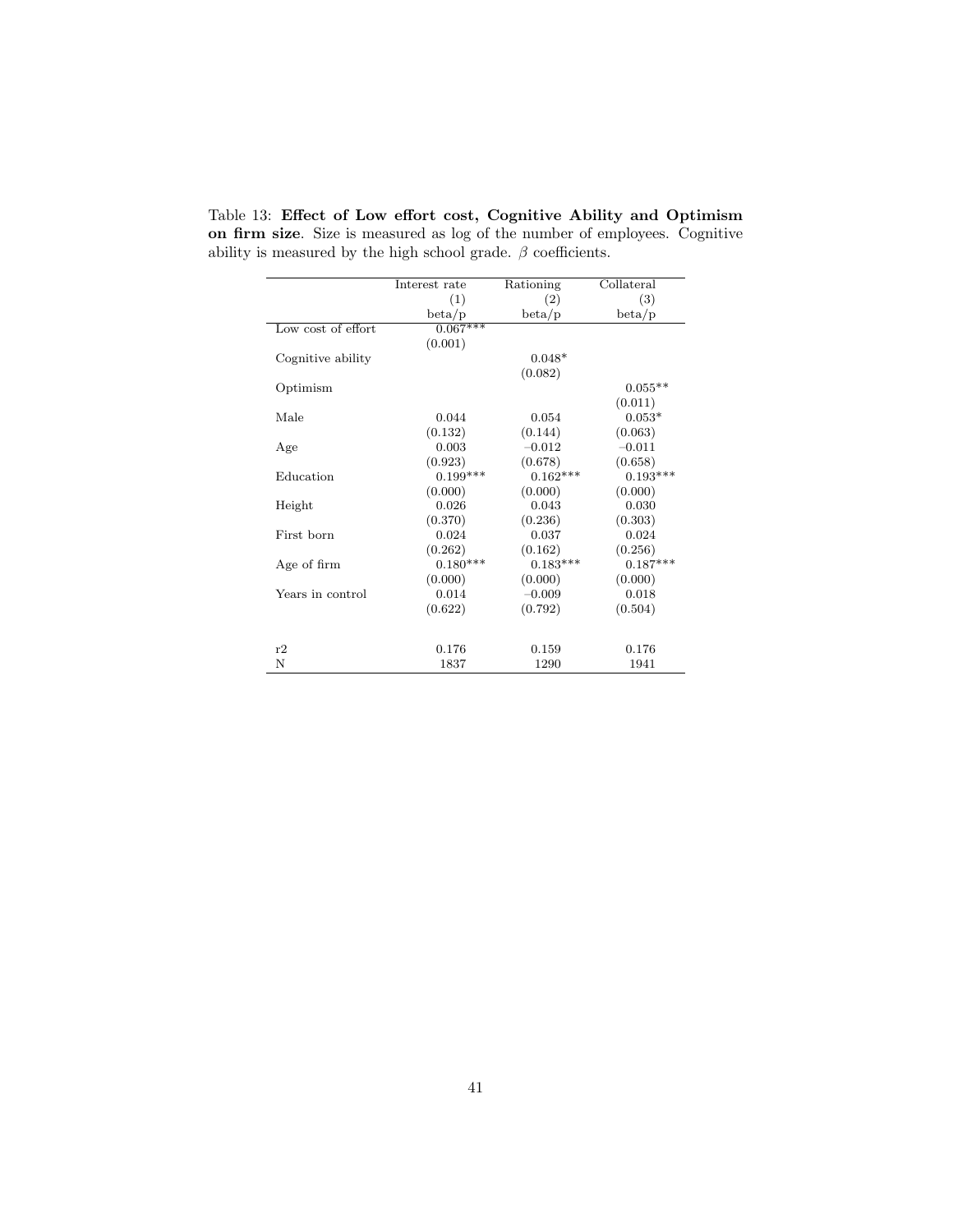Table 13: **Effect of Low effort cost, Cognitive Ability and Optimism on firm size**. Size is measured as log of the number of employees. Cognitive ability is measured by the high school grade. $\beta$ coefficients.

| | Interest rate | Rationing | Collateral |
|---|---|---|---|
| | (1) | (2) | (3) |
| | beta/p | beta/p | beta/p |
| Low cost of effort | 0.067*** | | |
| | (0.001) | | |
| Cognitive ability | | 0.048* | |
| | | (0.082) | |
| Optimism | | | 0.055** |
| | | | (0.011) |
| Male | 0.044 | 0.054 | 0.053* |
| | (0.132) | (0.144) | (0.063) |
| Age | 0.003 | −0.012 | −0.011 |
| | (0.923) | (0.678) | (0.658) |
| Education | 0.199*** | 0.162*** | 0.193*** |
| | (0.000) | (0.000) | (0.000) |
| Height | 0.026 | 0.043 | 0.030 |
| | (0.370) | (0.236) | (0.303) |
| First born | 0.024 | 0.037 | 0.024 |
| | (0.262) | (0.162) | (0.256) |
| Age of firm | 0.180*** | 0.183*** | 0.187*** |
| | (0.000) | (0.000) | (0.000) |
| Years in control | 0.014 | −0.009 | 0.018 |
| | (0.622) | (0.792) | (0.504) |
| r2 | 0.176 | 0.159 | 0.176 |
| N | 1837 | 1290 | 1941 |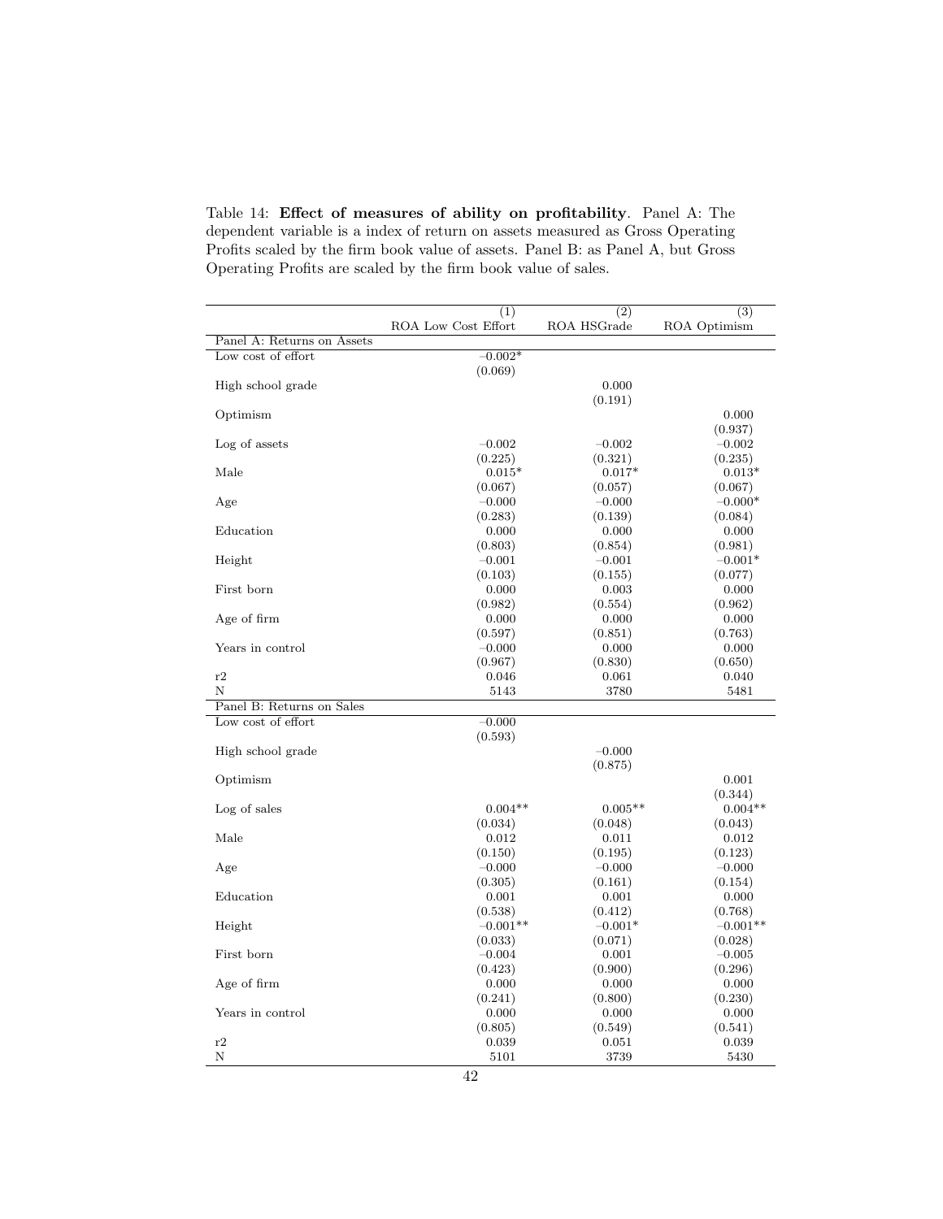Table 14: **Effect of measures of ability on profitability**. Panel A: The dependent variable is a index of return on assets measured as Gross Operating Profits scaled by the firm book value of assets. Panel B: as Panel A, but Gross Operating Profits are scaled by the firm book value of sales.

| | (1) | (2) | (3) |
|---|---|---|---|
| | ROA Low Cost Effort | ROA HSGrade | ROA Optimism |
| Panel A: Returns on Assets | | | |
| Low cost of effort | −0.002* | | |
| | (0.069) | | |
| High school grade | | 0.000 | |
| | | (0.191) | |
| Optimism | | | 0.000 |
| | | | (0.937) |
| Log of assets | −0.002 | −0.002 | −0.002 |
| | (0.225) | (0.321) | (0.235) |
| Male | 0.015* | 0.017* | 0.013* |
| | (0.067) | (0.057) | (0.067) |
| Age | −0.000 | −0.000 | −0.000* |
| | (0.283) | (0.139) | (0.084) |
| Education | 0.000 | 0.000 | 0.000 |
| | (0.803) | (0.854) | (0.981) |
| Height | −0.001 | −0.001 | −0.001* |
| | (0.103) | (0.155) | (0.077) |
| First born | 0.000 | 0.003 | 0.000 |
| | (0.982) | (0.554) | (0.962) |
| Age of firm | 0.000 | 0.000 | 0.000 |
| | (0.597) | (0.851) | (0.763) |
| Years in control | −0.000 | 0.000 | 0.000 |
| | (0.967) | (0.830) | (0.650) |
| r2 | 0.046 | 0.061 | 0.040 |
| N | 5143 | 3780 | 5481 |
| Panel B: Returns on Sales | | | |
| Low cost of effort | −0.000 | | |
| | (0.593) | | |
| High school grade | | −0.000 | |
| | | (0.875) | |
| Optimism | | | 0.001 |
| | | | (0.344) |
| Log of sales | 0.004** | 0.005** | 0.004** |
| | (0.034) | (0.048) | (0.043) |
| Male | 0.012 | 0.011 | 0.012 |
| | (0.150) | (0.195) | (0.123) |
| Age | −0.000 | −0.000 | −0.000 |
| | (0.305) | (0.161) | (0.154) |
| Education | 0.001 | 0.001 | 0.000 |
| | (0.538) | (0.412) | (0.768) |
| Height | −0.001** | −0.001* | −0.001** |
| | (0.033) | (0.071) | (0.028) |
| First born | −0.004 | 0.001 | −0.005 |
| | (0.423) | (0.900) | (0.296) |
| Age of firm | 0.000 | 0.000 | 0.000 |
| | (0.241) | (0.800) | (0.230) |
| Years in control | 0.000 | 0.000 | 0.000 |
| | (0.805) | (0.549) | (0.541) |
| r2 | 0.039 | 0.051 | 0.039 |
| N | 5101 | 3739 | 5430 |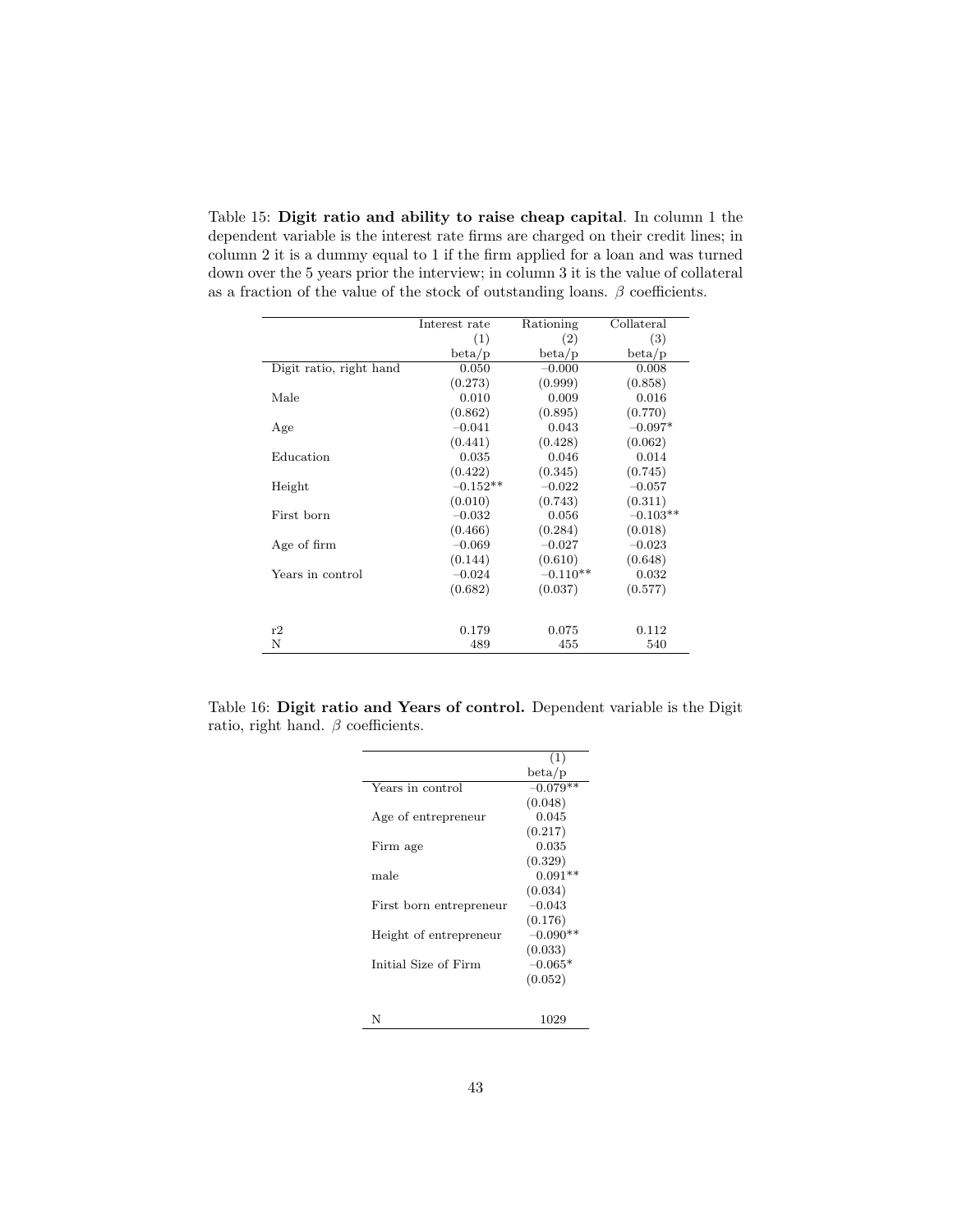Table 15: **Digit ratio and ability to raise cheap capital**. In column 1 the dependent variable is the interest rate firms are charged on their credit lines; in column 2 it is a dummy equal to 1 if the firm applied for a loan and was turned down over the 5 years prior the interview; in column 3 it is the value of collateral as a fraction of the value of the stock of outstanding loans. $\beta$ coefficients.

| | Interest rate | Rationing | Collateral |
|---|---|---|---|
| | (1) | (2) | (3) |
| | beta/p | beta/p | beta/p |
| Digit ratio, right hand | 0.050 | −0.000 | 0.008 |
| | (0.273) | (0.999) | (0.858) |
| Male | 0.010 | 0.009 | 0.016 |
| | (0.862) | (0.895) | (0.770) |
| Age | −0.041 | 0.043 | −0.097* |
| | (0.441) | (0.428) | (0.062) |
| Education | 0.035 | 0.046 | 0.014 |
| | (0.422) | (0.345) | (0.745) |
| Height | −0.152** | −0.022 | −0.057 |
| | (0.010) | (0.743) | (0.311) |
| First born | −0.032 | 0.056 | −0.103** |
| | (0.466) | (0.284) | (0.018) |
| Age of firm | −0.069 | −0.027 | −0.023 |
| | (0.144) | (0.610) | (0.648) |
| Years in control | −0.024 | −0.110** | 0.032 |
| | (0.682) | (0.037) | (0.577) |
| r2 | 0.179 | 0.075 | 0.112 |
| N | 489 | 455 | 540 |

Table 16: **Digit ratio and Years of control.** Dependent variable is the Digit ratio, right hand. $\beta$ coefficients.

| | (1) |
|---|---|
| | beta/p |
| Years in control | −0.079** |
| | (0.048) |
| Age of entrepreneur | 0.045 |
| | (0.217) |
| Firm age | 0.035 |
| | (0.329) |
| male | 0.091** |
| | (0.034) |
| First born entrepreneur | −0.043 |
| | (0.176) |
| Height of entrepreneur | −0.090** |
| | (0.033) |
| Initial Size of Firm | −0.065* |
| | (0.052) |
| N | 1029 |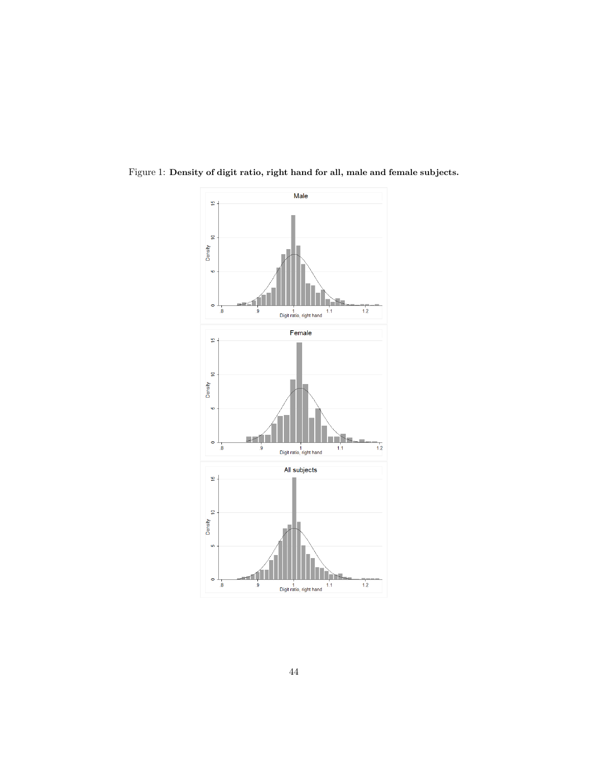Figure 1: **Density of digit ratio, right hand for all, male and female subjects.**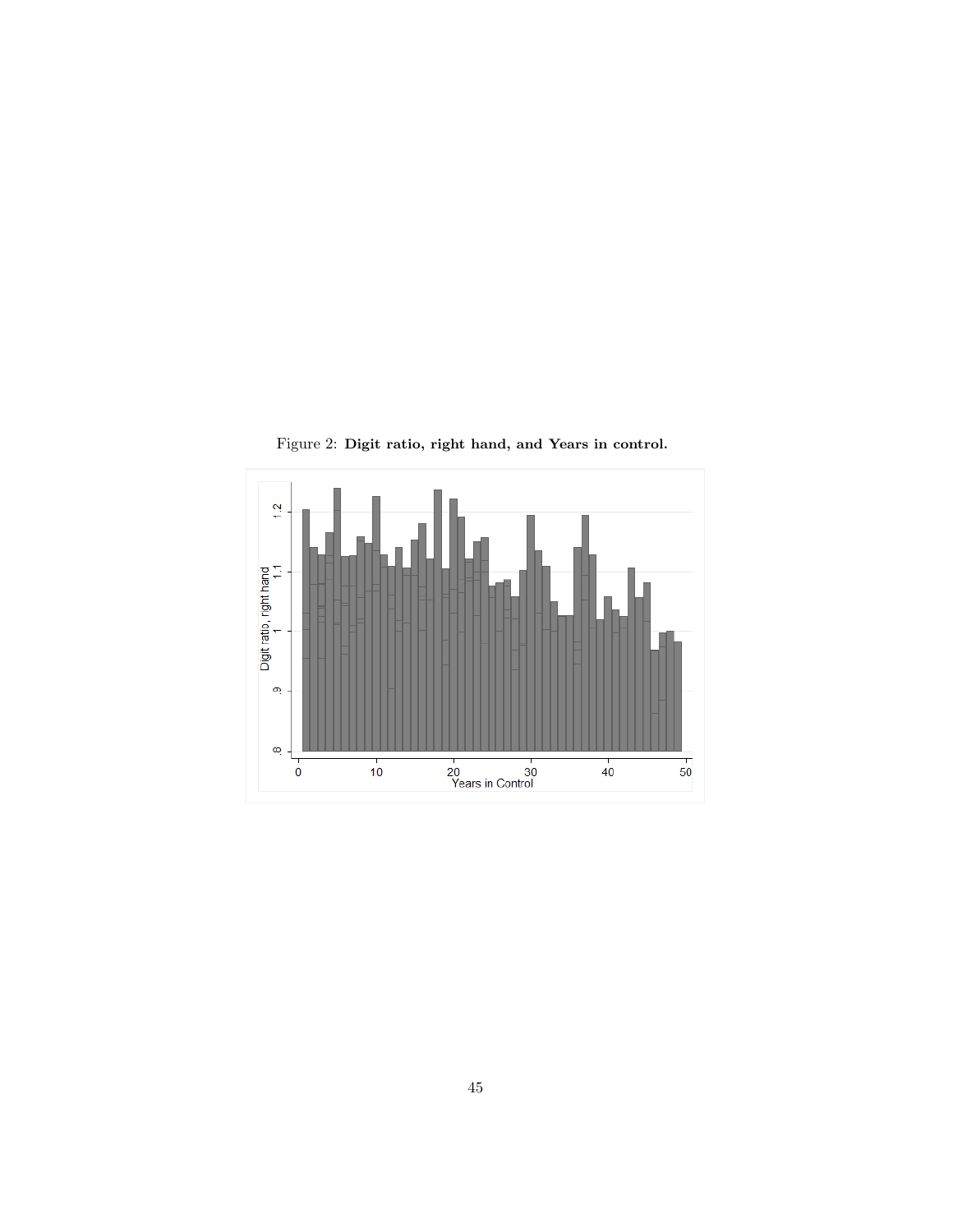Figure 2: **Digit ratio, right hand, and Years in control.**

Digit ratio, right hand

.8

.9

1

1.1

1.2

0

10

20

30

40

50

Years in Control